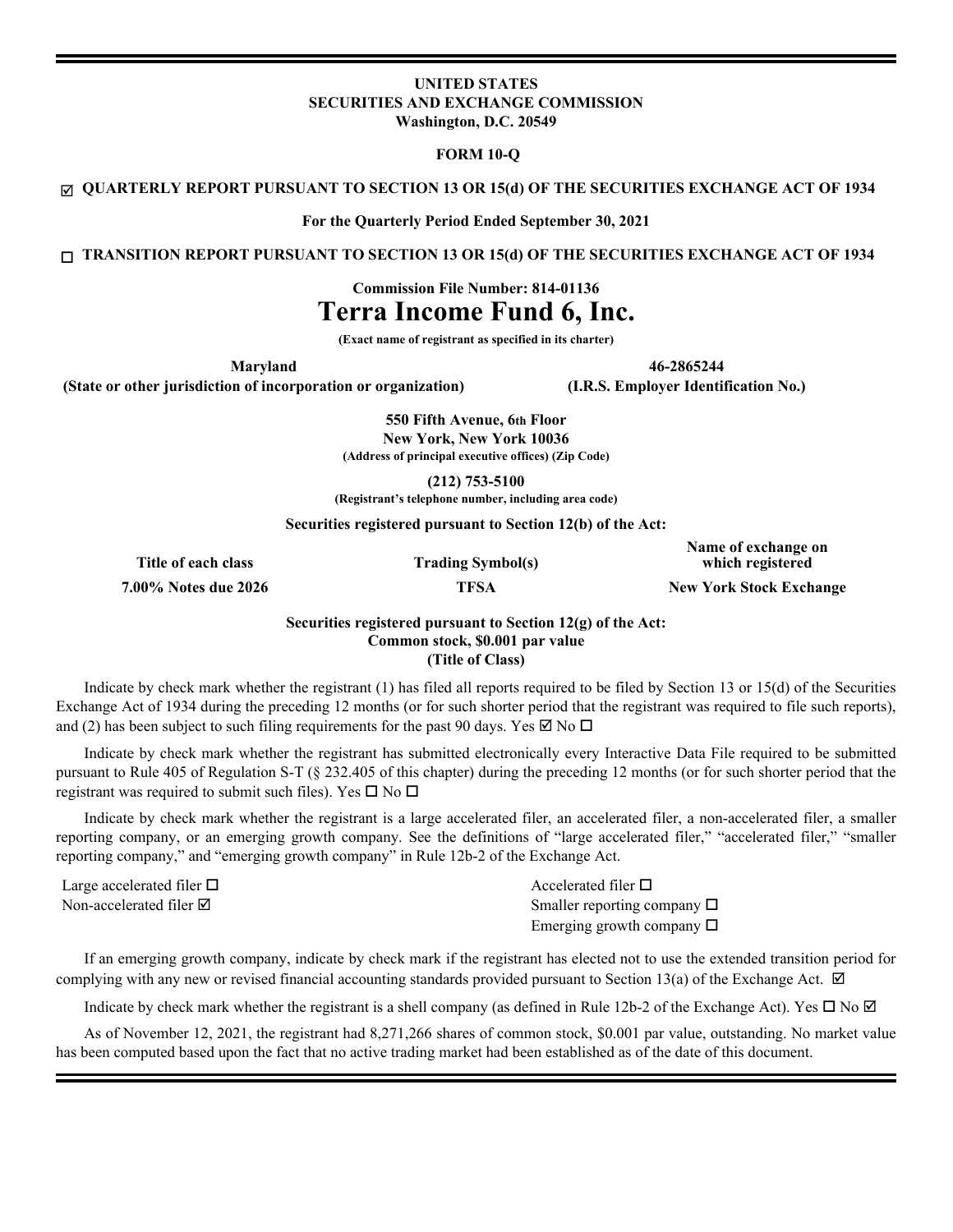**UNITED STATES**
**SECURITIES AND EXCHANGE COMMISSION**
**Washington, D.C. 20549**

**FORM 10-Q**

☑ **QUARTERLY REPORT PURSUANT TO SECTION 13 OR 15(d) OF THE SECURITIES EXCHANGE ACT OF 1934**

**For the Quarterly Period Ended September 30, 2021**

☐ **TRANSITION REPORT PURSUANT TO SECTION 13 OR 15(d) OF THE SECURITIES EXCHANGE ACT OF 1934**

**Commission File Number: 814-01136**

# Terra Income Fund 6, Inc.

**(Exact name of registrant as specified in its charter)**

| **Maryland** | **46-2865244** |
|---|---|
| **(State or other jurisdiction of incorporation or organization)** | **(I.R.S. Employer Identification No.)** |

**550 Fifth Avenue, 6th Floor**
**New York, New York 10036**
**(Address of principal executive offices) (Zip Code)**

**(212) 753-5100**
**(Registrant's telephone number, including area code)**

**Securities registered pursuant to Section 12(b) of the Act:**

| Title of each class | Trading Symbol(s) | Name of exchange on which registered |
|---|---|---|
| **7.00% Notes due 2026** | **TFSA** | **New York Stock Exchange** |

**Securities registered pursuant to Section 12(g) of the Act:**
**Common stock, $0.001 par value**
**(Title of Class)**

Indicate by check mark whether the registrant (1) has filed all reports required to be filed by Section 13 or 15(d) of the Securities Exchange Act of 1934 during the preceding 12 months (or for such shorter period that the registrant was required to file such reports), and (2) has been subject to such filing requirements for the past 90 days. Yes ☑ No ☐

Indicate by check mark whether the registrant has submitted electronically every Interactive Data File required to be submitted pursuant to Rule 405 of Regulation S-T (§ 232.405 of this chapter) during the preceding 12 months (or for such shorter period that the registrant was required to submit such files). Yes ☐ No ☐

Indicate by check mark whether the registrant is a large accelerated filer, an accelerated filer, a non-accelerated filer, a smaller reporting company, or an emerging growth company. See the definitions of "large accelerated filer," "accelerated filer," "smaller reporting company," and "emerging growth company" in Rule 12b-2 of the Exchange Act.

| | |
|---|---|
| Large accelerated filer ☐ | Accelerated filer ☐ |
| Non-accelerated filer ☑ | Smaller reporting company ☐ |
| | Emerging growth company ☐ |

If an emerging growth company, indicate by check mark if the registrant has elected not to use the extended transition period for complying with any new or revised financial accounting standards provided pursuant to Section 13(a) of the Exchange Act. ☑

Indicate by check mark whether the registrant is a shell company (as defined in Rule 12b-2 of the Exchange Act). Yes ☐ No ☑

As of November 12, 2021, the registrant had 8,271,266 shares of common stock, $0.001 par value, outstanding. No market value has been computed based upon the fact that no active trading market had been established as of the date of this document.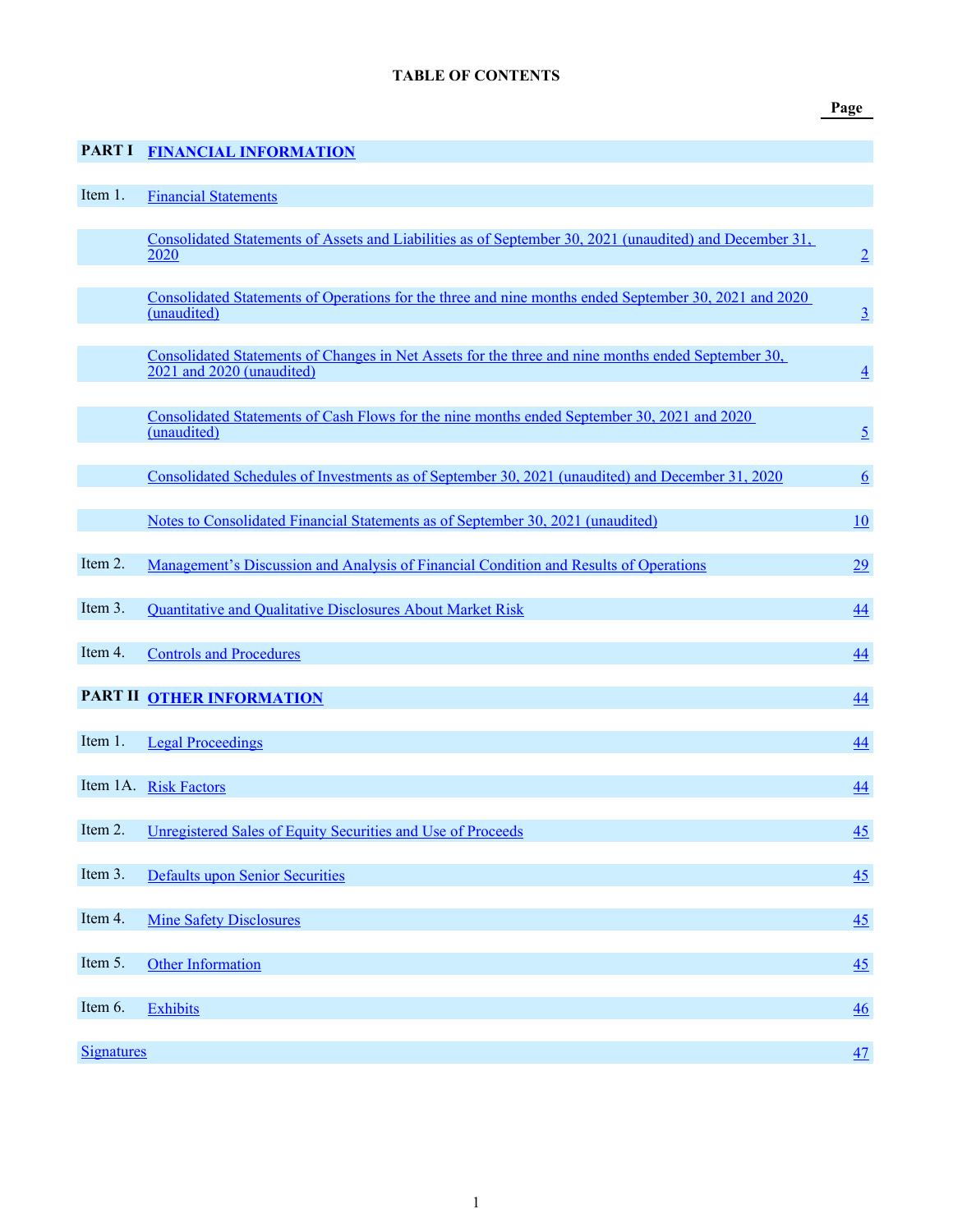# TABLE OF CONTENTS

| | | Page |
|---|---|---|
| **PART I** | **FINANCIAL INFORMATION** | |
| Item 1. | Financial Statements | |
| | Consolidated Statements of Assets and Liabilities as of September 30, 2021 (unaudited) and December 31, 2020 | 2 |
| | Consolidated Statements of Operations for the three and nine months ended September 30, 2021 and 2020 (unaudited) | 3 |
| | Consolidated Statements of Changes in Net Assets for the three and nine months ended September 30, 2021 and 2020 (unaudited) | 4 |
| | Consolidated Statements of Cash Flows for the nine months ended September 30, 2021 and 2020 (unaudited) | 5 |
| | Consolidated Schedules of Investments as of September 30, 2021 (unaudited) and December 31, 2020 | 6 |
| | Notes to Consolidated Financial Statements as of September 30, 2021 (unaudited) | 10 |
| Item 2. | Management's Discussion and Analysis of Financial Condition and Results of Operations | 29 |
| Item 3. | Quantitative and Qualitative Disclosures About Market Risk | 44 |
| Item 4. | Controls and Procedures | 44 |
| **PART II** | **OTHER INFORMATION** | 44 |
| Item 1. | Legal Proceedings | 44 |
| Item 1A. | Risk Factors | 44 |
| Item 2. | Unregistered Sales of Equity Securities and Use of Proceeds | 45 |
| Item 3. | Defaults upon Senior Securities | 45 |
| Item 4. | Mine Safety Disclosures | 45 |
| Item 5. | Other Information | 45 |
| Item 6. | Exhibits | 46 |
| Signatures | | 47 |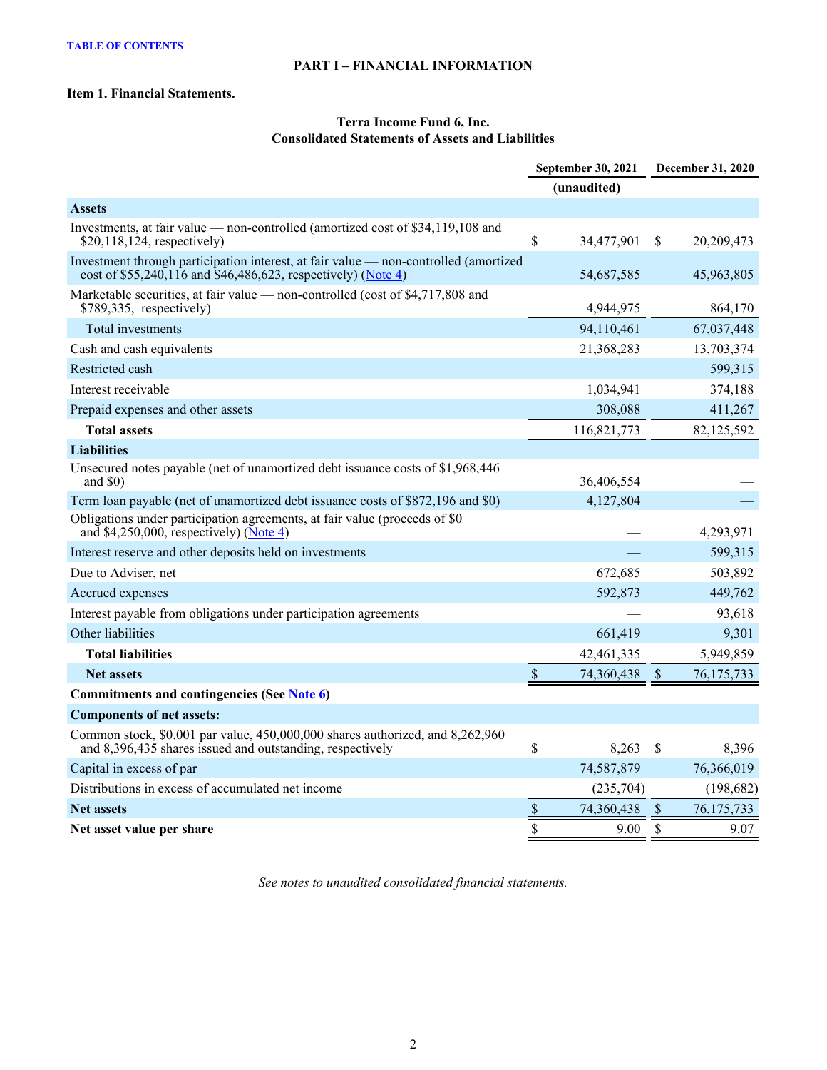# PART I – FINANCIAL INFORMATION

## Item 1. Financial Statements.

### Terra Income Fund 6, Inc.
### Consolidated Statements of Assets and Liabilities

| | September 30, 2021 | December 31, 2020 |
|---|---|---|
| | (unaudited) | |
| **Assets** | | |
| Investments, at fair value — non-controlled (amortized cost of $34,119,108 and $20,118,124, respectively) | $ 34,477,901 | $ 20,209,473 |
| Investment through participation interest, at fair value — non-controlled (amortized cost of $55,240,116 and $46,486,623, respectively) (Note 4) | 54,687,585 | 45,963,805 |
| Marketable securities, at fair value — non-controlled (cost of $4,717,808 and $789,335, respectively) | 4,944,975 | 864,170 |
| Total investments | 94,110,461 | 67,037,448 |
| Cash and cash equivalents | 21,368,283 | 13,703,374 |
| Restricted cash | — | 599,315 |
| Interest receivable | 1,034,941 | 374,188 |
| Prepaid expenses and other assets | 308,088 | 411,267 |
| **Total assets** | 116,821,773 | 82,125,592 |
| **Liabilities** | | |
| Unsecured notes payable (net of unamortized debt issuance costs of $1,968,446 and $0) | 36,406,554 | — |
| Term loan payable (net of unamortized debt issuance costs of $872,196 and $0) | 4,127,804 | — |
| Obligations under participation agreements, at fair value (proceeds of $0 and $4,250,000, respectively) (Note 4) | — | 4,293,971 |
| Interest reserve and other deposits held on investments | — | 599,315 |
| Due to Adviser, net | 672,685 | 503,892 |
| Accrued expenses | 592,873 | 449,762 |
| Interest payable from obligations under participation agreements | — | 93,618 |
| Other liabilities | 661,419 | 9,301 |
| **Total liabilities** | 42,461,335 | 5,949,859 |
| **Net assets** | $ 74,360,438 | $ 76,175,733 |
| **Commitments and contingencies (See Note 6)** | | |
| **Components of net assets:** | | |
| Common stock, $0.001 par value, 450,000,000 shares authorized, and 8,262,960 and 8,396,435 shares issued and outstanding, respectively | $ 8,263 | $ 8,396 |
| Capital in excess of par | 74,587,879 | 76,366,019 |
| Distributions in excess of accumulated net income | (235,704) | (198,682) |
| **Net assets** | $ 74,360,438 | $ 76,175,733 |
| **Net asset value per share** | $ 9.00 | $ 9.07 |

*See notes to unaudited consolidated financial statements.*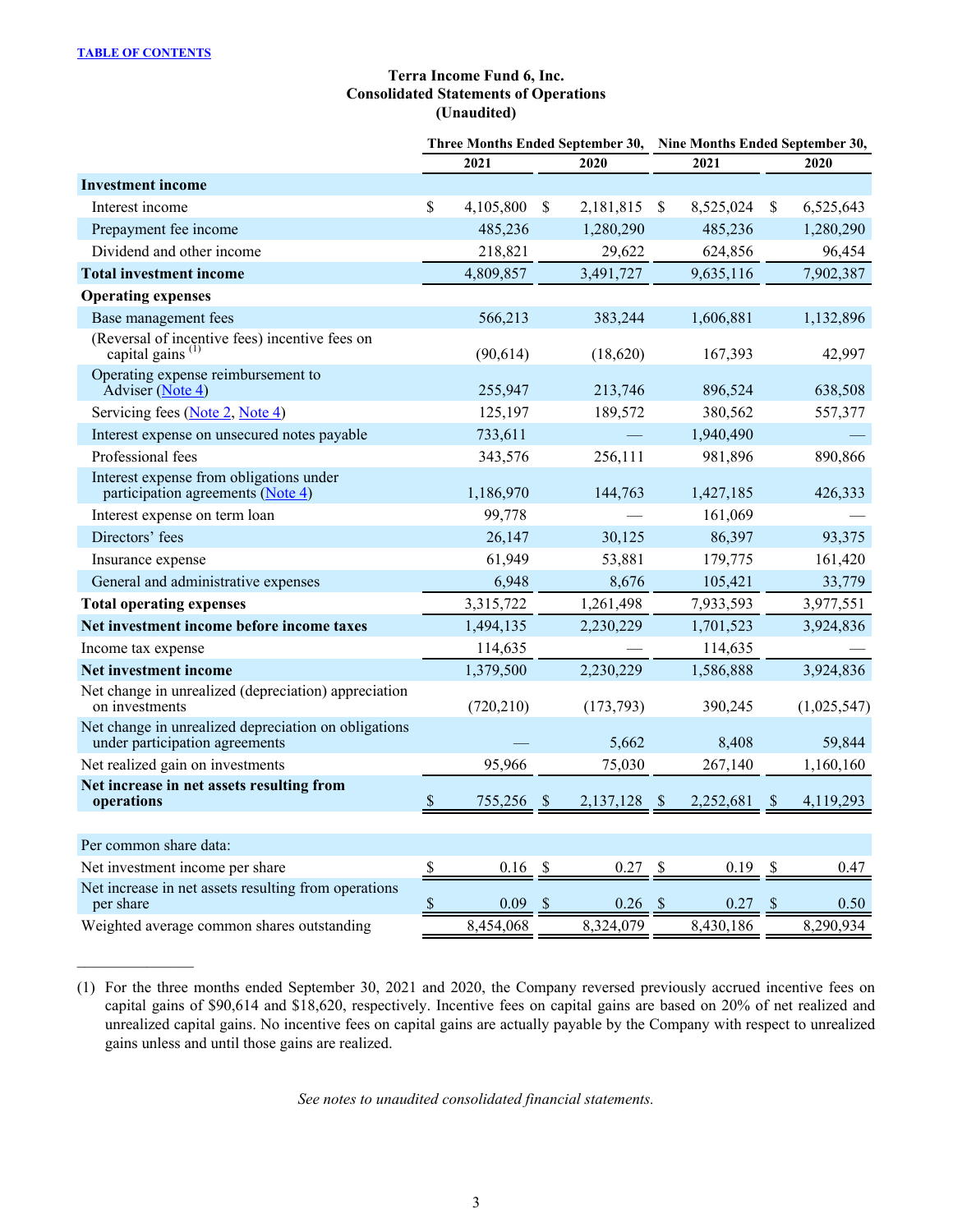TABLE OF CONTENTS

# Terra Income Fund 6, Inc.
## Consolidated Statements of Operations
## (Unaudited)

| | Three Months Ended September 30, | | Nine Months Ended September 30, | |
|---|---|---|---|---|
| | 2021 | 2020 | 2021 | 2020 |
| **Investment income** | | | | |
| Interest income | $ 4,105,800 | $ 2,181,815 | $ 8,525,024 | $ 6,525,643 |
| Prepayment fee income | 485,236 | 1,280,290 | 485,236 | 1,280,290 |
| Dividend and other income | 218,821 | 29,622 | 624,856 | 96,454 |
| **Total investment income** | 4,809,857 | 3,491,727 | 9,635,116 | 7,902,387 |
| **Operating expenses** | | | | |
| Base management fees | 566,213 | 383,244 | 1,606,881 | 1,132,896 |
| (Reversal of incentive fees) incentive fees on capital gains [(1)] | (90,614) | (18,620) | 167,393 | 42,997 |
| Operating expense reimbursement to Adviser (Note 4) | 255,947 | 213,746 | 896,524 | 638,508 |
| Servicing fees (Note 2, Note 4) | 125,197 | 189,572 | 380,562 | 557,377 |
| Interest expense on unsecured notes payable | 733,611 | — | 1,940,490 | — |
| Professional fees | 343,576 | 256,111 | 981,896 | 890,866 |
| Interest expense from obligations under participation agreements (Note 4) | 1,186,970 | 144,763 | 1,427,185 | 426,333 |
| Interest expense on term loan | 99,778 | — | 161,069 | — |
| Directors' fees | 26,147 | 30,125 | 86,397 | 93,375 |
| Insurance expense | 61,949 | 53,881 | 179,775 | 161,420 |
| General and administrative expenses | 6,948 | 8,676 | 105,421 | 33,779 |
| **Total operating expenses** | 3,315,722 | 1,261,498 | 7,933,593 | 3,977,551 |
| **Net investment income before income taxes** | 1,494,135 | 2,230,229 | 1,701,523 | 3,924,836 |
| Income tax expense | 114,635 | — | 114,635 | — |
| **Net investment income** | 1,379,500 | 2,230,229 | 1,586,888 | 3,924,836 |
| Net change in unrealized (depreciation) appreciation on investments | (720,210) | (173,793) | 390,245 | (1,025,547) |
| Net change in unrealized depreciation on obligations under participation agreements | — | 5,662 | 8,408 | 59,844 |
| Net realized gain on investments | 95,966 | 75,030 | 267,140 | 1,160,160 |
| **Net increase in net assets resulting from operations** | $ 755,256 | $ 2,137,128 | $ 2,252,681 | $ 4,119,293 |
| | | | | |
| Per common share data: | | | | |
| Net investment income per share | $ 0.16 | $ 0.27 | $ 0.19 | $ 0.47 |
| Net increase in net assets resulting from operations per share | $ 0.09 | $ 0.26 | $ 0.27 | $ 0.50 |
| Weighted average common shares outstanding | 8,454,068 | 8,324,079 | 8,430,186 | 8,290,934 |

---

(1) For the three months ended September 30, 2021 and 2020, the Company reversed previously accrued incentive fees on capital gains of $90,614 and $18,620, respectively. Incentive fees on capital gains are based on 20% of net realized and unrealized capital gains. No incentive fees on capital gains are actually payable by the Company with respect to unrealized gains unless and until those gains are realized.

*See notes to unaudited consolidated financial statements.*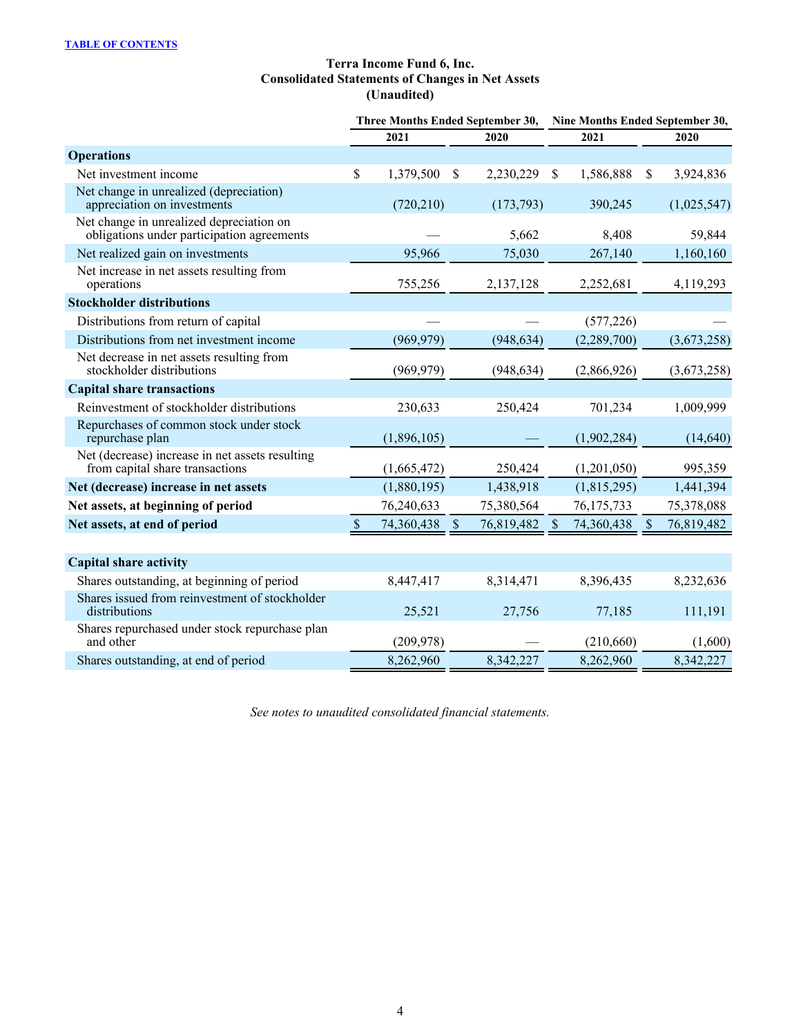**Terra Income Fund 6, Inc.**
**Consolidated Statements of Changes in Net Assets**
**(Unaudited)**

| | Three Months Ended September 30, | | Nine Months Ended September 30, | |
|---|---|---|---|---|
| | 2021 | 2020 | 2021 | 2020 |
| **Operations** | | | | |
| Net investment income | $ 1,379,500 | $ 2,230,229 | $ 1,586,888 | $ 3,924,836 |
| Net change in unrealized (depreciation) appreciation on investments | (720,210) | (173,793) | 390,245 | (1,025,547) |
| Net change in unrealized depreciation on obligations under participation agreements | — | 5,662 | 8,408 | 59,844 |
| Net realized gain on investments | 95,966 | 75,030 | 267,140 | 1,160,160 |
| Net increase in net assets resulting from operations | 755,256 | 2,137,128 | 2,252,681 | 4,119,293 |
| **Stockholder distributions** | | | | |
| Distributions from return of capital | — | — | (577,226) | — |
| Distributions from net investment income | (969,979) | (948,634) | (2,289,700) | (3,673,258) |
| Net decrease in net assets resulting from stockholder distributions | (969,979) | (948,634) | (2,866,926) | (3,673,258) |
| **Capital share transactions** | | | | |
| Reinvestment of stockholder distributions | 230,633 | 250,424 | 701,234 | 1,009,999 |
| Repurchases of common stock under stock repurchase plan | (1,896,105) | — | (1,902,284) | (14,640) |
| Net (decrease) increase in net assets resulting from capital share transactions | (1,665,472) | 250,424 | (1,201,050) | 995,359 |
| **Net (decrease) increase in net assets** | (1,880,195) | 1,438,918 | (1,815,295) | 1,441,394 |
| **Net assets, at beginning of period** | 76,240,633 | 75,380,564 | 76,175,733 | 75,378,088 |
| **Net assets, at end of period** | $ 74,360,438 | $ 76,819,482 | $ 74,360,438 | $ 76,819,482 |
| | | | | |
| **Capital share activity** | | | | |
| Shares outstanding, at beginning of period | 8,447,417 | 8,314,471 | 8,396,435 | 8,232,636 |
| Shares issued from reinvestment of stockholder distributions | 25,521 | 27,756 | 77,185 | 111,191 |
| Shares repurchased under stock repurchase plan and other | (209,978) | — | (210,660) | (1,600) |
| Shares outstanding, at end of period | 8,262,960 | 8,342,227 | 8,262,960 | 8,342,227 |

*See notes to unaudited consolidated financial statements.*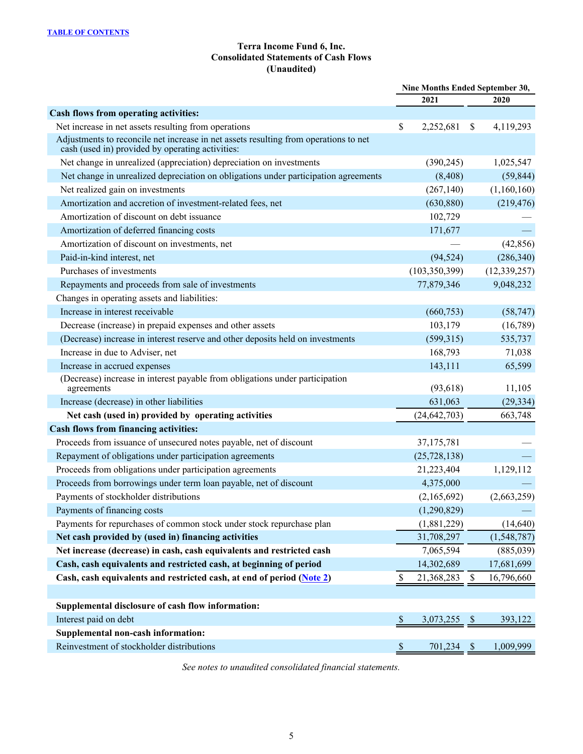TABLE OF CONTENTS

# Terra Income Fund 6, Inc.
## Consolidated Statements of Cash Flows
## (Unaudited)

| | Nine Months Ended September 30, | |
|---|---|---|
| | 2021 | 2020 |
| **Cash flows from operating activities:** | | |
| Net increase in net assets resulting from operations | $ 2,252,681 | $ 4,119,293 |
| Adjustments to reconcile net increase in net assets resulting from operations to net cash (used in) provided by operating activities: | | |
| Net change in unrealized (appreciation) depreciation on investments | (390,245) | 1,025,547 |
| Net change in unrealized depreciation on obligations under participation agreements | (8,408) | (59,844) |
| Net realized gain on investments | (267,140) | (1,160,160) |
| Amortization and accretion of investment-related fees, net | (630,880) | (219,476) |
| Amortization of discount on debt issuance | 102,729 | — |
| Amortization of deferred financing costs | 171,677 | — |
| Amortization of discount on investments, net | — | (42,856) |
| Paid-in-kind interest, net | (94,524) | (286,340) |
| Purchases of investments | (103,350,399) | (12,339,257) |
| Repayments and proceeds from sale of investments | 77,879,346 | 9,048,232 |
| Changes in operating assets and liabilities: | | |
| Increase in interest receivable | (660,753) | (58,747) |
| Decrease (increase) in prepaid expenses and other assets | 103,179 | (16,789) |
| (Decrease) increase in interest reserve and other deposits held on investments | (599,315) | 535,737 |
| Increase in due to Adviser, net | 168,793 | 71,038 |
| Increase in accrued expenses | 143,111 | 65,599 |
| (Decrease) increase in interest payable from obligations under participation agreements | (93,618) | 11,105 |
| Increase (decrease) in other liabilities | 631,063 | (29,334) |
| **Net cash (used in) provided by operating activities** | (24,642,703) | 663,748 |
| **Cash flows from financing activities:** | | |
| Proceeds from issuance of unsecured notes payable, net of discount | 37,175,781 | — |
| Repayment of obligations under participation agreements | (25,728,138) | — |
| Proceeds from obligations under participation agreements | 21,223,404 | 1,129,112 |
| Proceeds from borrowings under term loan payable, net of discount | 4,375,000 | — |
| Payments of stockholder distributions | (2,165,692) | (2,663,259) |
| Payments of financing costs | (1,290,829) | — |
| Payments for repurchases of common stock under stock repurchase plan | (1,881,229) | (14,640) |
| **Net cash provided by (used in) financing activities** | 31,708,297 | (1,548,787) |
| **Net increase (decrease) in cash, cash equivalents and restricted cash** | 7,065,594 | (885,039) |
| **Cash, cash equivalents and restricted cash, at beginning of period** | 14,302,689 | 17,681,699 |
| **Cash, cash equivalents and restricted cash, at end of period (Note 2)** | $ 21,368,283 | $ 16,796,660 |
| | | |
| **Supplemental disclosure of cash flow information:** | | |
| Interest paid on debt | $ 3,073,255 | $ 393,122 |
| **Supplemental non-cash information:** | | |
| Reinvestment of stockholder distributions | $ 701,234 | $ 1,009,999 |

*See notes to unaudited consolidated financial statements.*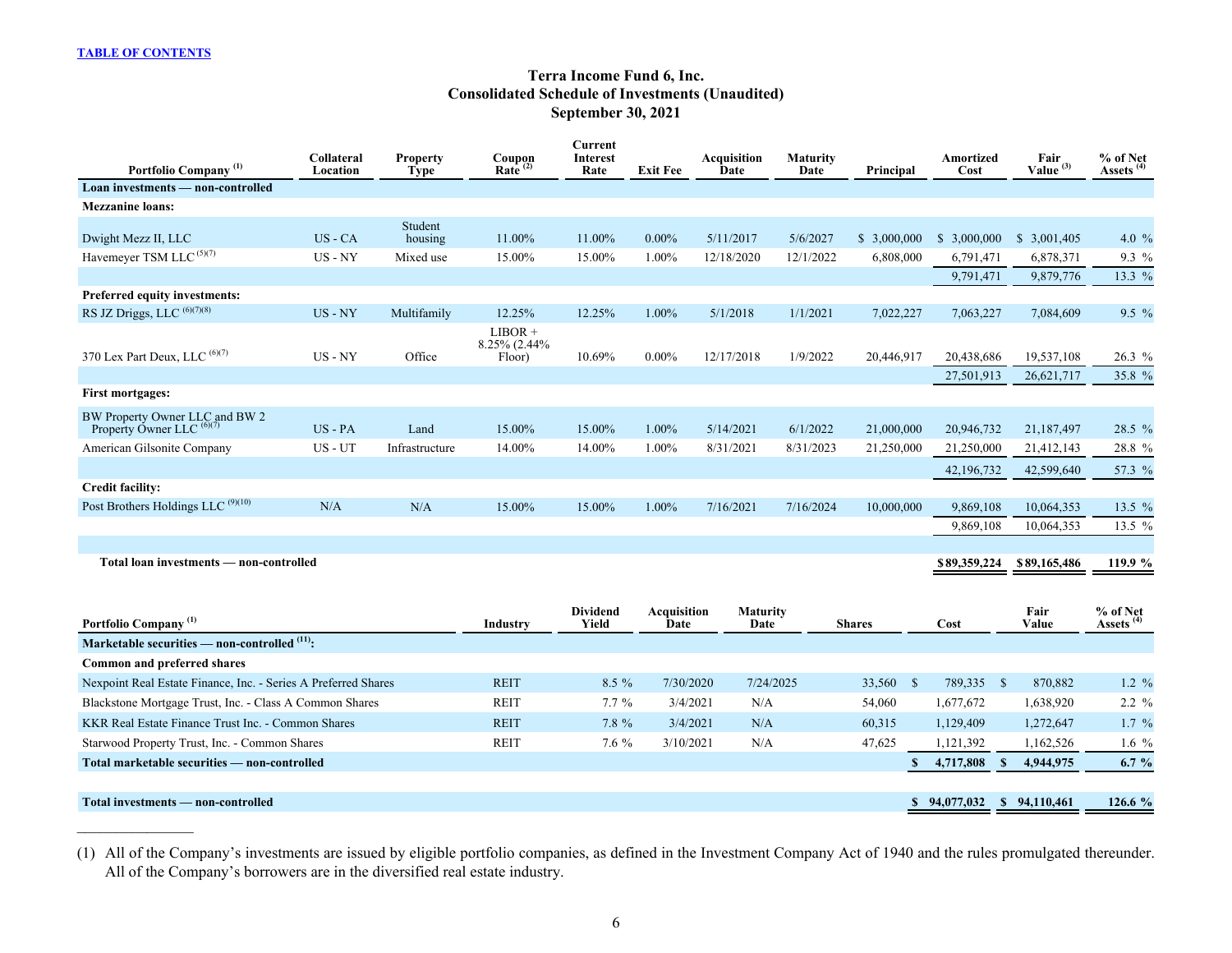TABLE OF CONTENTS

# Terra Income Fund 6, Inc.
## Consolidated Schedule of Investments (Unaudited)
## September 30, 2021

| Portfolio Company [1] | Collateral Location | Property Type | Coupon Rate [2] | Current Interest Rate | Exit Fee | Acquisition Date | Maturity Date | Principal | Amortized Cost | Fair Value [3] | % of Net Assets [4] |
|---|---|---|---|---|---|---|---|---|---|---|---|
| **Loan investments — non-controlled** | | | | | | | | | | | |
| **Mezzanine loans:** | | | | | | | | | | | |
| Dwight Mezz II, LLC | US - CA | Student housing | 11.00% | 11.00% | 0.00% | 5/11/2017 | 5/6/2027 | $ 3,000,000 | $ 3,000,000 | $ 3,001,405 | 4.0 % |
| Havemeyer TSM LLC [5][7] | US - NY | Mixed use | 15.00% | 15.00% | 1.00% | 12/18/2020 | 12/1/2022 | 6,808,000 | 6,791,471 | 6,878,371 | 9.3 % |
| | | | | | | | | | 9,791,471 | 9,879,776 | 13.3 % |
| **Preferred equity investments:** | | | | | | | | | | | |
| RS JZ Driggs, LLC [6][7][8] | US - NY | Multifamily | 12.25% | 12.25% | 1.00% | 5/1/2018 | 1/1/2021 | 7,022,227 | 7,063,227 | 7,084,609 | 9.5 % |
| 370 Lex Part Deux, LLC [6][7] | US - NY | Office | LIBOR + 8.25% (2.44% Floor) | 10.69% | 0.00% | 12/17/2018 | 1/9/2022 | 20,446,917 | 20,438,686 | 19,537,108 | 26.3 % |
| | | | | | | | | | 27,501,913 | 26,621,717 | 35.8 % |
| **First mortgages:** | | | | | | | | | | | |
| BW Property Owner LLC and BW 2 Property Owner LLC [6][7] | US - PA | Land | 15.00% | 15.00% | 1.00% | 5/14/2021 | 6/1/2022 | 21,000,000 | 20,946,732 | 21,187,497 | 28.5 % |
| American Gilsonite Company | US - UT | Infrastructure | 14.00% | 14.00% | 1.00% | 8/31/2021 | 8/31/2023 | 21,250,000 | 21,250,000 | 21,412,143 | 28.8 % |
| | | | | | | | | | 42,196,732 | 42,599,640 | 57.3 % |
| **Credit facility:** | | | | | | | | | | | |
| Post Brothers Holdings LLC [9][10] | N/A | N/A | 15.00% | 15.00% | 1.00% | 7/16/2021 | 7/16/2024 | 10,000,000 | 9,869,108 | 10,064,353 | 13.5 % |
| | | | | | | | | | 9,869,108 | 10,064,353 | 13.5 % |
| **Total loan investments — non-controlled** | | | | | | | | | **$89,359,224** | **$89,165,486** | **119.9 %** |

| Portfolio Company [1] | Industry | Dividend Yield | Acquisition Date | Maturity Date | Shares | Cost | Fair Value | % of Net Assets [4] |
|---|---|---|---|---|---|---|---|---|
| **Marketable securities — non-controlled [11]:** | | | | | | | | |
| **Common and preferred shares** | | | | | | | | |
| Nexpoint Real Estate Finance, Inc. - Series A Preferred Shares | REIT | 8.5 % | 7/30/2020 | 7/24/2025 | 33,560 | $ 789,335 | $ 870,882 | 1.2 % |
| Blackstone Mortgage Trust, Inc. - Class A Common Shares | REIT | 7.7 % | 3/4/2021 | N/A | 54,060 | 1,677,672 | 1,638,920 | 2.2 % |
| KKR Real Estate Finance Trust Inc. - Common Shares | REIT | 7.8 % | 3/4/2021 | N/A | 60,315 | 1,129,409 | 1,272,647 | 1.7 % |
| Starwood Property Trust, Inc. - Common Shares | REIT | 7.6 % | 3/10/2021 | N/A | 47,625 | 1,121,392 | 1,162,526 | 1.6 % |
| **Total marketable securities — non-controlled** | | | | | | **$ 4,717,808** | **$ 4,944,975** | **6.7 %** |
| **Total investments — non-controlled** | | | | | | **$ 94,077,032** | **$ 94,110,461** | **126.6 %** |

(1) All of the Company's investments are issued by eligible portfolio companies, as defined in the Investment Company Act of 1940 and the rules promulgated thereunder. All of the Company's borrowers are in the diversified real estate industry.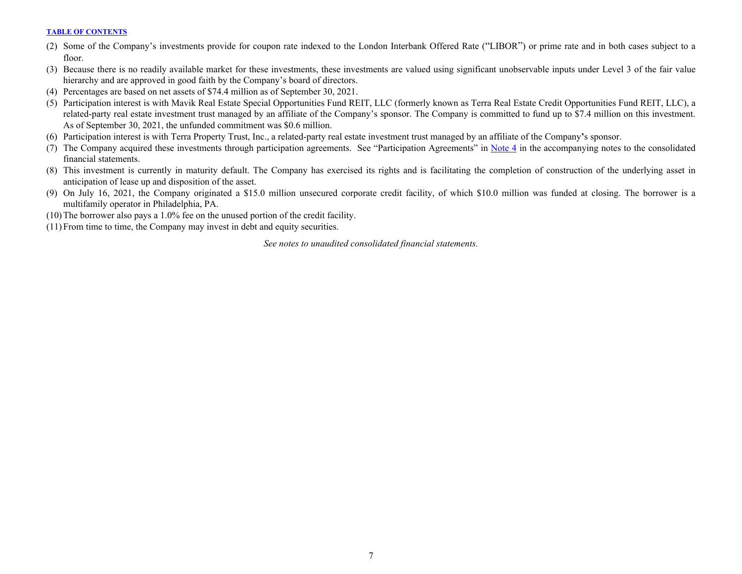(2) Some of the Company's investments provide for coupon rate indexed to the London Interbank Offered Rate ("LIBOR") or prime rate and in both cases subject to a floor.

(3) Because there is no readily available market for these investments, these investments are valued using significant unobservable inputs under Level 3 of the fair value hierarchy and are approved in good faith by the Company's board of directors.

(4) Percentages are based on net assets of $74.4 million as of September 30, 2021.

(5) Participation interest is with Mavik Real Estate Special Opportunities Fund REIT, LLC (formerly known as Terra Real Estate Credit Opportunities Fund REIT, LLC), a related-party real estate investment trust managed by an affiliate of the Company's sponsor. The Company is committed to fund up to $7.4 million on this investment. As of September 30, 2021, the unfunded commitment was $0.6 million.

(6) Participation interest is with Terra Property Trust, Inc., a related-party real estate investment trust managed by an affiliate of the Company's sponsor.

(7) The Company acquired these investments through participation agreements. See "Participation Agreements" in Note 4 in the accompanying notes to the consolidated financial statements.

(8) This investment is currently in maturity default. The Company has exercised its rights and is facilitating the completion of construction of the underlying asset in anticipation of lease up and disposition of the asset.

(9) On July 16, 2021, the Company originated a $15.0 million unsecured corporate credit facility, of which $10.0 million was funded at closing. The borrower is a multifamily operator in Philadelphia, PA.

(10) The borrower also pays a 1.0% fee on the unused portion of the credit facility.

(11) From time to time, the Company may invest in debt and equity securities.

*See notes to unaudited consolidated financial statements.*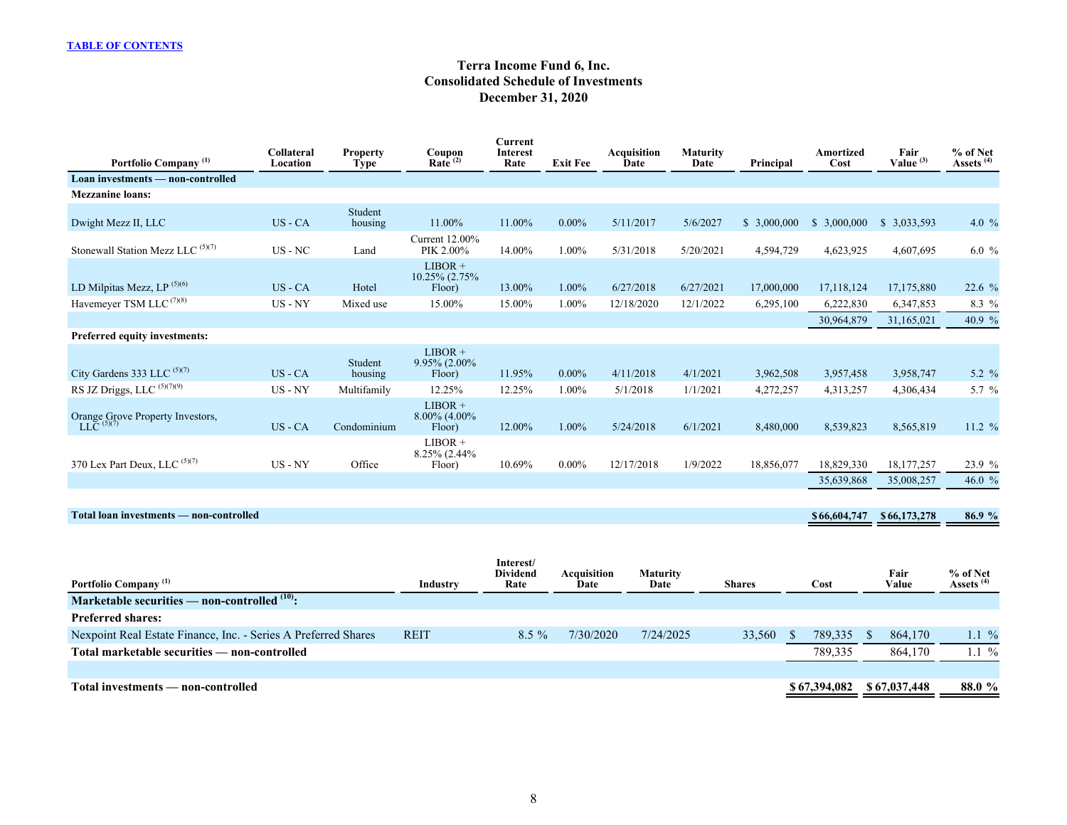[TABLE OF CONTENTS](#)

# Terra Income Fund 6, Inc.
## Consolidated Schedule of Investments
## December 31, 2020

| Portfolio Company [1] | Collateral Location | Property Type | Coupon Rate [2] | Current Interest Rate | Exit Fee | Acquisition Date | Maturity Date | Principal | Amortized Cost | Fair Value [3] | % of Net Assets [4] |
|---|---|---|---|---|---|---|---|---|---|---|---|
| **Loan investments — non-controlled** | | | | | | | | | | | |
| **Mezzanine loans:** | | | | | | | | | | | |
| Dwight Mezz II, LLC | US - CA | Student housing | 11.00% | 11.00% | 0.00% | 5/11/2017 | 5/6/2027 | $ 3,000,000 | $ 3,000,000 | $ 3,033,593 | 4.0 % |
| Stonewall Station Mezz LLC [5][7] | US - NC | Land | Current 12.00% PIK 2.00% | 14.00% | 1.00% | 5/31/2018 | 5/20/2021 | 4,594,729 | 4,623,925 | 4,607,695 | 6.0 % |
| LD Milpitas Mezz, LP [5][6] | US - CA | Hotel | LIBOR + 10.25% (2.75% Floor) | 13.00% | 1.00% | 6/27/2018 | 6/27/2021 | 17,000,000 | 17,118,124 | 17,175,880 | 22.6 % |
| Havemeyer TSM LLC [7][8] | US - NY | Mixed use | 15.00% | 15.00% | 1.00% | 12/18/2020 | 12/1/2022 | 6,295,100 | 6,222,830 | 6,347,853 | 8.3 % |
| | | | | | | | | | 30,964,879 | 31,165,021 | 40.9 % |
| **Preferred equity investments:** | | | | | | | | | | | |
| City Gardens 333 LLC [5][7] | US - CA | Student housing | LIBOR + 9.95% (2.00% Floor) | 11.95% | 0.00% | 4/11/2018 | 4/1/2021 | 3,962,508 | 3,957,458 | 3,958,747 | 5.2 % |
| RS JZ Driggs, LLC [5][7][9] | US - NY | Multifamily | 12.25% | 12.25% | 1.00% | 5/1/2018 | 1/1/2021 | 4,272,257 | 4,313,257 | 4,306,434 | 5.7 % |
| Orange Grove Property Investors, LLC [5][7] | US - CA | Condominium | LIBOR + 8.00% (4.00% Floor) | 12.00% | 1.00% | 5/24/2018 | 6/1/2021 | 8,480,000 | 8,539,823 | 8,565,819 | 11.2 % |
| 370 Lex Part Deux, LLC [5][7] | US - NY | Office | LIBOR + 8.25% (2.44% Floor) | 10.69% | 0.00% | 12/17/2018 | 1/9/2022 | 18,856,077 | 18,829,330 | 18,177,257 | 23.9 % |
| | | | | | | | | | 35,639,868 | 35,008,257 | 46.0 % |
| **Total loan investments — non-controlled** | | | | | | | | | **$ 66,604,747** | **$ 66,173,278** | **86.9 %** |

| Portfolio Company [1] | Industry | Interest/ Dividend Rate | Acquisition Date | Maturity Date | Shares | Cost | Fair Value | % of Net Assets [4] |
|---|---|---|---|---|---|---|---|---|
| **Marketable securities — non-controlled [10]:** | | | | | | | | |
| **Preferred shares:** | | | | | | | | |
| Nexpoint Real Estate Finance, Inc. - Series A Preferred Shares | REIT | 8.5 % | 7/30/2020 | 7/24/2025 | 33,560 | $ 789,335 | $ 864,170 | 1.1 % |
| **Total marketable securities — non-controlled** | | | | | | 789,335 | 864,170 | 1.1 % |
| | | | | | | | | |
| **Total investments — non-controlled** | | | | | | **$ 67,394,082** | **$ 67,037,448** | **88.0 %** |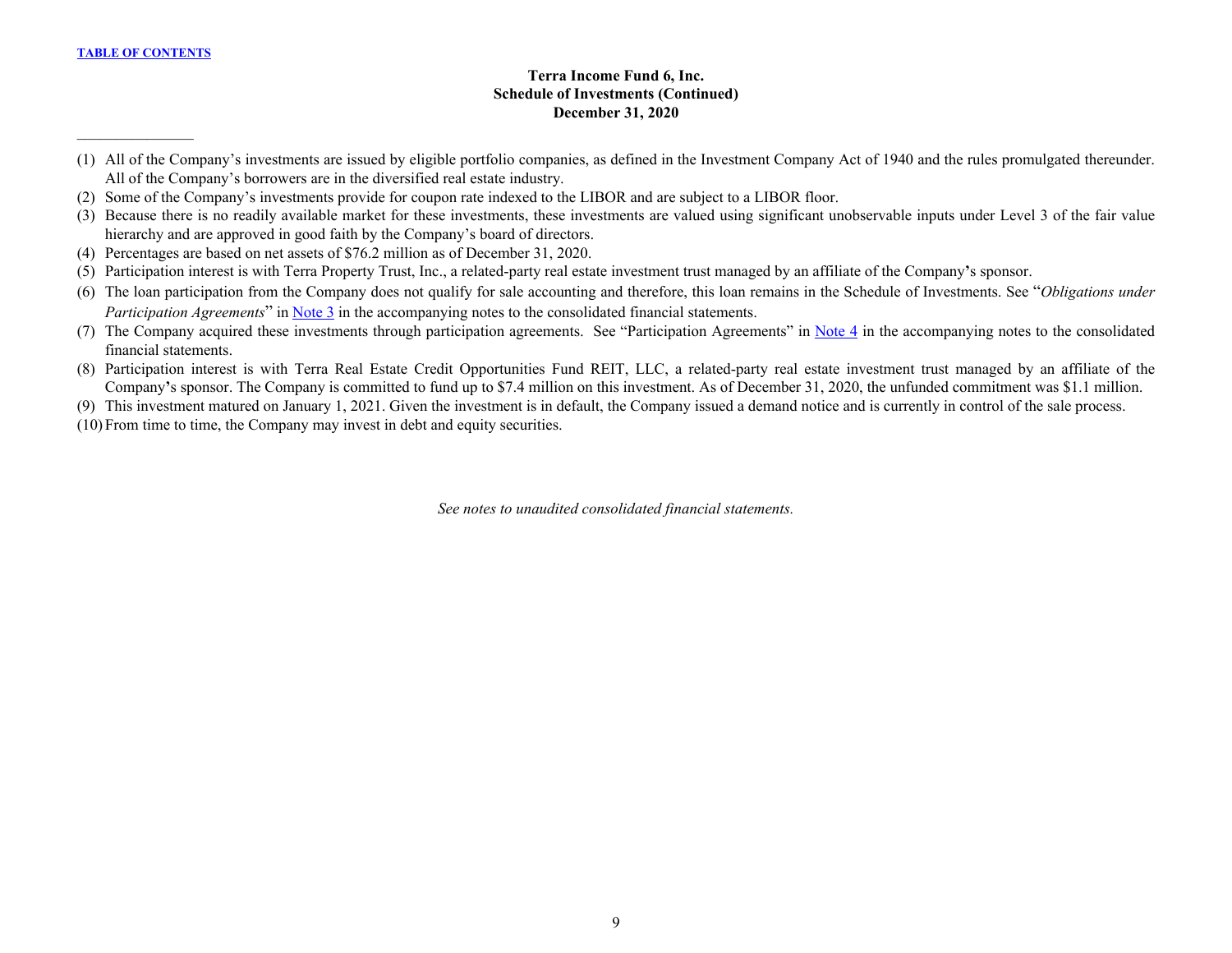**Terra Income Fund 6, Inc.**
**Schedule of Investments (Continued)**
**December 31, 2020**

---

(1) All of the Company's investments are issued by eligible portfolio companies, as defined in the Investment Company Act of 1940 and the rules promulgated thereunder. All of the Company's borrowers are in the diversified real estate industry.

(2) Some of the Company's investments provide for coupon rate indexed to the LIBOR and are subject to a LIBOR floor.

(3) Because there is no readily available market for these investments, these investments are valued using significant unobservable inputs under Level 3 of the fair value hierarchy and are approved in good faith by the Company's board of directors.

(4) Percentages are based on net assets of $76.2 million as of December 31, 2020.

(5) Participation interest is with Terra Property Trust, Inc., a related-party real estate investment trust managed by an affiliate of the Company's sponsor.

(6) The loan participation from the Company does not qualify for sale accounting and therefore, this loan remains in the Schedule of Investments. See "*Obligations under Participation Agreements*" in Note 3 in the accompanying notes to the consolidated financial statements.

(7) The Company acquired these investments through participation agreements. See "Participation Agreements" in Note 4 in the accompanying notes to the consolidated financial statements.

(8) Participation interest is with Terra Real Estate Credit Opportunities Fund REIT, LLC, a related-party real estate investment trust managed by an affiliate of the Company's sponsor. The Company is committed to fund up to $7.4 million on this investment. As of December 31, 2020, the unfunded commitment was $1.1 million.

(9) This investment matured on January 1, 2021. Given the investment is in default, the Company issued a demand notice and is currently in control of the sale process.

(10) From time to time, the Company may invest in debt and equity securities.

*See notes to unaudited consolidated financial statements.*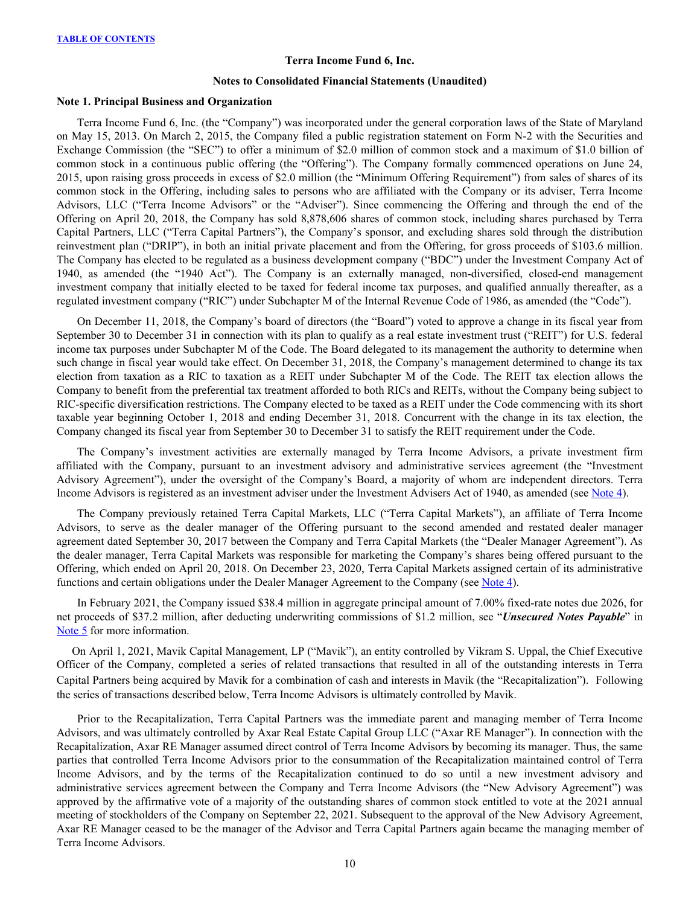**Terra Income Fund 6, Inc.**

**Notes to Consolidated Financial Statements (Unaudited)**

## Note 1. Principal Business and Organization

Terra Income Fund 6, Inc. (the "Company") was incorporated under the general corporation laws of the State of Maryland on May 15, 2013. On March 2, 2015, the Company filed a public registration statement on Form N-2 with the Securities and Exchange Commission (the "SEC") to offer a minimum of $2.0 million of common stock and a maximum of $1.0 billion of common stock in a continuous public offering (the "Offering"). The Company formally commenced operations on June 24, 2015, upon raising gross proceeds in excess of $2.0 million (the "Minimum Offering Requirement") from sales of shares of its common stock in the Offering, including sales to persons who are affiliated with the Company or its adviser, Terra Income Advisors, LLC ("Terra Income Advisors" or the "Adviser"). Since commencing the Offering and through the end of the Offering on April 20, 2018, the Company has sold 8,878,606 shares of common stock, including shares purchased by Terra Capital Partners, LLC ("Terra Capital Partners"), the Company's sponsor, and excluding shares sold through the distribution reinvestment plan ("DRIP"), in both an initial private placement and from the Offering, for gross proceeds of $103.6 million. The Company has elected to be regulated as a business development company ("BDC") under the Investment Company Act of 1940, as amended (the "1940 Act"). The Company is an externally managed, non-diversified, closed-end management investment company that initially elected to be taxed for federal income tax purposes, and qualified annually thereafter, as a regulated investment company ("RIC") under Subchapter M of the Internal Revenue Code of 1986, as amended (the "Code").

On December 11, 2018, the Company's board of directors (the "Board") voted to approve a change in its fiscal year from September 30 to December 31 in connection with its plan to qualify as a real estate investment trust ("REIT") for U.S. federal income tax purposes under Subchapter M of the Code. The Board delegated to its management the authority to determine when such change in fiscal year would take effect. On December 31, 2018, the Company's management determined to change its tax election from taxation as a RIC to taxation as a REIT under Subchapter M of the Code. The REIT tax election allows the Company to benefit from the preferential tax treatment afforded to both RICs and REITs, without the Company being subject to RIC-specific diversification restrictions. The Company elected to be taxed as a REIT under the Code commencing with its short taxable year beginning October 1, 2018 and ending December 31, 2018. Concurrent with the change in its tax election, the Company changed its fiscal year from September 30 to December 31 to satisfy the REIT requirement under the Code.

The Company's investment activities are externally managed by Terra Income Advisors, a private investment firm affiliated with the Company, pursuant to an investment advisory and administrative services agreement (the "Investment Advisory Agreement"), under the oversight of the Company's Board, a majority of whom are independent directors. Terra Income Advisors is registered as an investment adviser under the Investment Advisers Act of 1940, as amended (see Note 4).

The Company previously retained Terra Capital Markets, LLC ("Terra Capital Markets"), an affiliate of Terra Income Advisors, to serve as the dealer manager of the Offering pursuant to the second amended and restated dealer manager agreement dated September 30, 2017 between the Company and Terra Capital Markets (the "Dealer Manager Agreement"). As the dealer manager, Terra Capital Markets was responsible for marketing the Company's shares being offered pursuant to the Offering, which ended on April 20, 2018. On December 23, 2020, Terra Capital Markets assigned certain of its administrative functions and certain obligations under the Dealer Manager Agreement to the Company (see Note 4).

In February 2021, the Company issued $38.4 million in aggregate principal amount of 7.00% fixed-rate notes due 2026, for net proceeds of $37.2 million, after deducting underwriting commissions of $1.2 million, see "***Unsecured Notes Payable***" in Note 5 for more information.

On April 1, 2021, Mavik Capital Management, LP ("Mavik"), an entity controlled by Vikram S. Uppal, the Chief Executive Officer of the Company, completed a series of related transactions that resulted in all of the outstanding interests in Terra Capital Partners being acquired by Mavik for a combination of cash and interests in Mavik (the "Recapitalization"). Following the series of transactions described below, Terra Income Advisors is ultimately controlled by Mavik.

Prior to the Recapitalization, Terra Capital Partners was the immediate parent and managing member of Terra Income Advisors, and was ultimately controlled by Axar Real Estate Capital Group LLC ("Axar RE Manager"). In connection with the Recapitalization, Axar RE Manager assumed direct control of Terra Income Advisors by becoming its manager. Thus, the same parties that controlled Terra Income Advisors prior to the consummation of the Recapitalization maintained control of Terra Income Advisors, and by the terms of the Recapitalization continued to do so until a new investment advisory and administrative services agreement between the Company and Terra Income Advisors (the "New Advisory Agreement") was approved by the affirmative vote of a majority of the outstanding shares of common stock entitled to vote at the 2021 annual meeting of stockholders of the Company on September 22, 2021. Subsequent to the approval of the New Advisory Agreement, Axar RE Manager ceased to be the manager of the Advisor and Terra Capital Partners again became the managing member of Terra Income Advisors.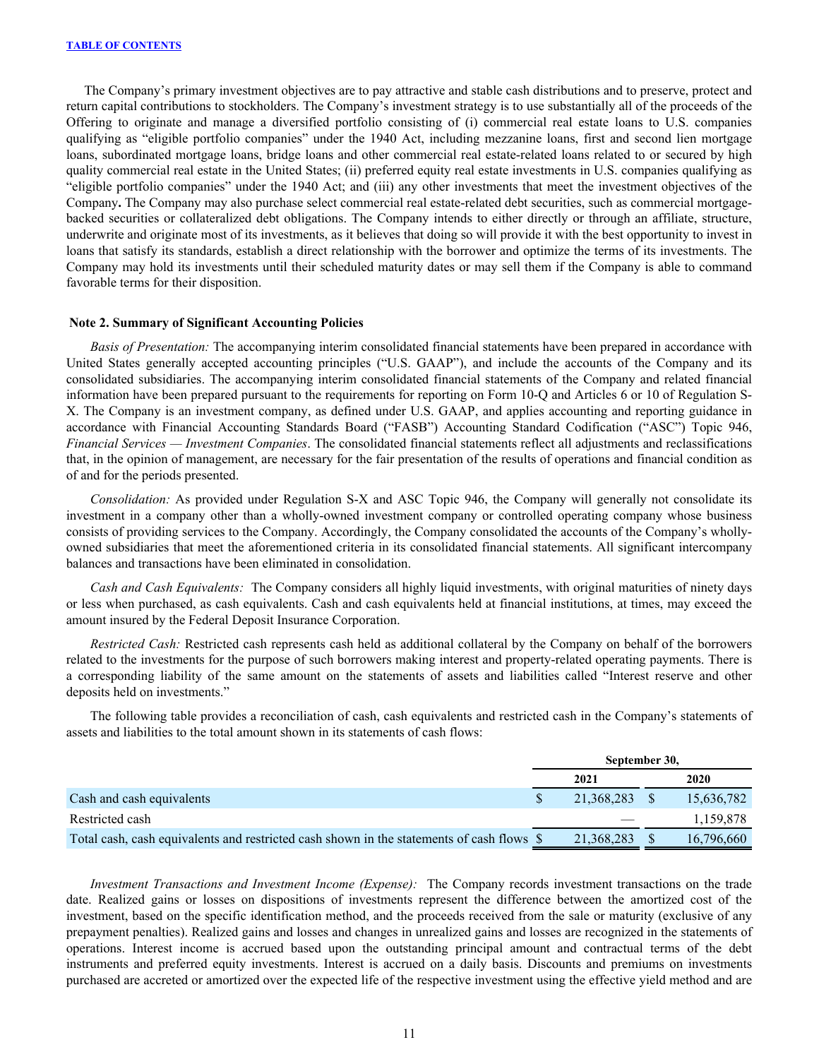The Company's primary investment objectives are to pay attractive and stable cash distributions and to preserve, protect and return capital contributions to stockholders. The Company's investment strategy is to use substantially all of the proceeds of the Offering to originate and manage a diversified portfolio consisting of (i) commercial real estate loans to U.S. companies qualifying as "eligible portfolio companies" under the 1940 Act, including mezzanine loans, first and second lien mortgage loans, subordinated mortgage loans, bridge loans and other commercial real estate-related loans related to or secured by high quality commercial real estate in the United States; (ii) preferred equity real estate investments in U.S. companies qualifying as "eligible portfolio companies" under the 1940 Act; and (iii) any other investments that meet the investment objectives of the Company**.** The Company may also purchase select commercial real estate-related debt securities, such as commercial mortgage-backed securities or collateralized debt obligations. The Company intends to either directly or through an affiliate, structure, underwrite and originate most of its investments, as it believes that doing so will provide it with the best opportunity to invest in loans that satisfy its standards, establish a direct relationship with the borrower and optimize the terms of its investments. The Company may hold its investments until their scheduled maturity dates or may sell them if the Company is able to command favorable terms for their disposition.

### Note 2. Summary of Significant Accounting Policies

*Basis of Presentation:* The accompanying interim consolidated financial statements have been prepared in accordance with United States generally accepted accounting principles ("U.S. GAAP"), and include the accounts of the Company and its consolidated subsidiaries. The accompanying interim consolidated financial statements of the Company and related financial information have been prepared pursuant to the requirements for reporting on Form 10-Q and Articles 6 or 10 of Regulation S-X. The Company is an investment company, as defined under U.S. GAAP, and applies accounting and reporting guidance in accordance with Financial Accounting Standards Board ("FASB") Accounting Standard Codification ("ASC") Topic 946, *Financial Services — Investment Companies*. The consolidated financial statements reflect all adjustments and reclassifications that, in the opinion of management, are necessary for the fair presentation of the results of operations and financial condition as of and for the periods presented.

*Consolidation:* As provided under Regulation S-X and ASC Topic 946, the Company will generally not consolidate its investment in a company other than a wholly-owned investment company or controlled operating company whose business consists of providing services to the Company. Accordingly, the Company consolidated the accounts of the Company's wholly-owned subsidiaries that meet the aforementioned criteria in its consolidated financial statements. All significant intercompany balances and transactions have been eliminated in consolidation.

*Cash and Cash Equivalents:* The Company considers all highly liquid investments, with original maturities of ninety days or less when purchased, as cash equivalents. Cash and cash equivalents held at financial institutions, at times, may exceed the amount insured by the Federal Deposit Insurance Corporation.

*Restricted Cash:* Restricted cash represents cash held as additional collateral by the Company on behalf of the borrowers related to the investments for the purpose of such borrowers making interest and property-related operating payments. There is a corresponding liability of the same amount on the statements of assets and liabilities called "Interest reserve and other deposits held on investments."

The following table provides a reconciliation of cash, cash equivalents and restricted cash in the Company's statements of assets and liabilities to the total amount shown in its statements of cash flows:

| | September 30, | |
|---|---|---|
| | 2021 | 2020 |
| Cash and cash equivalents | $ 21,368,283 | $ 15,636,782 |
| Restricted cash | — | 1,159,878 |
| Total cash, cash equivalents and restricted cash shown in the statements of cash flows | $ 21,368,283 | $ 16,796,660 |

*Investment Transactions and Investment Income (Expense):* The Company records investment transactions on the trade date. Realized gains or losses on dispositions of investments represent the difference between the amortized cost of the investment, based on the specific identification method, and the proceeds received from the sale or maturity (exclusive of any prepayment penalties). Realized gains and losses and changes in unrealized gains and losses are recognized in the statements of operations. Interest income is accrued based upon the outstanding principal amount and contractual terms of the debt instruments and preferred equity investments. Interest is accrued on a daily basis. Discounts and premiums on investments purchased are accreted or amortized over the expected life of the respective investment using the effective yield method and are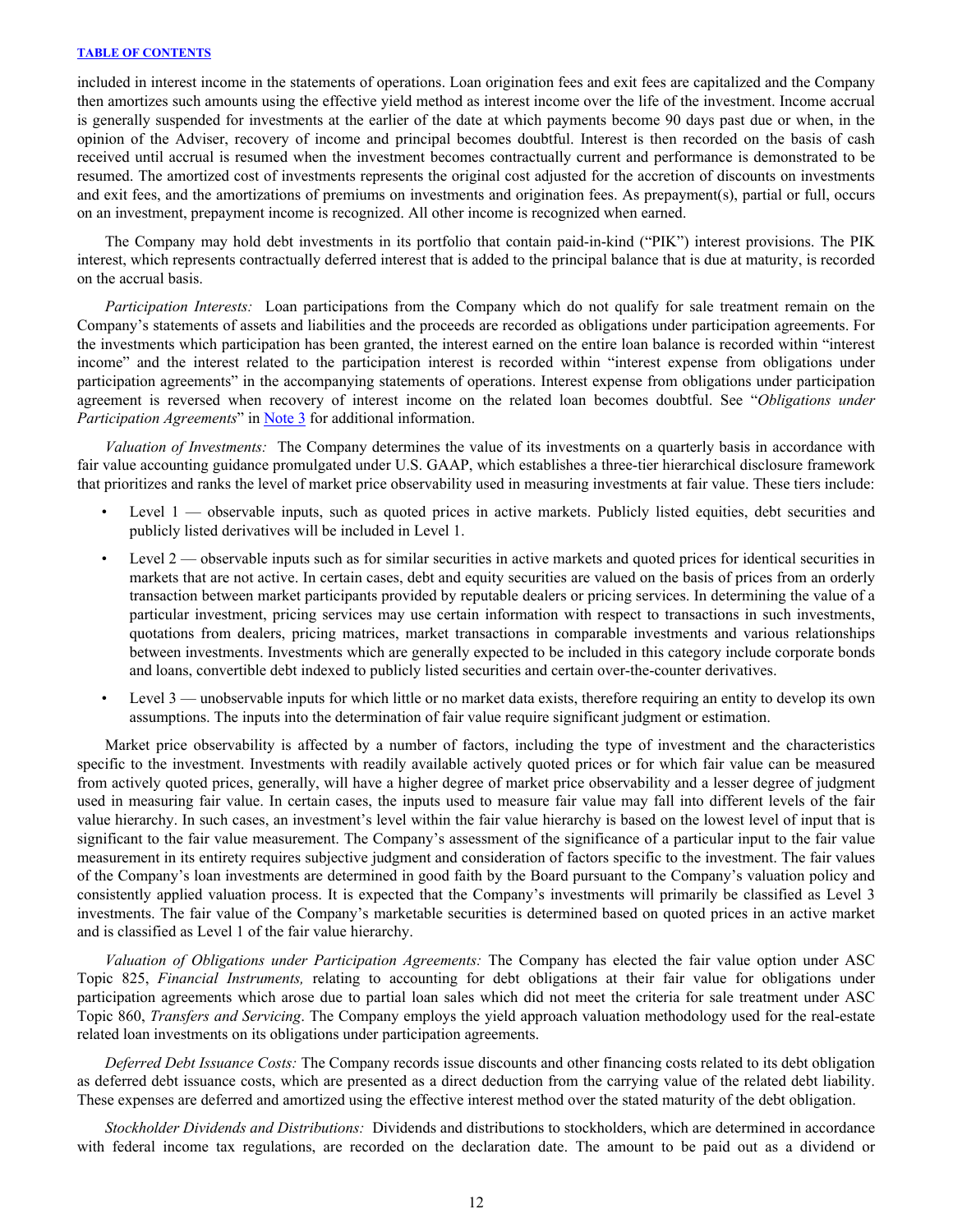included in interest income in the statements of operations. Loan origination fees and exit fees are capitalized and the Company then amortizes such amounts using the effective yield method as interest income over the life of the investment. Income accrual is generally suspended for investments at the earlier of the date at which payments become 90 days past due or when, in the opinion of the Adviser, recovery of income and principal becomes doubtful. Interest is then recorded on the basis of cash received until accrual is resumed when the investment becomes contractually current and performance is demonstrated to be resumed. The amortized cost of investments represents the original cost adjusted for the accretion of discounts on investments and exit fees, and the amortizations of premiums on investments and origination fees. As prepayment(s), partial or full, occurs on an investment, prepayment income is recognized. All other income is recognized when earned.

The Company may hold debt investments in its portfolio that contain paid-in-kind ("PIK") interest provisions. The PIK interest, which represents contractually deferred interest that is added to the principal balance that is due at maturity, is recorded on the accrual basis.

*Participation Interests:* Loan participations from the Company which do not qualify for sale treatment remain on the Company's statements of assets and liabilities and the proceeds are recorded as obligations under participation agreements. For the investments which participation has been granted, the interest earned on the entire loan balance is recorded within "interest income" and the interest related to the participation interest is recorded within "interest expense from obligations under participation agreements" in the accompanying statements of operations. Interest expense from obligations under participation agreement is reversed when recovery of interest income on the related loan becomes doubtful. See "*Obligations under Participation Agreements*" in Note 3 for additional information.

*Valuation of Investments:* The Company determines the value of its investments on a quarterly basis in accordance with fair value accounting guidance promulgated under U.S. GAAP, which establishes a three-tier hierarchical disclosure framework that prioritizes and ranks the level of market price observability used in measuring investments at fair value. These tiers include:

- Level 1 — observable inputs, such as quoted prices in active markets. Publicly listed equities, debt securities and publicly listed derivatives will be included in Level 1.
- Level 2 — observable inputs such as for similar securities in active markets and quoted prices for identical securities in markets that are not active. In certain cases, debt and equity securities are valued on the basis of prices from an orderly transaction between market participants provided by reputable dealers or pricing services. In determining the value of a particular investment, pricing services may use certain information with respect to transactions in such investments, quotations from dealers, pricing matrices, market transactions in comparable investments and various relationships between investments. Investments which are generally expected to be included in this category include corporate bonds and loans, convertible debt indexed to publicly listed securities and certain over-the-counter derivatives.
- Level 3 — unobservable inputs for which little or no market data exists, therefore requiring an entity to develop its own assumptions. The inputs into the determination of fair value require significant judgment or estimation.

Market price observability is affected by a number of factors, including the type of investment and the characteristics specific to the investment. Investments with readily available actively quoted prices or for which fair value can be measured from actively quoted prices, generally, will have a higher degree of market price observability and a lesser degree of judgment used in measuring fair value. In certain cases, the inputs used to measure fair value may fall into different levels of the fair value hierarchy. In such cases, an investment's level within the fair value hierarchy is based on the lowest level of input that is significant to the fair value measurement. The Company's assessment of the significance of a particular input to the fair value measurement in its entirety requires subjective judgment and consideration of factors specific to the investment. The fair values of the Company's loan investments are determined in good faith by the Board pursuant to the Company's valuation policy and consistently applied valuation process. It is expected that the Company's investments will primarily be classified as Level 3 investments. The fair value of the Company's marketable securities is determined based on quoted prices in an active market and is classified as Level 1 of the fair value hierarchy.

*Valuation of Obligations under Participation Agreements:* The Company has elected the fair value option under ASC Topic 825, *Financial Instruments,* relating to accounting for debt obligations at their fair value for obligations under participation agreements which arose due to partial loan sales which did not meet the criteria for sale treatment under ASC Topic 860, *Transfers and Servicing*. The Company employs the yield approach valuation methodology used for the real-estate related loan investments on its obligations under participation agreements.

*Deferred Debt Issuance Costs:* The Company records issue discounts and other financing costs related to its debt obligation as deferred debt issuance costs, which are presented as a direct deduction from the carrying value of the related debt liability. These expenses are deferred and amortized using the effective interest method over the stated maturity of the debt obligation.

*Stockholder Dividends and Distributions:* Dividends and distributions to stockholders, which are determined in accordance with federal income tax regulations, are recorded on the declaration date. The amount to be paid out as a dividend or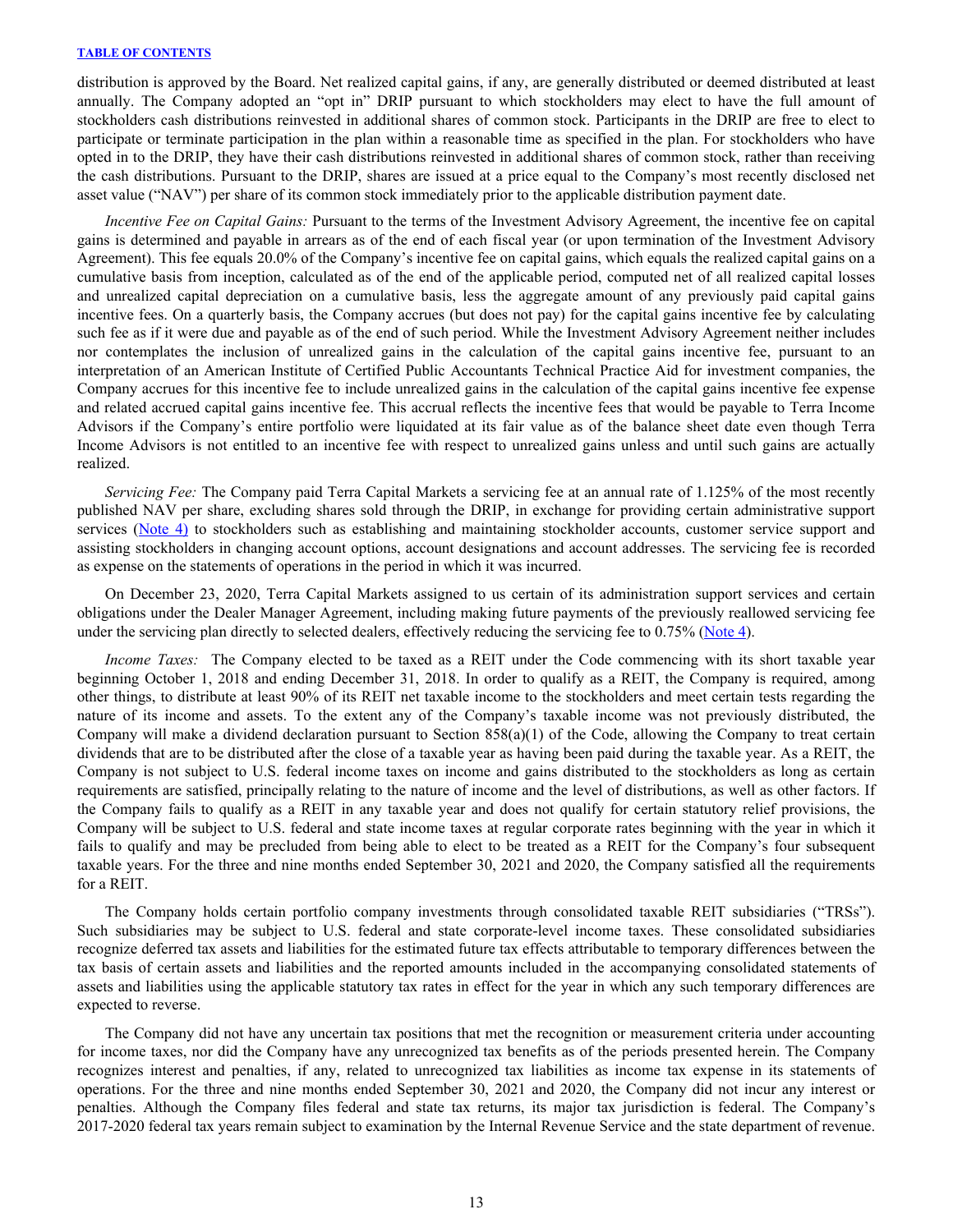distribution is approved by the Board. Net realized capital gains, if any, are generally distributed or deemed distributed at least annually. The Company adopted an "opt in" DRIP pursuant to which stockholders may elect to have the full amount of stockholders cash distributions reinvested in additional shares of common stock. Participants in the DRIP are free to elect to participate or terminate participation in the plan within a reasonable time as specified in the plan. For stockholders who have opted in to the DRIP, they have their cash distributions reinvested in additional shares of common stock, rather than receiving the cash distributions. Pursuant to the DRIP, shares are issued at a price equal to the Company's most recently disclosed net asset value ("NAV") per share of its common stock immediately prior to the applicable distribution payment date.

*Incentive Fee on Capital Gains:* Pursuant to the terms of the Investment Advisory Agreement, the incentive fee on capital gains is determined and payable in arrears as of the end of each fiscal year (or upon termination of the Investment Advisory Agreement). This fee equals 20.0% of the Company's incentive fee on capital gains, which equals the realized capital gains on a cumulative basis from inception, calculated as of the end of the applicable period, computed net of all realized capital losses and unrealized capital depreciation on a cumulative basis, less the aggregate amount of any previously paid capital gains incentive fees. On a quarterly basis, the Company accrues (but does not pay) for the capital gains incentive fee by calculating such fee as if it were due and payable as of the end of such period. While the Investment Advisory Agreement neither includes nor contemplates the inclusion of unrealized gains in the calculation of the capital gains incentive fee, pursuant to an interpretation of an American Institute of Certified Public Accountants Technical Practice Aid for investment companies, the Company accrues for this incentive fee to include unrealized gains in the calculation of the capital gains incentive fee expense and related accrued capital gains incentive fee. This accrual reflects the incentive fees that would be payable to Terra Income Advisors if the Company's entire portfolio were liquidated at its fair value as of the balance sheet date even though Terra Income Advisors is not entitled to an incentive fee with respect to unrealized gains unless and until such gains are actually realized.

*Servicing Fee:* The Company paid Terra Capital Markets a servicing fee at an annual rate of 1.125% of the most recently published NAV per share, excluding shares sold through the DRIP, in exchange for providing certain administrative support services (Note 4) to stockholders such as establishing and maintaining stockholder accounts, customer service support and assisting stockholders in changing account options, account designations and account addresses. The servicing fee is recorded as expense on the statements of operations in the period in which it was incurred.

On December 23, 2020, Terra Capital Markets assigned to us certain of its administration support services and certain obligations under the Dealer Manager Agreement, including making future payments of the previously reallowed servicing fee under the servicing plan directly to selected dealers, effectively reducing the servicing fee to 0.75% (Note 4).

*Income Taxes:* The Company elected to be taxed as a REIT under the Code commencing with its short taxable year beginning October 1, 2018 and ending December 31, 2018. In order to qualify as a REIT, the Company is required, among other things, to distribute at least 90% of its REIT net taxable income to the stockholders and meet certain tests regarding the nature of its income and assets. To the extent any of the Company's taxable income was not previously distributed, the Company will make a dividend declaration pursuant to Section 858(a)(1) of the Code, allowing the Company to treat certain dividends that are to be distributed after the close of a taxable year as having been paid during the taxable year. As a REIT, the Company is not subject to U.S. federal income taxes on income and gains distributed to the stockholders as long as certain requirements are satisfied, principally relating to the nature of income and the level of distributions, as well as other factors. If the Company fails to qualify as a REIT in any taxable year and does not qualify for certain statutory relief provisions, the Company will be subject to U.S. federal and state income taxes at regular corporate rates beginning with the year in which it fails to qualify and may be precluded from being able to elect to be treated as a REIT for the Company's four subsequent taxable years. For the three and nine months ended September 30, 2021 and 2020, the Company satisfied all the requirements for a REIT.

The Company holds certain portfolio company investments through consolidated taxable REIT subsidiaries ("TRSs"). Such subsidiaries may be subject to U.S. federal and state corporate-level income taxes. These consolidated subsidiaries recognize deferred tax assets and liabilities for the estimated future tax effects attributable to temporary differences between the tax basis of certain assets and liabilities and the reported amounts included in the accompanying consolidated statements of assets and liabilities using the applicable statutory tax rates in effect for the year in which any such temporary differences are expected to reverse.

The Company did not have any uncertain tax positions that met the recognition or measurement criteria under accounting for income taxes, nor did the Company have any unrecognized tax benefits as of the periods presented herein. The Company recognizes interest and penalties, if any, related to unrecognized tax liabilities as income tax expense in its statements of operations. For the three and nine months ended September 30, 2021 and 2020, the Company did not incur any interest or penalties. Although the Company files federal and state tax returns, its major tax jurisdiction is federal. The Company's 2017-2020 federal tax years remain subject to examination by the Internal Revenue Service and the state department of revenue.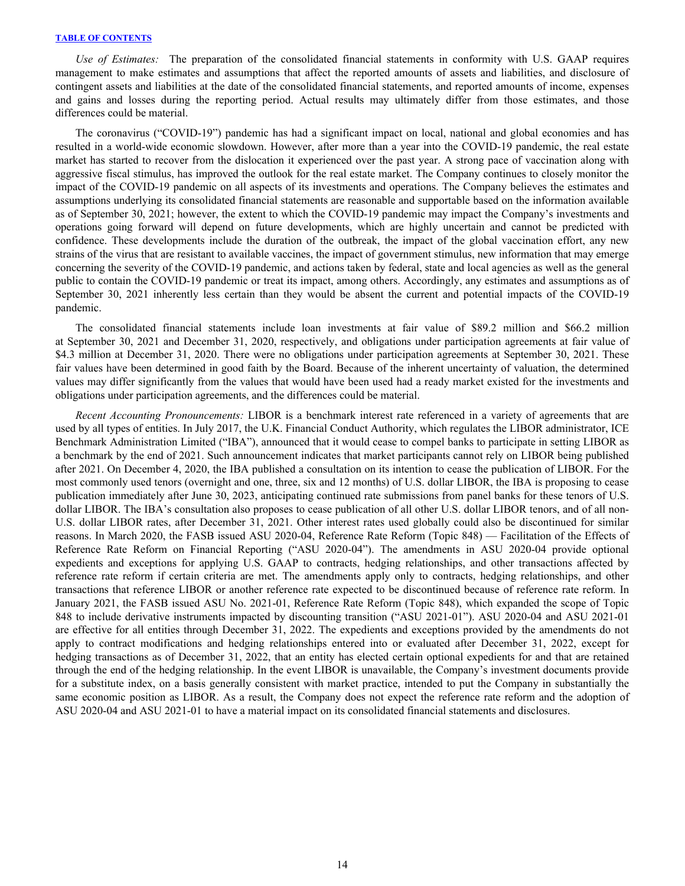*Use of Estimates:* The preparation of the consolidated financial statements in conformity with U.S. GAAP requires management to make estimates and assumptions that affect the reported amounts of assets and liabilities, and disclosure of contingent assets and liabilities at the date of the consolidated financial statements, and reported amounts of income, expenses and gains and losses during the reporting period. Actual results may ultimately differ from those estimates, and those differences could be material.

The coronavirus ("COVID-19") pandemic has had a significant impact on local, national and global economies and has resulted in a world-wide economic slowdown. However, after more than a year into the COVID-19 pandemic, the real estate market has started to recover from the dislocation it experienced over the past year. A strong pace of vaccination along with aggressive fiscal stimulus, has improved the outlook for the real estate market. The Company continues to closely monitor the impact of the COVID-19 pandemic on all aspects of its investments and operations. The Company believes the estimates and assumptions underlying its consolidated financial statements are reasonable and supportable based on the information available as of September 30, 2021; however, the extent to which the COVID-19 pandemic may impact the Company's investments and operations going forward will depend on future developments, which are highly uncertain and cannot be predicted with confidence. These developments include the duration of the outbreak, the impact of the global vaccination effort, any new strains of the virus that are resistant to available vaccines, the impact of government stimulus, new information that may emerge concerning the severity of the COVID-19 pandemic, and actions taken by federal, state and local agencies as well as the general public to contain the COVID-19 pandemic or treat its impact, among others. Accordingly, any estimates and assumptions as of September 30, 2021 inherently less certain than they would be absent the current and potential impacts of the COVID-19 pandemic.

The consolidated financial statements include loan investments at fair value of $89.2 million and $66.2 million at September 30, 2021 and December 31, 2020, respectively, and obligations under participation agreements at fair value of $4.3 million at December 31, 2020. There were no obligations under participation agreements at September 30, 2021. These fair values have been determined in good faith by the Board. Because of the inherent uncertainty of valuation, the determined values may differ significantly from the values that would have been used had a ready market existed for the investments and obligations under participation agreements, and the differences could be material.

*Recent Accounting Pronouncements:* LIBOR is a benchmark interest rate referenced in a variety of agreements that are used by all types of entities. In July 2017, the U.K. Financial Conduct Authority, which regulates the LIBOR administrator, ICE Benchmark Administration Limited ("IBA"), announced that it would cease to compel banks to participate in setting LIBOR as a benchmark by the end of 2021. Such announcement indicates that market participants cannot rely on LIBOR being published after 2021. On December 4, 2020, the IBA published a consultation on its intention to cease the publication of LIBOR. For the most commonly used tenors (overnight and one, three, six and 12 months) of U.S. dollar LIBOR, the IBA is proposing to cease publication immediately after June 30, 2023, anticipating continued rate submissions from panel banks for these tenors of U.S. dollar LIBOR. The IBA's consultation also proposes to cease publication of all other U.S. dollar LIBOR tenors, and of all non-U.S. dollar LIBOR rates, after December 31, 2021. Other interest rates used globally could also be discontinued for similar reasons. In March 2020, the FASB issued ASU 2020-04, Reference Rate Reform (Topic 848) — Facilitation of the Effects of Reference Rate Reform on Financial Reporting ("ASU 2020-04"). The amendments in ASU 2020-04 provide optional expedients and exceptions for applying U.S. GAAP to contracts, hedging relationships, and other transactions affected by reference rate reform if certain criteria are met. The amendments apply only to contracts, hedging relationships, and other transactions that reference LIBOR or another reference rate expected to be discontinued because of reference rate reform. In January 2021, the FASB issued ASU No. 2021-01, Reference Rate Reform (Topic 848), which expanded the scope of Topic 848 to include derivative instruments impacted by discounting transition ("ASU 2021-01"). ASU 2020-04 and ASU 2021-01 are effective for all entities through December 31, 2022. The expedients and exceptions provided by the amendments do not apply to contract modifications and hedging relationships entered into or evaluated after December 31, 2022, except for hedging transactions as of December 31, 2022, that an entity has elected certain optional expedients for and that are retained through the end of the hedging relationship. In the event LIBOR is unavailable, the Company's investment documents provide for a substitute index, on a basis generally consistent with market practice, intended to put the Company in substantially the same economic position as LIBOR. As a result, the Company does not expect the reference rate reform and the adoption of ASU 2020-04 and ASU 2021-01 to have a material impact on its consolidated financial statements and disclosures.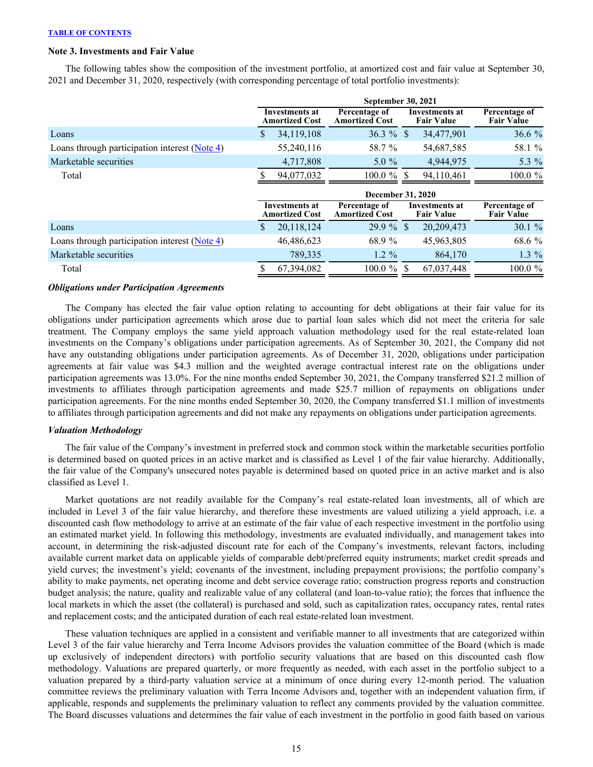### Note 3. Investments and Fair Value

The following tables show the composition of the investment portfolio, at amortized cost and fair value at September 30, 2021 and December 31, 2020, respectively (with corresponding percentage of total portfolio investments):

| | September 30, 2021 | | | |
|---|---|---|---|---|
| | Investments at Amortized Cost | Percentage of Amortized Cost | Investments at Fair Value | Percentage of Fair Value |
| Loans | $ 34,119,108 | 36.3 % | $ 34,477,901 | 36.6 % |
| Loans through participation interest (Note 4) | 55,240,116 | 58.7 % | 54,687,585 | 58.1 % |
| Marketable securities | 4,717,808 | 5.0 % | 4,944,975 | 5.3 % |
| Total | $ 94,077,032 | 100.0 % | $ 94,110,461 | 100.0 % |

| | December 31, 2020 | | | |
|---|---|---|---|---|
| | Investments at Amortized Cost | Percentage of Amortized Cost | Investments at Fair Value | Percentage of Fair Value |
| Loans | $ 20,118,124 | 29.9 % | $ 20,209,473 | 30.1 % |
| Loans through participation interest (Note 4) | 46,486,623 | 68.9 % | 45,963,805 | 68.6 % |
| Marketable securities | 789,335 | 1.2 % | 864,170 | 1.3 % |
| Total | $ 67,394,082 | 100.0 % | $ 67,037,448 | 100.0 % |

***Obligations under Participation Agreements***

The Company has elected the fair value option relating to accounting for debt obligations at their fair value for its obligations under participation agreements which arose due to partial loan sales which did not meet the criteria for sale treatment. The Company employs the same yield approach valuation methodology used for the real estate-related loan investments on the Company's obligations under participation agreements. As of September 30, 2021, the Company did not have any outstanding obligations under participation agreements. As of December 31, 2020, obligations under participation agreements at fair value was $4.3 million and the weighted average contractual interest rate on the obligations under participation agreements was 13.0%. For the nine months ended September 30, 2021, the Company transferred $21.2 million of investments to affiliates through participation agreements and made $25.7 million of repayments on obligations under participation agreements. For the nine months ended September 30, 2020, the Company transferred $1.1 million of investments to affiliates through participation agreements and did not make any repayments on obligations under participation agreements.

***Valuation Methodology***

The fair value of the Company's investment in preferred stock and common stock within the marketable securities portfolio is determined based on quoted prices in an active market and is classified as Level 1 of the fair value hierarchy. Additionally, the fair value of the Company's unsecured notes payable is determined based on quoted price in an active market and is also classified as Level 1.

Market quotations are not readily available for the Company's real estate-related loan investments, all of which are included in Level 3 of the fair value hierarchy, and therefore these investments are valued utilizing a yield approach, i.e. a discounted cash flow methodology to arrive at an estimate of the fair value of each respective investment in the portfolio using an estimated market yield. In following this methodology, investments are evaluated individually, and management takes into account, in determining the risk-adjusted discount rate for each of the Company's investments, relevant factors, including available current market data on applicable yields of comparable debt/preferred equity instruments; market credit spreads and yield curves; the investment's yield; covenants of the investment, including prepayment provisions; the portfolio company's ability to make payments, net operating income and debt service coverage ratio; construction progress reports and construction budget analysis; the nature, quality and realizable value of any collateral (and loan-to-value ratio); the forces that influence the local markets in which the asset (the collateral) is purchased and sold, such as capitalization rates, occupancy rates, rental rates and replacement costs; and the anticipated duration of each real estate-related loan investment.

These valuation techniques are applied in a consistent and verifiable manner to all investments that are categorized within Level 3 of the fair value hierarchy and Terra Income Advisors provides the valuation committee of the Board (which is made up exclusively of independent directors) with portfolio security valuations that are based on this discounted cash flow methodology. Valuations are prepared quarterly, or more frequently as needed, with each asset in the portfolio subject to a valuation prepared by a third-party valuation service at a minimum of once during every 12-month period. The valuation committee reviews the preliminary valuation with Terra Income Advisors and, together with an independent valuation firm, if applicable, responds and supplements the preliminary valuation to reflect any comments provided by the valuation committee. The Board discusses valuations and determines the fair value of each investment in the portfolio in good faith based on various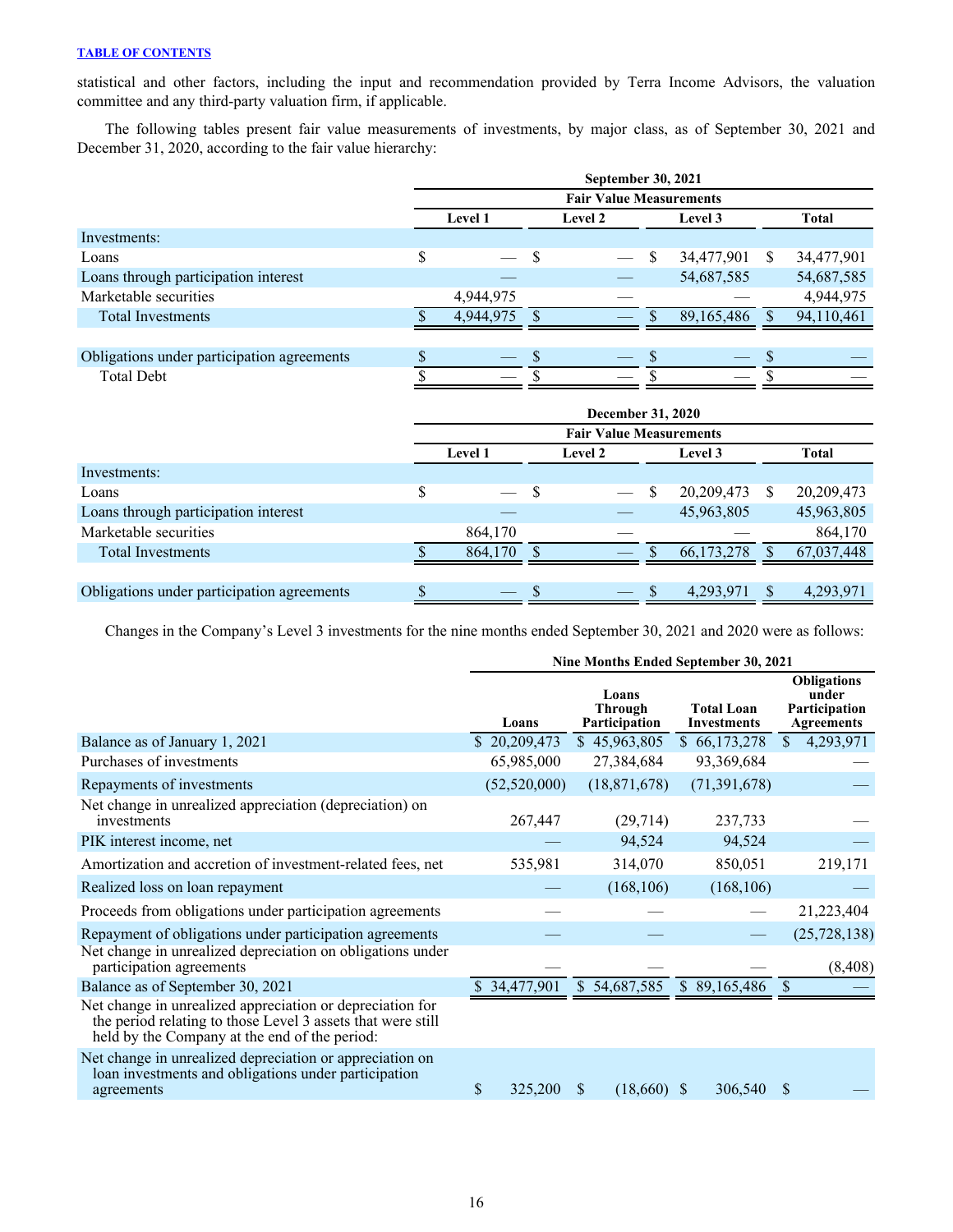statistical and other factors, including the input and recommendation provided by Terra Income Advisors, the valuation committee and any third-party valuation firm, if applicable.

The following tables present fair value measurements of investments, by major class, as of September 30, 2021 and December 31, 2020, according to the fair value hierarchy:

| | September 30, 2021 | | | |
|---|---|---|---|---|
| | Fair Value Measurements | | | |
| | Level 1 | Level 2 | Level 3 | Total |
| Investments: | | | | |
| Loans | $ — | $ — | $ 34,477,901 | $ 34,477,901 |
| Loans through participation interest | — | — | 54,687,585 | 54,687,585 |
| Marketable securities | 4,944,975 | — | — | 4,944,975 |
| Total Investments | $ 4,944,975 | $ — | $ 89,165,486 | $ 94,110,461 |
| | | | | |
| Obligations under participation agreements | $ — | $ — | $ — | $ — |
| Total Debt | $ — | $ — | $ — | $ — |

| | December 31, 2020 | | | |
|---|---|---|---|---|
| | Fair Value Measurements | | | |
| | Level 1 | Level 2 | Level 3 | Total |
| Investments: | | | | |
| Loans | $ — | $ — | $ 20,209,473 | $ 20,209,473 |
| Loans through participation interest | — | — | 45,963,805 | 45,963,805 |
| Marketable securities | 864,170 | — | — | 864,170 |
| Total Investments | $ 864,170 | $ — | $ 66,173,278 | $ 67,037,448 |
| | | | | |
| Obligations under participation agreements | $ — | $ — | $ 4,293,971 | $ 4,293,971 |

Changes in the Company's Level 3 investments for the nine months ended September 30, 2021 and 2020 were as follows:

| | Nine Months Ended September 30, 2021 | | | |
|---|---|---|---|---|
| | Loans | Loans Through Participation | Total Loan Investments | Obligations under Participation Agreements |
| Balance as of January 1, 2021 | $ 20,209,473 | $ 45,963,805 | $ 66,173,278 | $ 4,293,971 |
| Purchases of investments | 65,985,000 | 27,384,684 | 93,369,684 | — |
| Repayments of investments | (52,520,000) | (18,871,678) | (71,391,678) | — |
| Net change in unrealized appreciation (depreciation) on investments | 267,447 | (29,714) | 237,733 | — |
| PIK interest income, net | — | 94,524 | 94,524 | — |
| Amortization and accretion of investment-related fees, net | 535,981 | 314,070 | 850,051 | 219,171 |
| Realized loss on loan repayment | — | (168,106) | (168,106) | — |
| Proceeds from obligations under participation agreements | — | — | — | 21,223,404 |
| Repayment of obligations under participation agreements | — | — | — | (25,728,138) |
| Net change in unrealized depreciation on obligations under participation agreements | — | — | — | (8,408) |
| Balance as of September 30, 2021 | $ 34,477,901 | $ 54,687,585 | $ 89,165,486 | $ — |
| Net change in unrealized appreciation or depreciation for the period relating to those Level 3 assets that were still held by the Company at the end of the period: | | | | |
| Net change in unrealized depreciation or appreciation on loan investments and obligations under participation agreements | $ 325,200 | $ (18,660) | $ 306,540 | $ — |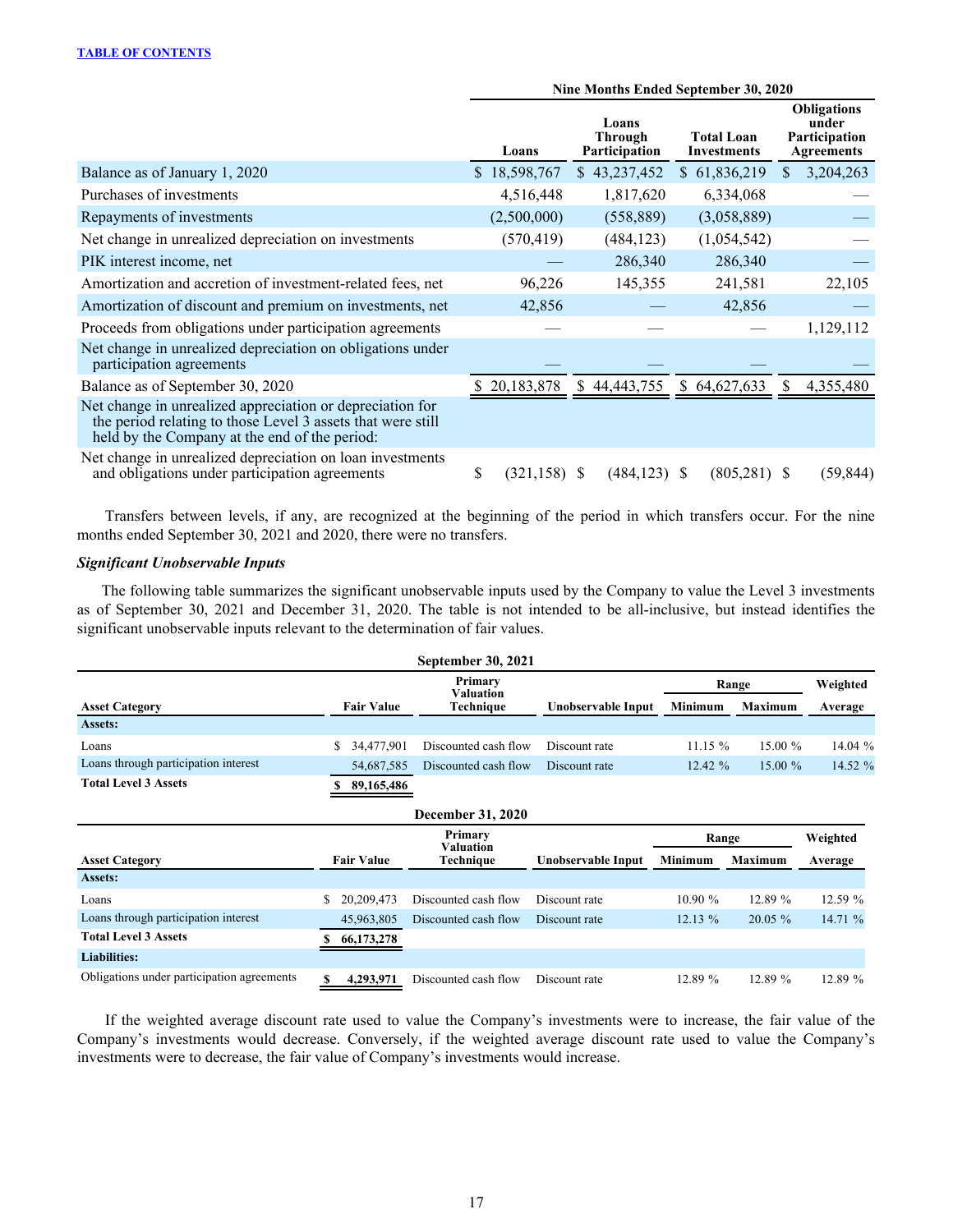TABLE OF CONTENTS

| | Nine Months Ended September 30, 2020 | | | |
|---|---|---|---|---|
| | Loans | Loans Through Participation | Total Loan Investments | Obligations under Participation Agreements |
| Balance as of January 1, 2020 | $ 18,598,767 | $ 43,237,452 | $ 61,836,219 | $ 3,204,263 |
| Purchases of investments | 4,516,448 | 1,817,620 | 6,334,068 | — |
| Repayments of investments | (2,500,000) | (558,889) | (3,058,889) | — |
| Net change in unrealized depreciation on investments | (570,419) | (484,123) | (1,054,542) | — |
| PIK interest income, net | — | 286,340 | 286,340 | — |
| Amortization and accretion of investment-related fees, net | 96,226 | 145,355 | 241,581 | 22,105 |
| Amortization of discount and premium on investments, net | 42,856 | — | 42,856 | — |
| Proceeds from obligations under participation agreements | — | — | — | 1,129,112 |
| Net change in unrealized depreciation on obligations under participation agreements | — | — | — | — |
| Balance as of September 30, 2020 | $ 20,183,878 | $ 44,443,755 | $ 64,627,633 | $ 4,355,480 |
| Net change in unrealized appreciation or depreciation for the period relating to those Level 3 assets that were still held by the Company at the end of the period: | | | | |
| Net change in unrealized depreciation on loan investments and obligations under participation agreements | $ (321,158) | $ (484,123) | $ (805,281) | $ (59,844) |

Transfers between levels, if any, are recognized at the beginning of the period in which transfers occur. For the nine months ended September 30, 2021 and 2020, there were no transfers.

***Significant Unobservable Inputs***

The following table summarizes the significant unobservable inputs used by the Company to value the Level 3 investments as of September 30, 2021 and December 31, 2020. The table is not intended to be all-inclusive, but instead identifies the significant unobservable inputs relevant to the determination of fair values.

| September 30, 2021 | | | | | | |
|---|---|---|---|---|---|---|
| | | | | Range | | Weighted |
| Asset Category | Fair Value | Primary Valuation Technique | Unobservable Input | Minimum | Maximum | Average |
| **Assets:** | | | | | | |
| Loans | $ 34,477,901 | Discounted cash flow | Discount rate | 11.15 % | 15.00 % | 14.04 % |
| Loans through participation interest | 54,687,585 | Discounted cash flow | Discount rate | 12.42 % | 15.00 % | 14.52 % |
| **Total Level 3 Assets** | **$ 89,165,486** | | | | | |

| December 31, 2020 | | | | | | |
|---|---|---|---|---|---|---|
| | | | | Range | | Weighted |
| Asset Category | Fair Value | Primary Valuation Technique | Unobservable Input | Minimum | Maximum | Average |
| **Assets:** | | | | | | |
| Loans | $ 20,209,473 | Discounted cash flow | Discount rate | 10.90 % | 12.89 % | 12.59 % |
| Loans through participation interest | 45,963,805 | Discounted cash flow | Discount rate | 12.13 % | 20.05 % | 14.71 % |
| **Total Level 3 Assets** | **$ 66,173,278** | | | | | |
| **Liabilities:** | | | | | | |
| Obligations under participation agreements | **$ 4,293,971** | Discounted cash flow | Discount rate | 12.89 % | 12.89 % | 12.89 % |

If the weighted average discount rate used to value the Company's investments were to increase, the fair value of the Company's investments would decrease. Conversely, if the weighted average discount rate used to value the Company's investments were to decrease, the fair value of Company's investments would increase.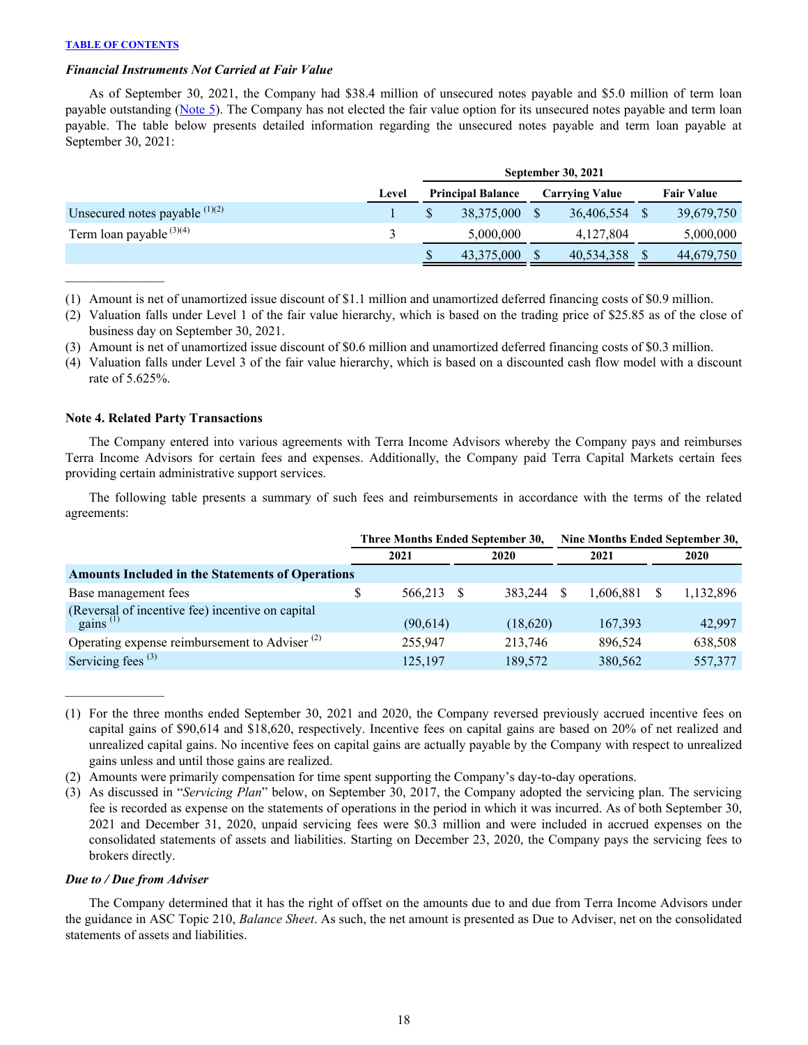[TABLE OF CONTENTS](#)

### *Financial Instruments Not Carried at Fair Value*

As of September 30, 2021, the Company had \$38.4 million of unsecured notes payable and \$5.0 million of term loan payable outstanding ([Note 5](#)). The Company has not elected the fair value option for its unsecured notes payable and term loan payable. The table below presents detailed information regarding the unsecured notes payable and term loan payable at September 30, 2021:

| | | September 30, 2021 | | |
|---|---|---|---|---|
| | Level | Principal Balance | Carrying Value | Fair Value |
| Unsecured notes payable [(1)(2)] | 1 | \$ 38,375,000 | \$ 36,406,554 | \$ 39,679,750 |
| Term loan payable [(3)(4)] | 3 | 5,000,000 | 4,127,804 | 5,000,000 |
| | | \$ 43,375,000 | \$ 40,534,358 | \$ 44,679,750 |

_______________

(1) Amount is net of unamortized issue discount of \$1.1 million and unamortized deferred financing costs of \$0.9 million.
(2) Valuation falls under Level 1 of the fair value hierarchy, which is based on the trading price of \$25.85 as of the close of business day on September 30, 2021.
(3) Amount is net of unamortized issue discount of \$0.6 million and unamortized deferred financing costs of \$0.3 million.
(4) Valuation falls under Level 3 of the fair value hierarchy, which is based on a discounted cash flow model with a discount rate of 5.625%.

### Note 4. Related Party Transactions

The Company entered into various agreements with Terra Income Advisors whereby the Company pays and reimburses Terra Income Advisors for certain fees and expenses. Additionally, the Company paid Terra Capital Markets certain fees providing certain administrative support services.

The following table presents a summary of such fees and reimbursements in accordance with the terms of the related agreements:

| | Three Months Ended September 30, | | Nine Months Ended September 30, | |
|---|---|---|---|---|
| | 2021 | 2020 | 2021 | 2020 |
| **Amounts Included in the Statements of Operations** | | | | |
| Base management fees | \$ 566,213 | \$ 383,244 | \$ 1,606,881 | \$ 1,132,896 |
| (Reversal of incentive fee) incentive on capital gains [(1)] | (90,614) | (18,620) | 167,393 | 42,997 |
| Operating expense reimbursement to Adviser [(2)] | 255,947 | 213,746 | 896,524 | 638,508 |
| Servicing fees [(3)] | 125,197 | 189,572 | 380,562 | 557,377 |

_______________

(1) For the three months ended September 30, 2021 and 2020, the Company reversed previously accrued incentive fees on capital gains of \$90,614 and \$18,620, respectively. Incentive fees on capital gains are based on 20% of net realized and unrealized capital gains. No incentive fees on capital gains are actually payable by the Company with respect to unrealized gains unless and until those gains are realized.
(2) Amounts were primarily compensation for time spent supporting the Company's day-to-day operations.
(3) As discussed in "*Servicing Plan*" below, on September 30, 2017, the Company adopted the servicing plan. The servicing fee is recorded as expense on the statements of operations in the period in which it was incurred. As of both September 30, 2021 and December 31, 2020, unpaid servicing fees were \$0.3 million and were included in accrued expenses on the consolidated statements of assets and liabilities. Starting on December 23, 2020, the Company pays the servicing fees to brokers directly.

### *Due to / Due from Adviser*

The Company determined that it has the right of offset on the amounts due to and due from Terra Income Advisors under the guidance in ASC Topic 210, *Balance Sheet*. As such, the net amount is presented as Due to Adviser, net on the consolidated statements of assets and liabilities.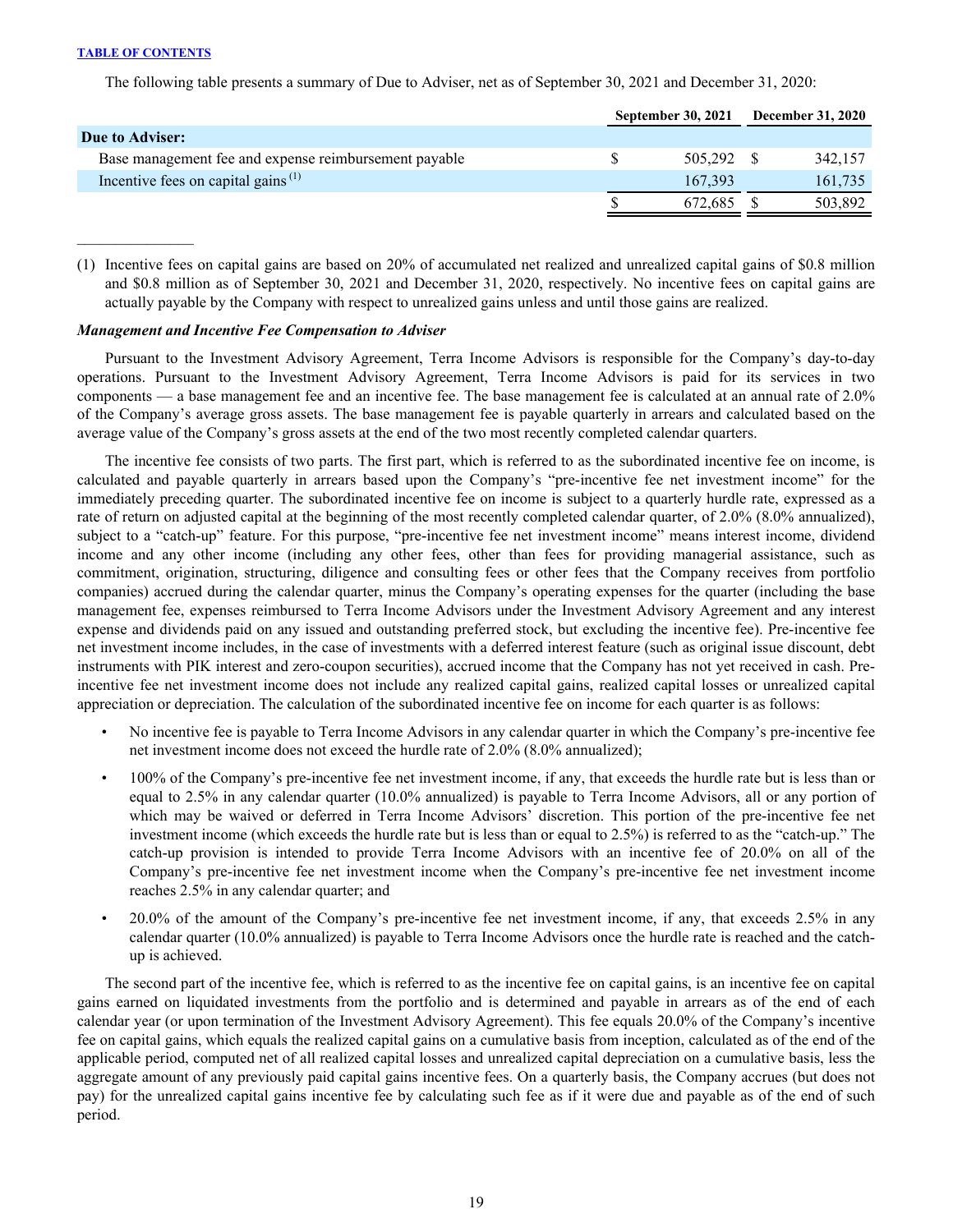The following table presents a summary of Due to Adviser, net as of September 30, 2021 and December 31, 2020:

| | September 30, 2021 | December 31, 2020 |
|---|---|---|
| **Due to Adviser:** | | |
| Base management fee and expense reimbursement payable | $ 505,292 | $ 342,157 |
| Incentive fees on capital gains [(1)] | 167,393 | 161,735 |
| | $ 672,685 | $ 503,892 |

(1) Incentive fees on capital gains are based on 20% of accumulated net realized and unrealized capital gains of $0.8 million and $0.8 million as of September 30, 2021 and December 31, 2020, respectively. No incentive fees on capital gains are actually payable by the Company with respect to unrealized gains unless and until those gains are realized.

***Management and Incentive Fee Compensation to Adviser***

Pursuant to the Investment Advisory Agreement, Terra Income Advisors is responsible for the Company's day-to-day operations. Pursuant to the Investment Advisory Agreement, Terra Income Advisors is paid for its services in two components — a base management fee and an incentive fee. The base management fee is calculated at an annual rate of 2.0% of the Company's average gross assets. The base management fee is payable quarterly in arrears and calculated based on the average value of the Company's gross assets at the end of the two most recently completed calendar quarters.

The incentive fee consists of two parts. The first part, which is referred to as the subordinated incentive fee on income, is calculated and payable quarterly in arrears based upon the Company's "pre-incentive fee net investment income" for the immediately preceding quarter. The subordinated incentive fee on income is subject to a quarterly hurdle rate, expressed as a rate of return on adjusted capital at the beginning of the most recently completed calendar quarter, of 2.0% (8.0% annualized), subject to a "catch-up" feature. For this purpose, "pre-incentive fee net investment income" means interest income, dividend income and any other income (including any other fees, other than fees for providing managerial assistance, such as commitment, origination, structuring, diligence and consulting fees or other fees that the Company receives from portfolio companies) accrued during the calendar quarter, minus the Company's operating expenses for the quarter (including the base management fee, expenses reimbursed to Terra Income Advisors under the Investment Advisory Agreement and any interest expense and dividends paid on any issued and outstanding preferred stock, but excluding the incentive fee). Pre-incentive fee net investment income includes, in the case of investments with a deferred interest feature (such as original issue discount, debt instruments with PIK interest and zero-coupon securities), accrued income that the Company has not yet received in cash. Pre-incentive fee net investment income does not include any realized capital gains, realized capital losses or unrealized capital appreciation or depreciation. The calculation of the subordinated incentive fee on income for each quarter is as follows:

- No incentive fee is payable to Terra Income Advisors in any calendar quarter in which the Company's pre-incentive fee net investment income does not exceed the hurdle rate of 2.0% (8.0% annualized);
- 100% of the Company's pre-incentive fee net investment income, if any, that exceeds the hurdle rate but is less than or equal to 2.5% in any calendar quarter (10.0% annualized) is payable to Terra Income Advisors, all or any portion of which may be waived or deferred in Terra Income Advisors' discretion. This portion of the pre-incentive fee net investment income (which exceeds the hurdle rate but is less than or equal to 2.5%) is referred to as the "catch-up." The catch-up provision is intended to provide Terra Income Advisors with an incentive fee of 20.0% on all of the Company's pre-incentive fee net investment income when the Company's pre-incentive fee net investment income reaches 2.5% in any calendar quarter; and
- 20.0% of the amount of the Company's pre-incentive fee net investment income, if any, that exceeds 2.5% in any calendar quarter (10.0% annualized) is payable to Terra Income Advisors once the hurdle rate is reached and the catch-up is achieved.

The second part of the incentive fee, which is referred to as the incentive fee on capital gains, is an incentive fee on capital gains earned on liquidated investments from the portfolio and is determined and payable in arrears as of the end of each calendar year (or upon termination of the Investment Advisory Agreement). This fee equals 20.0% of the Company's incentive fee on capital gains, which equals the realized capital gains on a cumulative basis from inception, calculated as of the end of the applicable period, computed net of all realized capital losses and unrealized capital depreciation on a cumulative basis, less the aggregate amount of any previously paid capital gains incentive fees. On a quarterly basis, the Company accrues (but does not pay) for the unrealized capital gains incentive fee by calculating such fee as if it were due and payable as of the end of such period.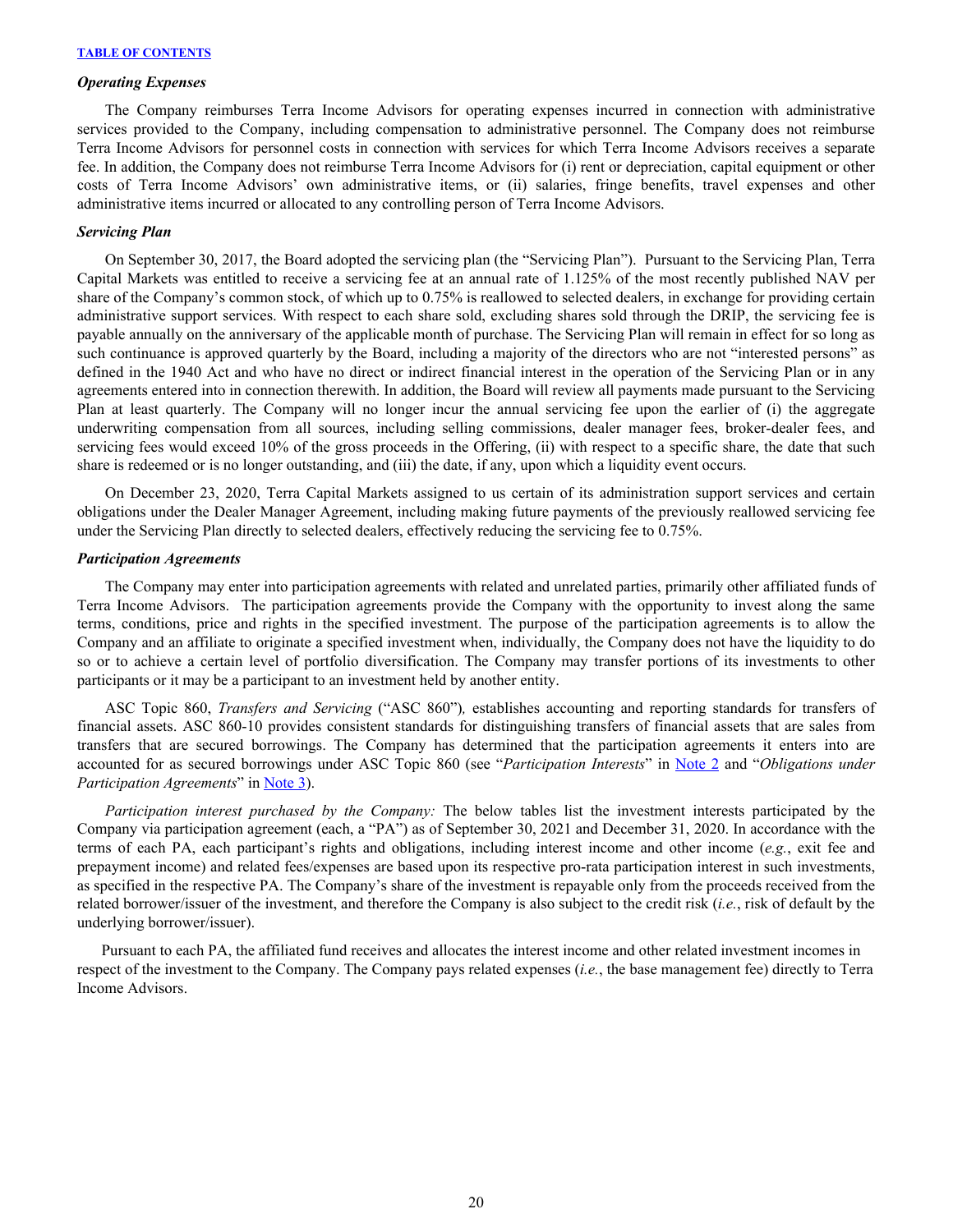### *Operating Expenses*

The Company reimburses Terra Income Advisors for operating expenses incurred in connection with administrative services provided to the Company, including compensation to administrative personnel. The Company does not reimburse Terra Income Advisors for personnel costs in connection with services for which Terra Income Advisors receives a separate fee. In addition, the Company does not reimburse Terra Income Advisors for (i) rent or depreciation, capital equipment or other costs of Terra Income Advisors' own administrative items, or (ii) salaries, fringe benefits, travel expenses and other administrative items incurred or allocated to any controlling person of Terra Income Advisors.

### *Servicing Plan*

On September 30, 2017, the Board adopted the servicing plan (the "Servicing Plan"). Pursuant to the Servicing Plan, Terra Capital Markets was entitled to receive a servicing fee at an annual rate of 1.125% of the most recently published NAV per share of the Company's common stock, of which up to 0.75% is reallowed to selected dealers, in exchange for providing certain administrative support services. With respect to each share sold, excluding shares sold through the DRIP, the servicing fee is payable annually on the anniversary of the applicable month of purchase. The Servicing Plan will remain in effect for so long as such continuance is approved quarterly by the Board, including a majority of the directors who are not "interested persons" as defined in the 1940 Act and who have no direct or indirect financial interest in the operation of the Servicing Plan or in any agreements entered into in connection therewith. In addition, the Board will review all payments made pursuant to the Servicing Plan at least quarterly. The Company will no longer incur the annual servicing fee upon the earlier of (i) the aggregate underwriting compensation from all sources, including selling commissions, dealer manager fees, broker-dealer fees, and servicing fees would exceed 10% of the gross proceeds in the Offering, (ii) with respect to a specific share, the date that such share is redeemed or is no longer outstanding, and (iii) the date, if any, upon which a liquidity event occurs.

On December 23, 2020, Terra Capital Markets assigned to us certain of its administration support services and certain obligations under the Dealer Manager Agreement, including making future payments of the previously reallowed servicing fee under the Servicing Plan directly to selected dealers, effectively reducing the servicing fee to 0.75%.

### *Participation Agreements*

The Company may enter into participation agreements with related and unrelated parties, primarily other affiliated funds of Terra Income Advisors. The participation agreements provide the Company with the opportunity to invest along the same terms, conditions, price and rights in the specified investment. The purpose of the participation agreements is to allow the Company and an affiliate to originate a specified investment when, individually, the Company does not have the liquidity to do so or to achieve a certain level of portfolio diversification. The Company may transfer portions of its investments to other participants or it may be a participant to an investment held by another entity.

ASC Topic 860, *Transfers and Servicing* ("ASC 860"), establishes accounting and reporting standards for transfers of financial assets. ASC 860-10 provides consistent standards for distinguishing transfers of financial assets that are sales from transfers that are secured borrowings. The Company has determined that the participation agreements it enters into are accounted for as secured borrowings under ASC Topic 860 (see "*Participation Interests*" in Note 2 and "*Obligations under Participation Agreements*" in Note 3).

*Participation interest purchased by the Company:* The below tables list the investment interests participated by the Company via participation agreement (each, a "PA") as of September 30, 2021 and December 31, 2020. In accordance with the terms of each PA, each participant's rights and obligations, including interest income and other income (*e.g.*, exit fee and prepayment income) and related fees/expenses are based upon its respective pro-rata participation interest in such investments, as specified in the respective PA. The Company's share of the investment is repayable only from the proceeds received from the related borrower/issuer of the investment, and therefore the Company is also subject to the credit risk (*i.e.*, risk of default by the underlying borrower/issuer).

Pursuant to each PA, the affiliated fund receives and allocates the interest income and other related investment incomes in respect of the investment to the Company. The Company pays related expenses (*i.e.*, the base management fee) directly to Terra Income Advisors.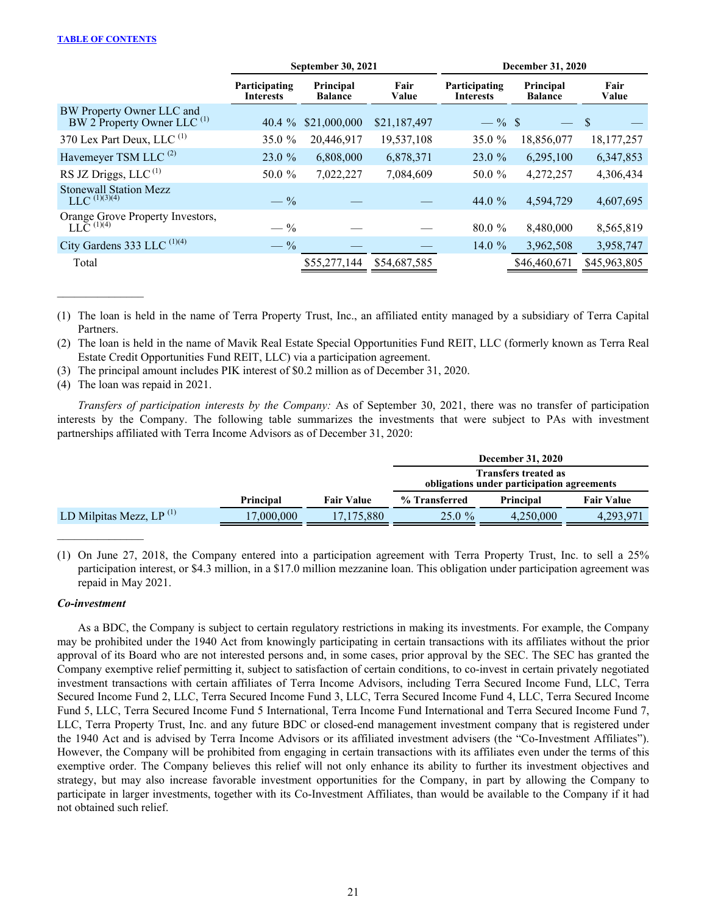| | September 30, 2021 | | | December 31, 2020 | | |
|---|---|---|---|---|---|---|
| | Participating Interests | Principal Balance | Fair Value | Participating Interests | Principal Balance | Fair Value |
| BW Property Owner LLC and BW 2 Property Owner LLC [(1)] | 40.4 % | $21,000,000 | $21,187,497 | — % | $ — | $ — |
| 370 Lex Part Deux, LLC [(1)] | 35.0 % | 20,446,917 | 19,537,108 | 35.0 % | 18,856,077 | 18,177,257 |
| Havemeyer TSM LLC [(2)] | 23.0 % | 6,808,000 | 6,878,371 | 23.0 % | 6,295,100 | 6,347,853 |
| RS JZ Driggs, LLC [(1)] | 50.0 % | 7,022,227 | 7,084,609 | 50.0 % | 4,272,257 | 4,306,434 |
| Stonewall Station Mezz LLC [(1)(3)(4)] | — % | — | — | 44.0 % | 4,594,729 | 4,607,695 |
| Orange Grove Property Investors, LLC [(1)(4)] | — % | — | — | 80.0 % | 8,480,000 | 8,565,819 |
| City Gardens 333 LLC [(1)(4)] | — % | — | — | 14.0 % | 3,962,508 | 3,958,747 |
| Total | | $55,277,144 | $54,687,585 | | $46,460,671 | $45,963,805 |

(1) The loan is held in the name of Terra Property Trust, Inc., an affiliated entity managed by a subsidiary of Terra Capital Partners.

(2) The loan is held in the name of Mavik Real Estate Special Opportunities Fund REIT, LLC (formerly known as Terra Real Estate Credit Opportunities Fund REIT, LLC) via a participation agreement.

(3) The principal amount includes PIK interest of $0.2 million as of December 31, 2020.

(4) The loan was repaid in 2021.

*Transfers of participation interests by the Company:* As of September 30, 2021, there was no transfer of participation interests by the Company. The following table summarizes the investments that were subject to PAs with investment partnerships affiliated with Terra Income Advisors as of December 31, 2020:

| | December 31, 2020 | | | | |
|---|---|---|---|---|---|
| | | | Transfers treated as obligations under participation agreements | | |
| | Principal | Fair Value | % Transferred | Principal | Fair Value |
| LD Milpitas Mezz, LP [(1)] | 17,000,000 | 17,175,880 | 25.0 % | 4,250,000 | 4,293,971 |

(1) On June 27, 2018, the Company entered into a participation agreement with Terra Property Trust, Inc. to sell a 25% participation interest, or $4.3 million, in a $17.0 million mezzanine loan. This obligation under participation agreement was repaid in May 2021.

***Co-investment***

As a BDC, the Company is subject to certain regulatory restrictions in making its investments. For example, the Company may be prohibited under the 1940 Act from knowingly participating in certain transactions with its affiliates without the prior approval of its Board who are not interested persons and, in some cases, prior approval by the SEC. The SEC has granted the Company exemptive relief permitting it, subject to satisfaction of certain conditions, to co-invest in certain privately negotiated investment transactions with certain affiliates of Terra Income Advisors, including Terra Secured Income Fund, LLC, Terra Secured Income Fund 2, LLC, Terra Secured Income Fund 3, LLC, Terra Secured Income Fund 4, LLC, Terra Secured Income Fund 5, LLC, Terra Secured Income Fund 5 International, Terra Income Fund International and Terra Secured Income Fund 7, LLC, Terra Property Trust, Inc. and any future BDC or closed-end management investment company that is registered under the 1940 Act and is advised by Terra Income Advisors or its affiliated investment advisers (the "Co-Investment Affiliates"). However, the Company will be prohibited from engaging in certain transactions with its affiliates even under the terms of this exemptive order. The Company believes this relief will not only enhance its ability to further its investment objectives and strategy, but may also increase favorable investment opportunities for the Company, in part by allowing the Company to participate in larger investments, together with its Co-Investment Affiliates, than would be available to the Company if it had not obtained such relief.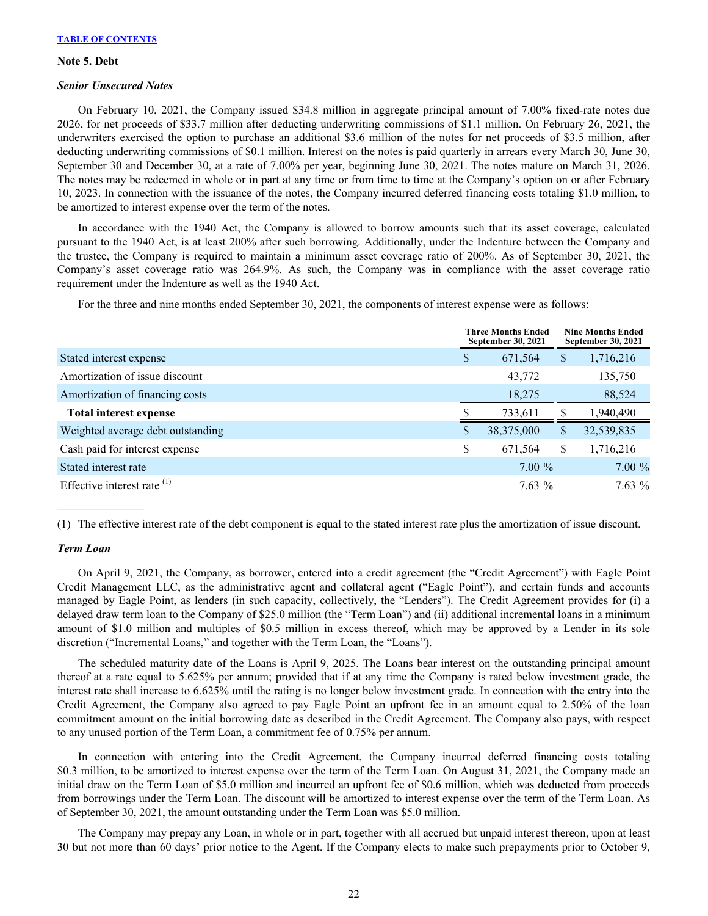## Note 5. Debt

### *Senior Unsecured Notes*

On February 10, 2021, the Company issued $34.8 million in aggregate principal amount of 7.00% fixed-rate notes due 2026, for net proceeds of $33.7 million after deducting underwriting commissions of $1.1 million. On February 26, 2021, the underwriters exercised the option to purchase an additional $3.6 million of the notes for net proceeds of $3.5 million, after deducting underwriting commissions of $0.1 million. Interest on the notes is paid quarterly in arrears every March 30, June 30, September 30 and December 30, at a rate of 7.00% per year, beginning June 30, 2021. The notes mature on March 31, 2026. The notes may be redeemed in whole or in part at any time or from time to time at the Company's option on or after February 10, 2023. In connection with the issuance of the notes, the Company incurred deferred financing costs totaling $1.0 million, to be amortized to interest expense over the term of the notes.

In accordance with the 1940 Act, the Company is allowed to borrow amounts such that its asset coverage, calculated pursuant to the 1940 Act, is at least 200% after such borrowing. Additionally, under the Indenture between the Company and the trustee, the Company is required to maintain a minimum asset coverage ratio of 200%. As of September 30, 2021, the Company's asset coverage ratio was 264.9%. As such, the Company was in compliance with the asset coverage ratio requirement under the Indenture as well as the 1940 Act.

For the three and nine months ended September 30, 2021, the components of interest expense were as follows:

| | Three Months Ended September 30, 2021 | Nine Months Ended September 30, 2021 |
|---|---|---|
| Stated interest expense | $ 671,564 | $ 1,716,216 |
| Amortization of issue discount | 43,772 | 135,750 |
| Amortization of financing costs | 18,275 | 88,524 |
| **Total interest expense** | $ 733,611 | $ 1,940,490 |
| Weighted average debt outstanding | $ 38,375,000 | $ 32,539,835 |
| Cash paid for interest expense | $ 671,564 | $ 1,716,216 |
| Stated interest rate | 7.00 % | 7.00 % |
| Effective interest rate [(1)] | 7.63 % | 7.63 % |

(1) The effective interest rate of the debt component is equal to the stated interest rate plus the amortization of issue discount.

### *Term Loan*

On April 9, 2021, the Company, as borrower, entered into a credit agreement (the "Credit Agreement") with Eagle Point Credit Management LLC, as the administrative agent and collateral agent ("Eagle Point"), and certain funds and accounts managed by Eagle Point, as lenders (in such capacity, collectively, the "Lenders"). The Credit Agreement provides for (i) a delayed draw term loan to the Company of $25.0 million (the "Term Loan") and (ii) additional incremental loans in a minimum amount of $1.0 million and multiples of $0.5 million in excess thereof, which may be approved by a Lender in its sole discretion ("Incremental Loans," and together with the Term Loan, the "Loans").

The scheduled maturity date of the Loans is April 9, 2025. The Loans bear interest on the outstanding principal amount thereof at a rate equal to 5.625% per annum; provided that if at any time the Company is rated below investment grade, the interest rate shall increase to 6.625% until the rating is no longer below investment grade. In connection with the entry into the Credit Agreement, the Company also agreed to pay Eagle Point an upfront fee in an amount equal to 2.50% of the loan commitment amount on the initial borrowing date as described in the Credit Agreement. The Company also pays, with respect to any unused portion of the Term Loan, a commitment fee of 0.75% per annum.

In connection with entering into the Credit Agreement, the Company incurred deferred financing costs totaling $0.3 million, to be amortized to interest expense over the term of the Term Loan. On August 31, 2021, the Company made an initial draw on the Term Loan of $5.0 million and incurred an upfront fee of $0.6 million, which was deducted from proceeds from borrowings under the Term Loan. The discount will be amortized to interest expense over the term of the Term Loan. As of September 30, 2021, the amount outstanding under the Term Loan was $5.0 million.

The Company may prepay any Loan, in whole or in part, together with all accrued but unpaid interest thereon, upon at least 30 but not more than 60 days' prior notice to the Agent. If the Company elects to make such prepayments prior to October 9,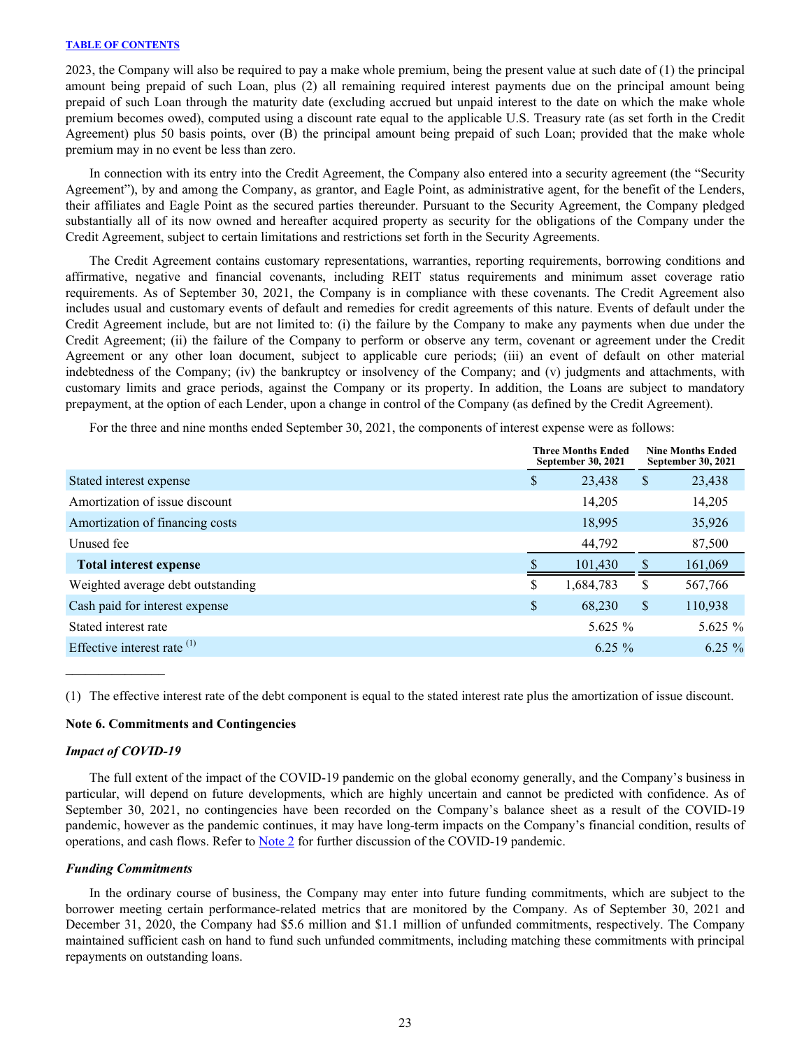2023, the Company will also be required to pay a make whole premium, being the present value at such date of (1) the principal amount being prepaid of such Loan, plus (2) all remaining required interest payments due on the principal amount being prepaid of such Loan through the maturity date (excluding accrued but unpaid interest to the date on which the make whole premium becomes owed), computed using a discount rate equal to the applicable U.S. Treasury rate (as set forth in the Credit Agreement) plus 50 basis points, over (B) the principal amount being prepaid of such Loan; provided that the make whole premium may in no event be less than zero.

In connection with its entry into the Credit Agreement, the Company also entered into a security agreement (the "Security Agreement"), by and among the Company, as grantor, and Eagle Point, as administrative agent, for the benefit of the Lenders, their affiliates and Eagle Point as the secured parties thereunder. Pursuant to the Security Agreement, the Company pledged substantially all of its now owned and hereafter acquired property as security for the obligations of the Company under the Credit Agreement, subject to certain limitations and restrictions set forth in the Security Agreements.

The Credit Agreement contains customary representations, warranties, reporting requirements, borrowing conditions and affirmative, negative and financial covenants, including REIT status requirements and minimum asset coverage ratio requirements. As of September 30, 2021, the Company is in compliance with these covenants. The Credit Agreement also includes usual and customary events of default and remedies for credit agreements of this nature. Events of default under the Credit Agreement include, but are not limited to: (i) the failure by the Company to make any payments when due under the Credit Agreement; (ii) the failure of the Company to perform or observe any term, covenant or agreement under the Credit Agreement or any other loan document, subject to applicable cure periods; (iii) an event of default on other material indebtedness of the Company; (iv) the bankruptcy or insolvency of the Company; and (v) judgments and attachments, with customary limits and grace periods, against the Company or its property. In addition, the Loans are subject to mandatory prepayment, at the option of each Lender, upon a change in control of the Company (as defined by the Credit Agreement).

For the three and nine months ended September 30, 2021, the components of interest expense were as follows:

| | Three Months Ended September 30, 2021 | Nine Months Ended September 30, 2021 |
|---|---|---|
| Stated interest expense | $ 23,438 | $ 23,438 |
| Amortization of issue discount | 14,205 | 14,205 |
| Amortization of financing costs | 18,995 | 35,926 |
| Unused fee | 44,792 | 87,500 |
| **Total interest expense** | $ 101,430 | $ 161,069 |
| Weighted average debt outstanding | $ 1,684,783 | $ 567,766 |
| Cash paid for interest expense | $ 68,230 | $ 110,938 |
| Stated interest rate | 5.625 % | 5.625 % |
| Effective interest rate (1) | 6.25 % | 6.25 % |

(1) The effective interest rate of the debt component is equal to the stated interest rate plus the amortization of issue discount.

## Note 6. Commitments and Contingencies

### *Impact of COVID-19*

The full extent of the impact of the COVID-19 pandemic on the global economy generally, and the Company's business in particular, will depend on future developments, which are highly uncertain and cannot be predicted with confidence. As of September 30, 2021, no contingencies have been recorded on the Company's balance sheet as a result of the COVID-19 pandemic, however as the pandemic continues, it may have long-term impacts on the Company's financial condition, results of operations, and cash flows. Refer to Note 2 for further discussion of the COVID-19 pandemic.

### *Funding Commitments*

In the ordinary course of business, the Company may enter into future funding commitments, which are subject to the borrower meeting certain performance-related metrics that are monitored by the Company. As of September 30, 2021 and December 31, 2020, the Company had $5.6 million and $1.1 million of unfunded commitments, respectively. The Company maintained sufficient cash on hand to fund such unfunded commitments, including matching these commitments with principal repayments on outstanding loans.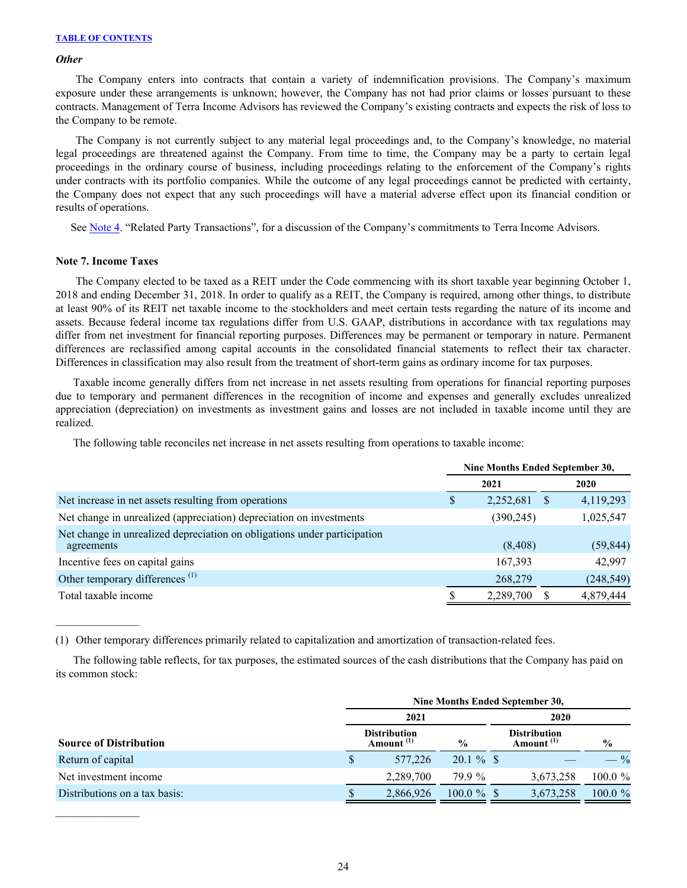[TABLE OF CONTENTS](#)

*Other*

The Company enters into contracts that contain a variety of indemnification provisions. The Company's maximum exposure under these arrangements is unknown; however, the Company has not had prior claims or losses pursuant to these contracts. Management of Terra Income Advisors has reviewed the Company's existing contracts and expects the risk of loss to the Company to be remote.

The Company is not currently subject to any material legal proceedings and, to the Company's knowledge, no material legal proceedings are threatened against the Company. From time to time, the Company may be a party to certain legal proceedings in the ordinary course of business, including proceedings relating to the enforcement of the Company's rights under contracts with its portfolio companies. While the outcome of any legal proceedings cannot be predicted with certainty, the Company does not expect that any such proceedings will have a material adverse effect upon its financial condition or results of operations.

See Note 4. "Related Party Transactions", for a discussion of the Company's commitments to Terra Income Advisors.

**Note 7. Income Taxes**

The Company elected to be taxed as a REIT under the Code commencing with its short taxable year beginning October 1, 2018 and ending December 31, 2018. In order to qualify as a REIT, the Company is required, among other things, to distribute at least 90% of its REIT net taxable income to the stockholders and meet certain tests regarding the nature of its income and assets. Because federal income tax regulations differ from U.S. GAAP, distributions in accordance with tax regulations may differ from net investment for financial reporting purposes. Differences may be permanent or temporary in nature. Permanent differences are reclassified among capital accounts in the consolidated financial statements to reflect their tax character. Differences in classification may also result from the treatment of short-term gains as ordinary income for tax purposes.

Taxable income generally differs from net increase in net assets resulting from operations for financial reporting purposes due to temporary and permanent differences in the recognition of income and expenses and generally excludes unrealized appreciation (depreciation) on investments as investment gains and losses are not included in taxable income until they are realized.

The following table reconciles net increase in net assets resulting from operations to taxable income:

| | Nine Months Ended September 30, | |
|---|---|---|
| | 2021 | 2020 |
| Net increase in net assets resulting from operations | $ 2,252,681 | $ 4,119,293 |
| Net change in unrealized (appreciation) depreciation on investments | (390,245) | 1,025,547 |
| Net change in unrealized depreciation on obligations under participation agreements | (8,408) | (59,844) |
| Incentive fees on capital gains | 167,393 | 42,997 |
| Other temporary differences [(1)] | 268,279 | (248,549) |
| Total taxable income | $ 2,289,700 | $ 4,879,444 |

_______________

(1) Other temporary differences primarily related to capitalization and amortization of transaction-related fees.

The following table reflects, for tax purposes, the estimated sources of the cash distributions that the Company has paid on its common stock:

| | Nine Months Ended September 30, | | | |
|---|---|---|---|---|
| | 2021 | | 2020 | |
| Source of Distribution | Distribution Amount [(1)] | % | Distribution Amount [(1)] | % |
| Return of capital | $ 577,226 | 20.1 % | $ — | — % |
| Net investment income | 2,289,700 | 79.9 % | 3,673,258 | 100.0 % |
| Distributions on a tax basis: | $ 2,866,926 | 100.0 % | $ 3,673,258 | 100.0 % |

_______________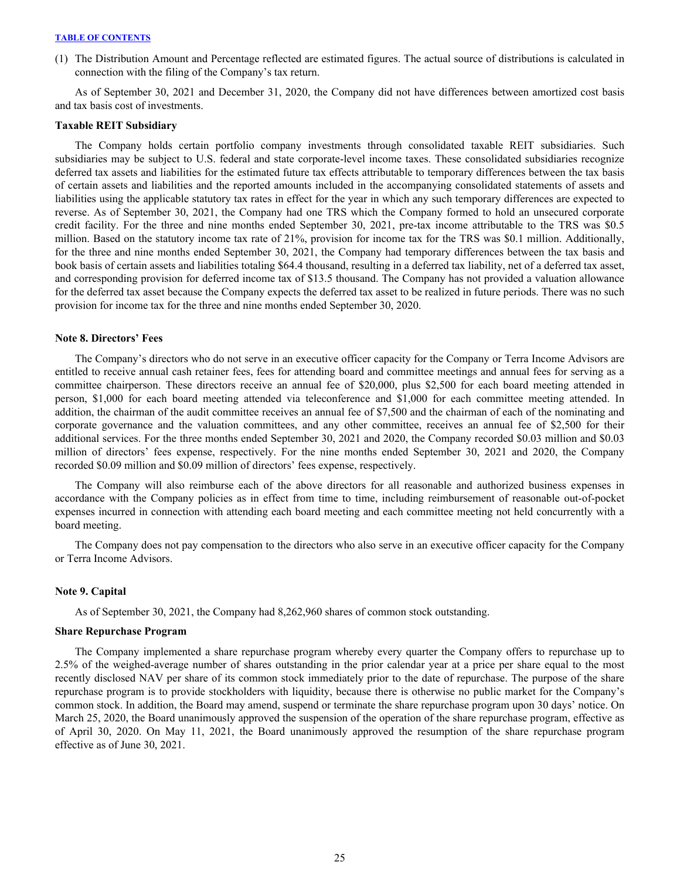(1) The Distribution Amount and Percentage reflected are estimated figures. The actual source of distributions is calculated in connection with the filing of the Company's tax return.

As of September 30, 2021 and December 31, 2020, the Company did not have differences between amortized cost basis and tax basis cost of investments.

**Taxable REIT Subsidiary**

The Company holds certain portfolio company investments through consolidated taxable REIT subsidiaries. Such subsidiaries may be subject to U.S. federal and state corporate-level income taxes. These consolidated subsidiaries recognize deferred tax assets and liabilities for the estimated future tax effects attributable to temporary differences between the tax basis of certain assets and liabilities and the reported amounts included in the accompanying consolidated statements of assets and liabilities using the applicable statutory tax rates in effect for the year in which any such temporary differences are expected to reverse. As of September 30, 2021, the Company had one TRS which the Company formed to hold an unsecured corporate credit facility. For the three and nine months ended September 30, 2021, pre-tax income attributable to the TRS was $0.5 million. Based on the statutory income tax rate of 21%, provision for income tax for the TRS was $0.1 million. Additionally, for the three and nine months ended September 30, 2021, the Company had temporary differences between the tax basis and book basis of certain assets and liabilities totaling $64.4 thousand, resulting in a deferred tax liability, net of a deferred tax asset, and corresponding provision for deferred income tax of $13.5 thousand. The Company has not provided a valuation allowance for the deferred tax asset because the Company expects the deferred tax asset to be realized in future periods. There was no such provision for income tax for the three and nine months ended September 30, 2020.

## Note 8. Directors' Fees

The Company's directors who do not serve in an executive officer capacity for the Company or Terra Income Advisors are entitled to receive annual cash retainer fees, fees for attending board and committee meetings and annual fees for serving as a committee chairperson. These directors receive an annual fee of $20,000, plus $2,500 for each board meeting attended in person, $1,000 for each board meeting attended via teleconference and $1,000 for each committee meeting attended. In addition, the chairman of the audit committee receives an annual fee of $7,500 and the chairman of each of the nominating and corporate governance and the valuation committees, and any other committee, receives an annual fee of $2,500 for their additional services. For the three months ended September 30, 2021 and 2020, the Company recorded $0.03 million and $0.03 million of directors' fees expense, respectively. For the nine months ended September 30, 2021 and 2020, the Company recorded $0.09 million and $0.09 million of directors' fees expense, respectively.

The Company will also reimburse each of the above directors for all reasonable and authorized business expenses in accordance with the Company policies as in effect from time to time, including reimbursement of reasonable out-of-pocket expenses incurred in connection with attending each board meeting and each committee meeting not held concurrently with a board meeting.

The Company does not pay compensation to the directors who also serve in an executive officer capacity for the Company or Terra Income Advisors.

## Note 9. Capital

As of September 30, 2021, the Company had 8,262,960 shares of common stock outstanding.

**Share Repurchase Program**

The Company implemented a share repurchase program whereby every quarter the Company offers to repurchase up to 2.5% of the weighed-average number of shares outstanding in the prior calendar year at a price per share equal to the most recently disclosed NAV per share of its common stock immediately prior to the date of repurchase. The purpose of the share repurchase program is to provide stockholders with liquidity, because there is otherwise no public market for the Company's common stock. In addition, the Board may amend, suspend or terminate the share repurchase program upon 30 days' notice. On March 25, 2020, the Board unanimously approved the suspension of the operation of the share repurchase program, effective as of April 30, 2020. On May 11, 2021, the Board unanimously approved the resumption of the share repurchase program effective as of June 30, 2021.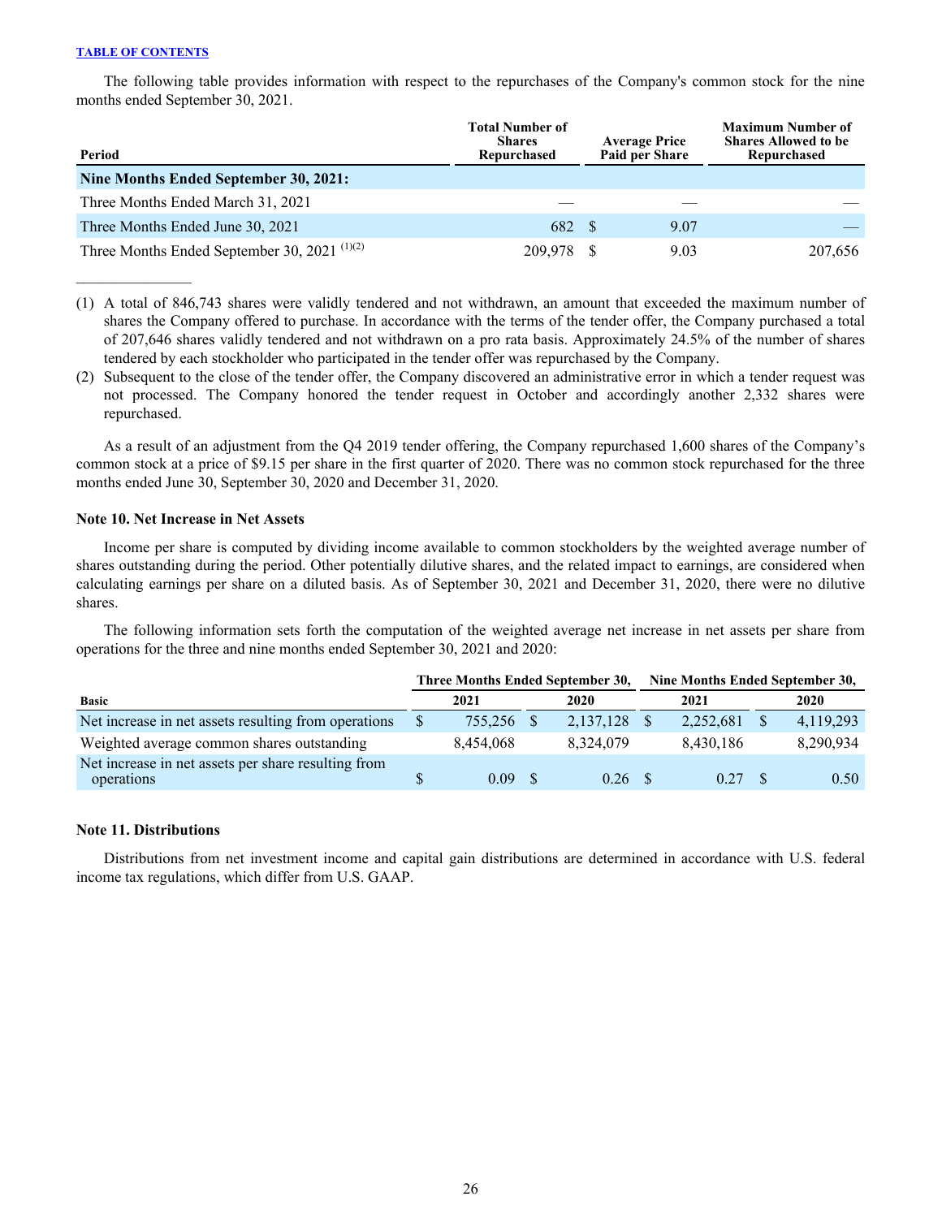The following table provides information with respect to the repurchases of the Company's common stock for the nine months ended September 30, 2021.

| Period | Total Number of Shares Repurchased | Average Price Paid per Share | Maximum Number of Shares Allowed to be Repurchased |
|---|---|---|---|
| **Nine Months Ended September 30, 2021:** | | | |
| Three Months Ended March 31, 2021 | — | — | — |
| Three Months Ended June 30, 2021 | 682 | $ 9.07 | — |
| Three Months Ended September 30, 2021 (1)(2) | 209,978 | $ 9.03 | 207,656 |

(1) A total of 846,743 shares were validly tendered and not withdrawn, an amount that exceeded the maximum number of shares the Company offered to purchase. In accordance with the terms of the tender offer, the Company purchased a total of 207,646 shares validly tendered and not withdrawn on a pro rata basis. Approximately 24.5% of the number of shares tendered by each stockholder who participated in the tender offer was repurchased by the Company.

(2) Subsequent to the close of the tender offer, the Company discovered an administrative error in which a tender request was not processed. The Company honored the tender request in October and accordingly another 2,332 shares were repurchased.

As a result of an adjustment from the Q4 2019 tender offering, the Company repurchased 1,600 shares of the Company's common stock at a price of $9.15 per share in the first quarter of 2020. There was no common stock repurchased for the three months ended June 30, September 30, 2020 and December 31, 2020.

### Note 10. Net Increase in Net Assets

Income per share is computed by dividing income available to common stockholders by the weighted average number of shares outstanding during the period. Other potentially dilutive shares, and the related impact to earnings, are considered when calculating earnings per share on a diluted basis. As of September 30, 2021 and December 31, 2020, there were no dilutive shares.

The following information sets forth the computation of the weighted average net increase in net assets per share from operations for the three and nine months ended September 30, 2021 and 2020:

| | Three Months Ended September 30, | | Nine Months Ended September 30, | |
|---|---|---|---|---|
| **Basic** | **2021** | **2020** | **2021** | **2020** |
| Net increase in net assets resulting from operations | $ 755,256 | $ 2,137,128 | $ 2,252,681 | $ 4,119,293 |
| Weighted average common shares outstanding | 8,454,068 | 8,324,079 | 8,430,186 | 8,290,934 |
| Net increase in net assets per share resulting from operations | $ 0.09 | $ 0.26 | $ 0.27 | $ 0.50 |

### Note 11. Distributions

Distributions from net investment income and capital gain distributions are determined in accordance with U.S. federal income tax regulations, which differ from U.S. GAAP.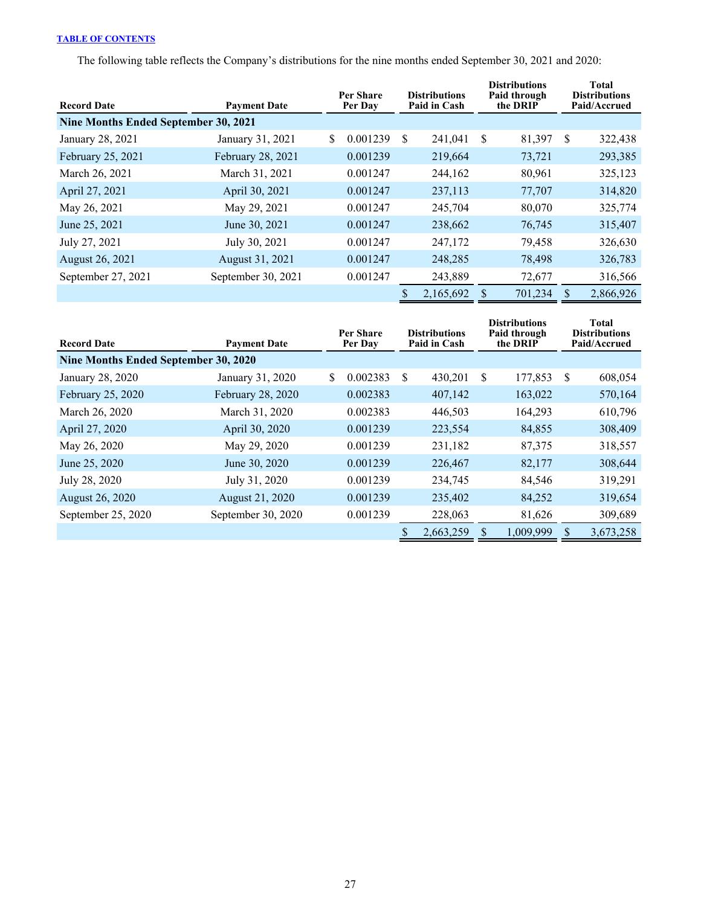The following table reflects the Company's distributions for the nine months ended September 30, 2021 and 2020:

| Record Date | Payment Date | Per Share Per Day | Distributions Paid in Cash | Distributions Paid through the DRIP | Total Distributions Paid/Accrued |
|---|---|---|---|---|---|
| **Nine Months Ended September 30, 2021** | | | | | |
| January 28, 2021 | January 31, 2021 | $ 0.001239 | $ 241,041 | $ 81,397 | $ 322,438 |
| February 25, 2021 | February 28, 2021 | 0.001239 | 219,664 | 73,721 | 293,385 |
| March 26, 2021 | March 31, 2021 | 0.001247 | 244,162 | 80,961 | 325,123 |
| April 27, 2021 | April 30, 2021 | 0.001247 | 237,113 | 77,707 | 314,820 |
| May 26, 2021 | May 29, 2021 | 0.001247 | 245,704 | 80,070 | 325,774 |
| June 25, 2021 | June 30, 2021 | 0.001247 | 238,662 | 76,745 | 315,407 |
| July 27, 2021 | July 30, 2021 | 0.001247 | 247,172 | 79,458 | 326,630 |
| August 26, 2021 | August 31, 2021 | 0.001247 | 248,285 | 78,498 | 326,783 |
| September 27, 2021 | September 30, 2021 | 0.001247 | 243,889 | 72,677 | 316,566 |
| | | | $ 2,165,692 | $ 701,234 | $ 2,866,926 |

| Record Date | Payment Date | Per Share Per Day | Distributions Paid in Cash | Distributions Paid through the DRIP | Total Distributions Paid/Accrued |
|---|---|---|---|---|---|
| **Nine Months Ended September 30, 2020** | | | | | |
| January 28, 2020 | January 31, 2020 | $ 0.002383 | $ 430,201 | $ 177,853 | $ 608,054 |
| February 25, 2020 | February 28, 2020 | 0.002383 | 407,142 | 163,022 | 570,164 |
| March 26, 2020 | March 31, 2020 | 0.002383 | 446,503 | 164,293 | 610,796 |
| April 27, 2020 | April 30, 2020 | 0.001239 | 223,554 | 84,855 | 308,409 |
| May 26, 2020 | May 29, 2020 | 0.001239 | 231,182 | 87,375 | 318,557 |
| June 25, 2020 | June 30, 2020 | 0.001239 | 226,467 | 82,177 | 308,644 |
| July 28, 2020 | July 31, 2020 | 0.001239 | 234,745 | 84,546 | 319,291 |
| August 26, 2020 | August 21, 2020 | 0.001239 | 235,402 | 84,252 | 319,654 |
| September 25, 2020 | September 30, 2020 | 0.001239 | 228,063 | 81,626 | 309,689 |
| | | | $ 2,663,259 | $ 1,009,999 | $ 3,673,258 |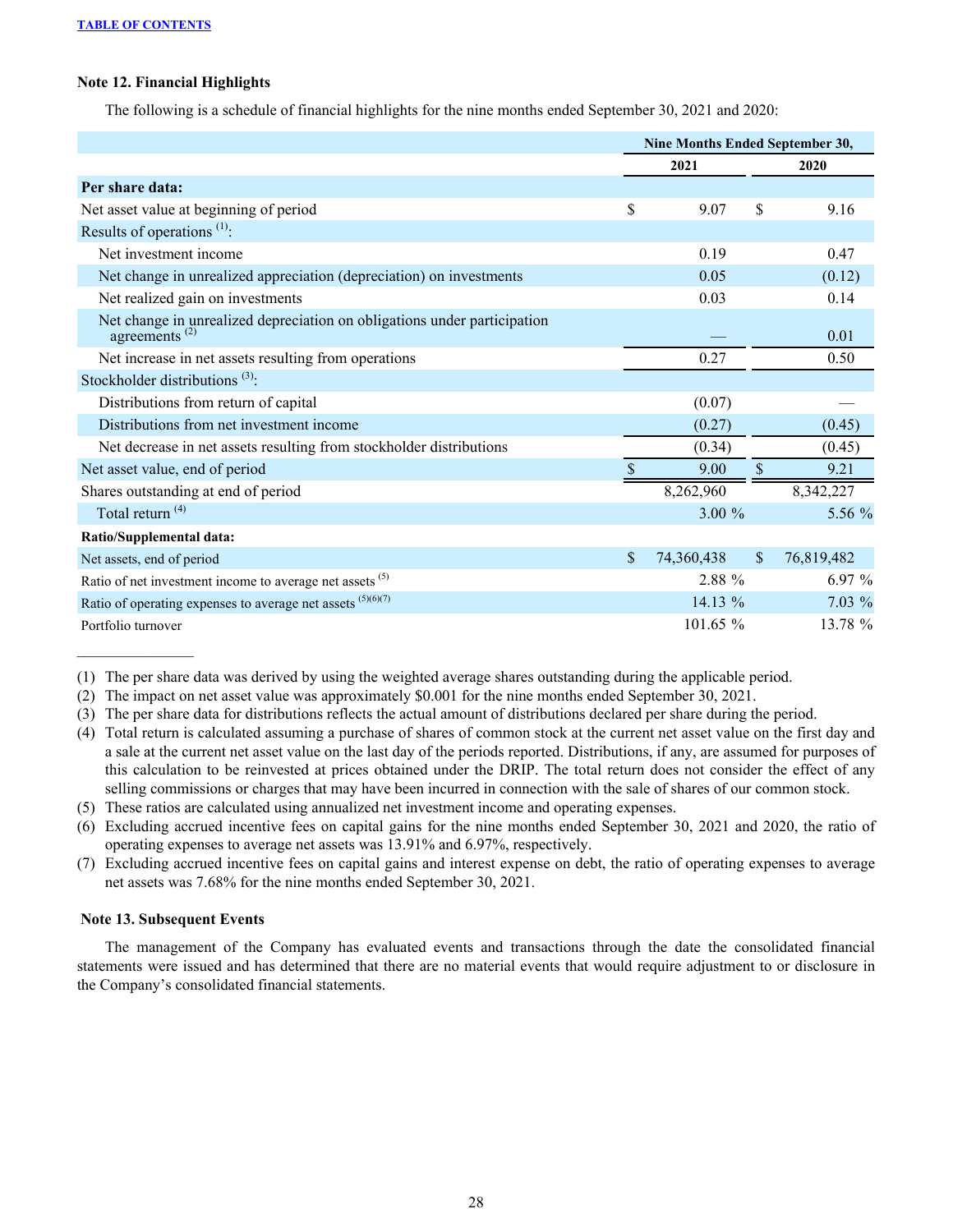### Note 12. Financial Highlights

The following is a schedule of financial highlights for the nine months ended September 30, 2021 and 2020:

| | Nine Months Ended September 30, | |
|---|---|---|
| | 2021 | 2020 |
| **Per share data:** | | |
| Net asset value at beginning of period | $ 9.07 | $ 9.16 |
| Results of operations [(1)]: | | |
| Net investment income | 0.19 | 0.47 |
| Net change in unrealized appreciation (depreciation) on investments | 0.05 | (0.12) |
| Net realized gain on investments | 0.03 | 0.14 |
| Net change in unrealized depreciation on obligations under participation agreements [(2)] | — | 0.01 |
| Net increase in net assets resulting from operations | 0.27 | 0.50 |
| Stockholder distributions [(3)]: | | |
| Distributions from return of capital | (0.07) | — |
| Distributions from net investment income | (0.27) | (0.45) |
| Net decrease in net assets resulting from stockholder distributions | (0.34) | (0.45) |
| Net asset value, end of period | $ 9.00 | $ 9.21 |
| Shares outstanding at end of period | 8,262,960 | 8,342,227 |
| Total return [(4)] | 3.00 % | 5.56 % |
| **Ratio/Supplemental data:** | | |
| Net assets, end of period | $ 74,360,438 | $ 76,819,482 |
| Ratio of net investment income to average net assets [(5)] | 2.88 % | 6.97 % |
| Ratio of operating expenses to average net assets [(5)(6)(7)] | 14.13 % | 7.03 % |
| Portfolio turnover | 101.65 % | 13.78 % |

---

(1) The per share data was derived by using the weighted average shares outstanding during the applicable period.

(2) The impact on net asset value was approximately $0.001 for the nine months ended September 30, 2021.

(3) The per share data for distributions reflects the actual amount of distributions declared per share during the period.

(4) Total return is calculated assuming a purchase of shares of common stock at the current net asset value on the first day and a sale at the current net asset value on the last day of the periods reported. Distributions, if any, are assumed for purposes of this calculation to be reinvested at prices obtained under the DRIP. The total return does not consider the effect of any selling commissions or charges that may have been incurred in connection with the sale of shares of our common stock.

(5) These ratios are calculated using annualized net investment income and operating expenses.

(6) Excluding accrued incentive fees on capital gains for the nine months ended September 30, 2021 and 2020, the ratio of operating expenses to average net assets was 13.91% and 6.97%, respectively.

(7) Excluding accrued incentive fees on capital gains and interest expense on debt, the ratio of operating expenses to average net assets was 7.68% for the nine months ended September 30, 2021.

### Note 13. Subsequent Events

The management of the Company has evaluated events and transactions through the date the consolidated financial statements were issued and has determined that there are no material events that would require adjustment to or disclosure in the Company's consolidated financial statements.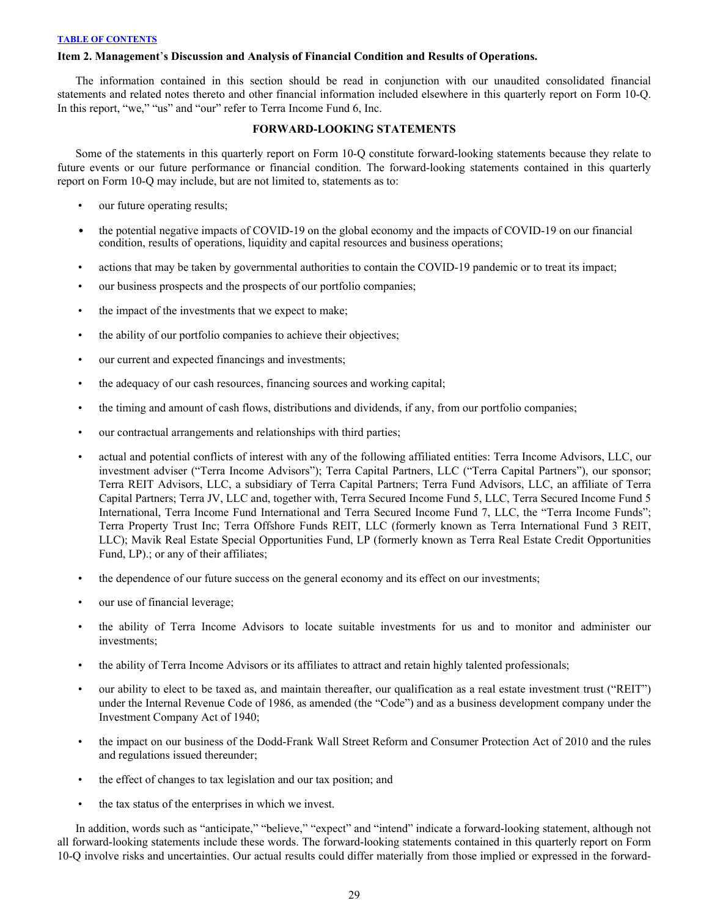[TABLE OF CONTENTS]

**Item 2. Management's Discussion and Analysis of Financial Condition and Results of Operations.**

The information contained in this section should be read in conjunction with our unaudited consolidated financial statements and related notes thereto and other financial information included elsewhere in this quarterly report on Form 10-Q. In this report, "we," "us" and "our" refer to Terra Income Fund 6, Inc.

**FORWARD-LOOKING STATEMENTS**

Some of the statements in this quarterly report on Form 10-Q constitute forward-looking statements because they relate to future events or our future performance or financial condition. The forward-looking statements contained in this quarterly report on Form 10-Q may include, but are not limited to, statements as to:

- our future operating results;
- the potential negative impacts of COVID-19 on the global economy and the impacts of COVID-19 on our financial condition, results of operations, liquidity and capital resources and business operations;
- actions that may be taken by governmental authorities to contain the COVID-19 pandemic or to treat its impact;
- our business prospects and the prospects of our portfolio companies;
- the impact of the investments that we expect to make;
- the ability of our portfolio companies to achieve their objectives;
- our current and expected financings and investments;
- the adequacy of our cash resources, financing sources and working capital;
- the timing and amount of cash flows, distributions and dividends, if any, from our portfolio companies;
- our contractual arrangements and relationships with third parties;
- actual and potential conflicts of interest with any of the following affiliated entities: Terra Income Advisors, LLC, our investment adviser ("Terra Income Advisors"); Terra Capital Partners, LLC ("Terra Capital Partners"), our sponsor; Terra REIT Advisors, LLC, a subsidiary of Terra Capital Partners; Terra Fund Advisors, LLC, an affiliate of Terra Capital Partners; Terra JV, LLC and, together with, Terra Secured Income Fund 5, LLC, Terra Secured Income Fund 5 International, Terra Income Fund International and Terra Secured Income Fund 7, LLC, the "Terra Income Funds"; Terra Property Trust Inc; Terra Offshore Funds REIT, LLC (formerly known as Terra International Fund 3 REIT, LLC); Mavik Real Estate Special Opportunities Fund, LP (formerly known as Terra Real Estate Credit Opportunities Fund, LP).; or any of their affiliates;
- the dependence of our future success on the general economy and its effect on our investments;
- our use of financial leverage;
- the ability of Terra Income Advisors to locate suitable investments for us and to monitor and administer our investments;
- the ability of Terra Income Advisors or its affiliates to attract and retain highly talented professionals;
- our ability to elect to be taxed as, and maintain thereafter, our qualification as a real estate investment trust ("REIT") under the Internal Revenue Code of 1986, as amended (the "Code") and as a business development company under the Investment Company Act of 1940;
- the impact on our business of the Dodd-Frank Wall Street Reform and Consumer Protection Act of 2010 and the rules and regulations issued thereunder;
- the effect of changes to tax legislation and our tax position; and
- the tax status of the enterprises in which we invest.

In addition, words such as "anticipate," "believe," "expect" and "intend" indicate a forward-looking statement, although not all forward-looking statements include these words. The forward-looking statements contained in this quarterly report on Form 10-Q involve risks and uncertainties. Our actual results could differ materially from those implied or expressed in the forward-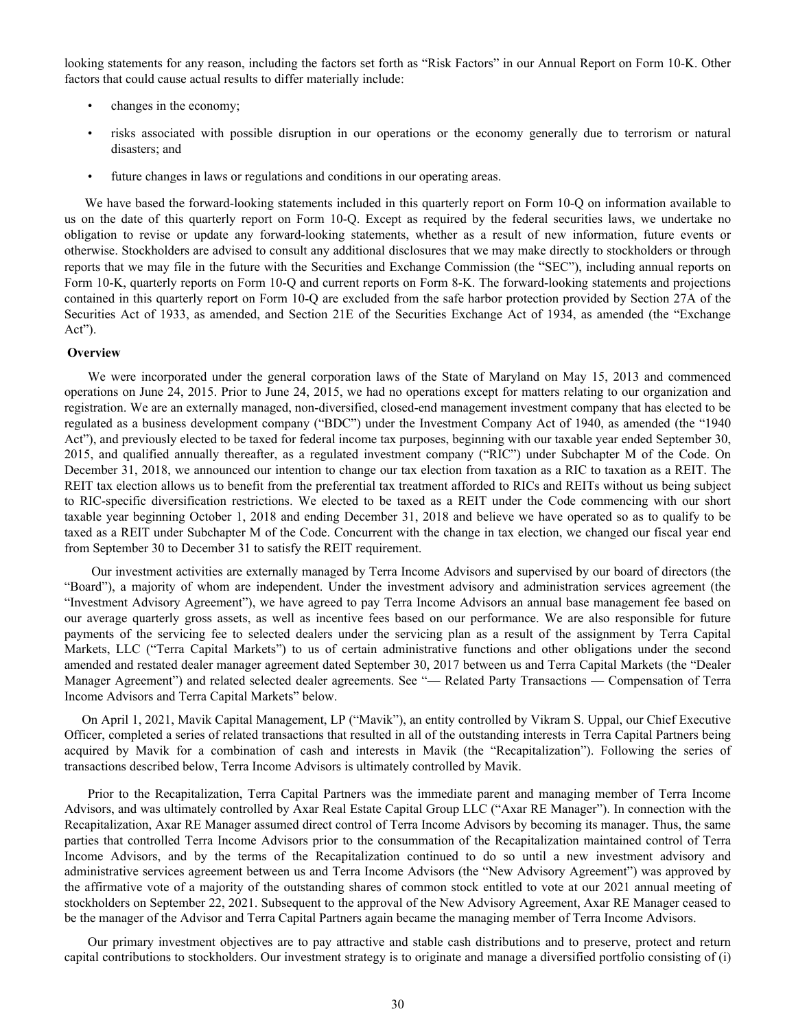looking statements for any reason, including the factors set forth as "Risk Factors" in our Annual Report on Form 10-K. Other factors that could cause actual results to differ materially include:

- changes in the economy;
- risks associated with possible disruption in our operations or the economy generally due to terrorism or natural disasters; and
- future changes in laws or regulations and conditions in our operating areas.

We have based the forward-looking statements included in this quarterly report on Form 10-Q on information available to us on the date of this quarterly report on Form 10-Q. Except as required by the federal securities laws, we undertake no obligation to revise or update any forward-looking statements, whether as a result of new information, future events or otherwise. Stockholders are advised to consult any additional disclosures that we may make directly to stockholders or through reports that we may file in the future with the Securities and Exchange Commission (the "SEC"), including annual reports on Form 10-K, quarterly reports on Form 10-Q and current reports on Form 8-K. The forward-looking statements and projections contained in this quarterly report on Form 10-Q are excluded from the safe harbor protection provided by Section 27A of the Securities Act of 1933, as amended, and Section 21E of the Securities Exchange Act of 1934, as amended (the "Exchange Act").

**Overview**

We were incorporated under the general corporation laws of the State of Maryland on May 15, 2013 and commenced operations on June 24, 2015. Prior to June 24, 2015, we had no operations except for matters relating to our organization and registration. We are an externally managed, non-diversified, closed-end management investment company that has elected to be regulated as a business development company ("BDC") under the Investment Company Act of 1940, as amended (the "1940 Act"), and previously elected to be taxed for federal income tax purposes, beginning with our taxable year ended September 30, 2015, and qualified annually thereafter, as a regulated investment company ("RIC") under Subchapter M of the Code. On December 31, 2018, we announced our intention to change our tax election from taxation as a RIC to taxation as a REIT. The REIT tax election allows us to benefit from the preferential tax treatment afforded to RICs and REITs without us being subject to RIC-specific diversification restrictions. We elected to be taxed as a REIT under the Code commencing with our short taxable year beginning October 1, 2018 and ending December 31, 2018 and believe we have operated so as to qualify to be taxed as a REIT under Subchapter M of the Code. Concurrent with the change in tax election, we changed our fiscal year end from September 30 to December 31 to satisfy the REIT requirement.

Our investment activities are externally managed by Terra Income Advisors and supervised by our board of directors (the "Board"), a majority of whom are independent. Under the investment advisory and administration services agreement (the "Investment Advisory Agreement"), we have agreed to pay Terra Income Advisors an annual base management fee based on our average quarterly gross assets, as well as incentive fees based on our performance. We are also responsible for future payments of the servicing fee to selected dealers under the servicing plan as a result of the assignment by Terra Capital Markets, LLC ("Terra Capital Markets") to us of certain administrative functions and other obligations under the second amended and restated dealer manager agreement dated September 30, 2017 between us and Terra Capital Markets (the "Dealer Manager Agreement") and related selected dealer agreements. See "— Related Party Transactions — Compensation of Terra Income Advisors and Terra Capital Markets" below.

On April 1, 2021, Mavik Capital Management, LP ("Mavik"), an entity controlled by Vikram S. Uppal, our Chief Executive Officer, completed a series of related transactions that resulted in all of the outstanding interests in Terra Capital Partners being acquired by Mavik for a combination of cash and interests in Mavik (the "Recapitalization"). Following the series of transactions described below, Terra Income Advisors is ultimately controlled by Mavik.

Prior to the Recapitalization, Terra Capital Partners was the immediate parent and managing member of Terra Income Advisors, and was ultimately controlled by Axar Real Estate Capital Group LLC ("Axar RE Manager"). In connection with the Recapitalization, Axar RE Manager assumed direct control of Terra Income Advisors by becoming its manager. Thus, the same parties that controlled Terra Income Advisors prior to the consummation of the Recapitalization maintained control of Terra Income Advisors, and by the terms of the Recapitalization continued to do so until a new investment advisory and administrative services agreement between us and Terra Income Advisors (the "New Advisory Agreement") was approved by the affirmative vote of a majority of the outstanding shares of common stock entitled to vote at our 2021 annual meeting of stockholders on September 22, 2021. Subsequent to the approval of the New Advisory Agreement, Axar RE Manager ceased to be the manager of the Advisor and Terra Capital Partners again became the managing member of Terra Income Advisors.

Our primary investment objectives are to pay attractive and stable cash distributions and to preserve, protect and return capital contributions to stockholders. Our investment strategy is to originate and manage a diversified portfolio consisting of (i)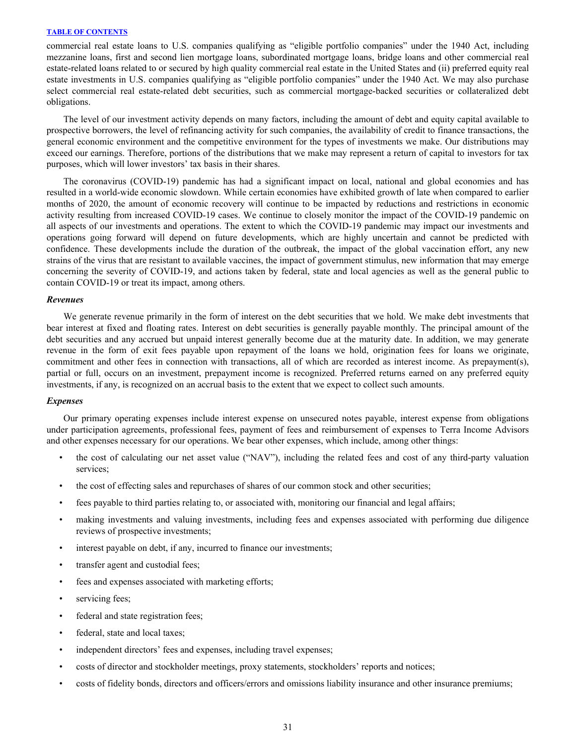commercial real estate loans to U.S. companies qualifying as “eligible portfolio companies” under the 1940 Act, including mezzanine loans, first and second lien mortgage loans, subordinated mortgage loans, bridge loans and other commercial real estate-related loans related to or secured by high quality commercial real estate in the United States and (ii) preferred equity real estate investments in U.S. companies qualifying as “eligible portfolio companies” under the 1940 Act. We may also purchase select commercial real estate-related debt securities, such as commercial mortgage-backed securities or collateralized debt obligations.

The level of our investment activity depends on many factors, including the amount of debt and equity capital available to prospective borrowers, the level of refinancing activity for such companies, the availability of credit to finance transactions, the general economic environment and the competitive environment for the types of investments we make. Our distributions may exceed our earnings. Therefore, portions of the distributions that we make may represent a return of capital to investors for tax purposes, which will lower investors’ tax basis in their shares.

The coronavirus (COVID-19) pandemic has had a significant impact on local, national and global economies and has resulted in a world-wide economic slowdown. While certain economies have exhibited growth of late when compared to earlier months of 2020, the amount of economic recovery will continue to be impacted by reductions and restrictions in economic activity resulting from increased COVID-19 cases. We continue to closely monitor the impact of the COVID-19 pandemic on all aspects of our investments and operations. The extent to which the COVID-19 pandemic may impact our investments and operations going forward will depend on future developments, which are highly uncertain and cannot be predicted with confidence. These developments include the duration of the outbreak, the impact of the global vaccination effort, any new strains of the virus that are resistant to available vaccines, the impact of government stimulus, new information that may emerge concerning the severity of COVID-19, and actions taken by federal, state and local agencies as well as the general public to contain COVID-19 or treat its impact, among others.

***Revenues***

We generate revenue primarily in the form of interest on the debt securities that we hold. We make debt investments that bear interest at fixed and floating rates. Interest on debt securities is generally payable monthly. The principal amount of the debt securities and any accrued but unpaid interest generally become due at the maturity date. In addition, we may generate revenue in the form of exit fees payable upon repayment of the loans we hold, origination fees for loans we originate, commitment and other fees in connection with transactions, all of which are recorded as interest income. As prepayment(s), partial or full, occurs on an investment, prepayment income is recognized. Preferred returns earned on any preferred equity investments, if any, is recognized on an accrual basis to the extent that we expect to collect such amounts.

***Expenses***

Our primary operating expenses include interest expense on unsecured notes payable, interest expense from obligations under participation agreements, professional fees, payment of fees and reimbursement of expenses to Terra Income Advisors and other expenses necessary for our operations. We bear other expenses, which include, among other things:

- the cost of calculating our net asset value (“NAV”), including the related fees and cost of any third-party valuation services;
- the cost of effecting sales and repurchases of shares of our common stock and other securities;
- fees payable to third parties relating to, or associated with, monitoring our financial and legal affairs;
- making investments and valuing investments, including fees and expenses associated with performing due diligence reviews of prospective investments;
- interest payable on debt, if any, incurred to finance our investments;
- transfer agent and custodial fees;
- fees and expenses associated with marketing efforts;
- servicing fees;
- federal and state registration fees;
- federal, state and local taxes;
- independent directors’ fees and expenses, including travel expenses;
- costs of director and stockholder meetings, proxy statements, stockholders’ reports and notices;
- costs of fidelity bonds, directors and officers/errors and omissions liability insurance and other insurance premiums;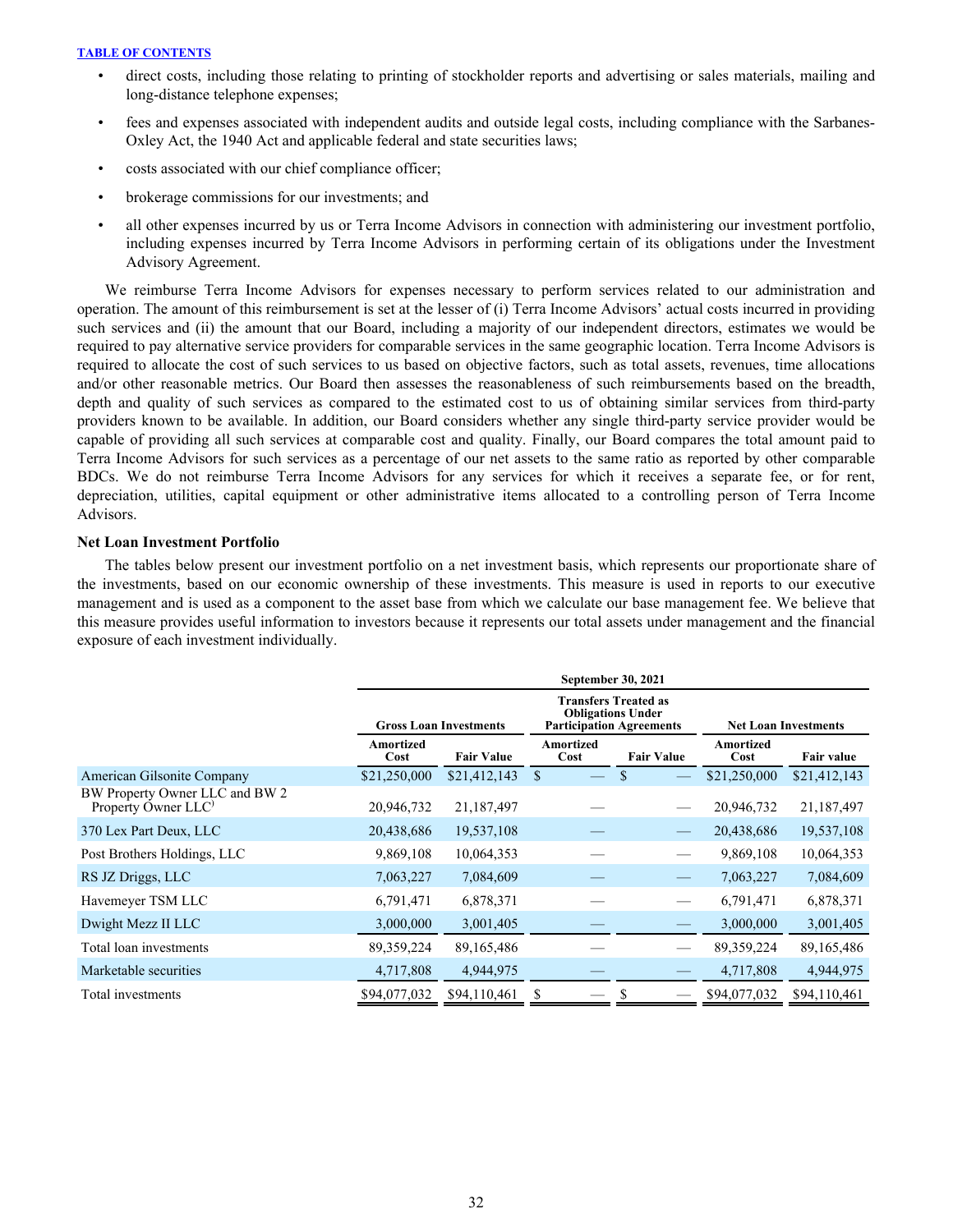- direct costs, including those relating to printing of stockholder reports and advertising or sales materials, mailing and long-distance telephone expenses;
- fees and expenses associated with independent audits and outside legal costs, including compliance with the Sarbanes-Oxley Act, the 1940 Act and applicable federal and state securities laws;
- costs associated with our chief compliance officer;
- brokerage commissions for our investments; and
- all other expenses incurred by us or Terra Income Advisors in connection with administering our investment portfolio, including expenses incurred by Terra Income Advisors in performing certain of its obligations under the Investment Advisory Agreement.

We reimburse Terra Income Advisors for expenses necessary to perform services related to our administration and operation. The amount of this reimbursement is set at the lesser of (i) Terra Income Advisors' actual costs incurred in providing such services and (ii) the amount that our Board, including a majority of our independent directors, estimates we would be required to pay alternative service providers for comparable services in the same geographic location. Terra Income Advisors is required to allocate the cost of such services to us based on objective factors, such as total assets, revenues, time allocations and/or other reasonable metrics. Our Board then assesses the reasonableness of such reimbursements based on the breadth, depth and quality of such services as compared to the estimated cost to us of obtaining similar services from third-party providers known to be available. In addition, our Board considers whether any single third-party service provider would be capable of providing all such services at comparable cost and quality. Finally, our Board compares the total amount paid to Terra Income Advisors for such services as a percentage of our net assets to the same ratio as reported by other comparable BDCs. We do not reimburse Terra Income Advisors for any services for which it receives a separate fee, or for rent, depreciation, utilities, capital equipment or other administrative items allocated to a controlling person of Terra Income Advisors.

**Net Loan Investment Portfolio**

The tables below present our investment portfolio on a net investment basis, which represents our proportionate share of the investments, based on our economic ownership of these investments. This measure is used in reports to our executive management and is used as a component to the asset base from which we calculate our base management fee. We believe that this measure provides useful information to investors because it represents our total assets under management and the financial exposure of each investment individually.

| | September 30, 2021 | | | | | |
|---|---|---|---|---|---|---|
| | Gross Loan Investments | | Transfers Treated as Obligations Under Participation Agreements | | Net Loan Investments | |
| | Amortized Cost | Fair Value | Amortized Cost | Fair Value | Amortized Cost | Fair value |
| American Gilsonite Company | $21,250,000 | $21,412,143 | $ — | $ — | $21,250,000 | $21,412,143 |
| BW Property Owner LLC and BW 2 Property Owner LLC) | 20,946,732 | 21,187,497 | — | — | 20,946,732 | 21,187,497 |
| 370 Lex Part Deux, LLC | 20,438,686 | 19,537,108 | — | — | 20,438,686 | 19,537,108 |
| Post Brothers Holdings, LLC | 9,869,108 | 10,064,353 | — | — | 9,869,108 | 10,064,353 |
| RS JZ Driggs, LLC | 7,063,227 | 7,084,609 | — | — | 7,063,227 | 7,084,609 |
| Havemeyer TSM LLC | 6,791,471 | 6,878,371 | — | — | 6,791,471 | 6,878,371 |
| Dwight Mezz II LLC | 3,000,000 | 3,001,405 | — | — | 3,000,000 | 3,001,405 |
| Total loan investments | 89,359,224 | 89,165,486 | — | — | 89,359,224 | 89,165,486 |
| Marketable securities | 4,717,808 | 4,944,975 | — | — | 4,717,808 | 4,944,975 |
| Total investments | $94,077,032 | $94,110,461 | $ — | $ — | $94,077,032 | $94,110,461 |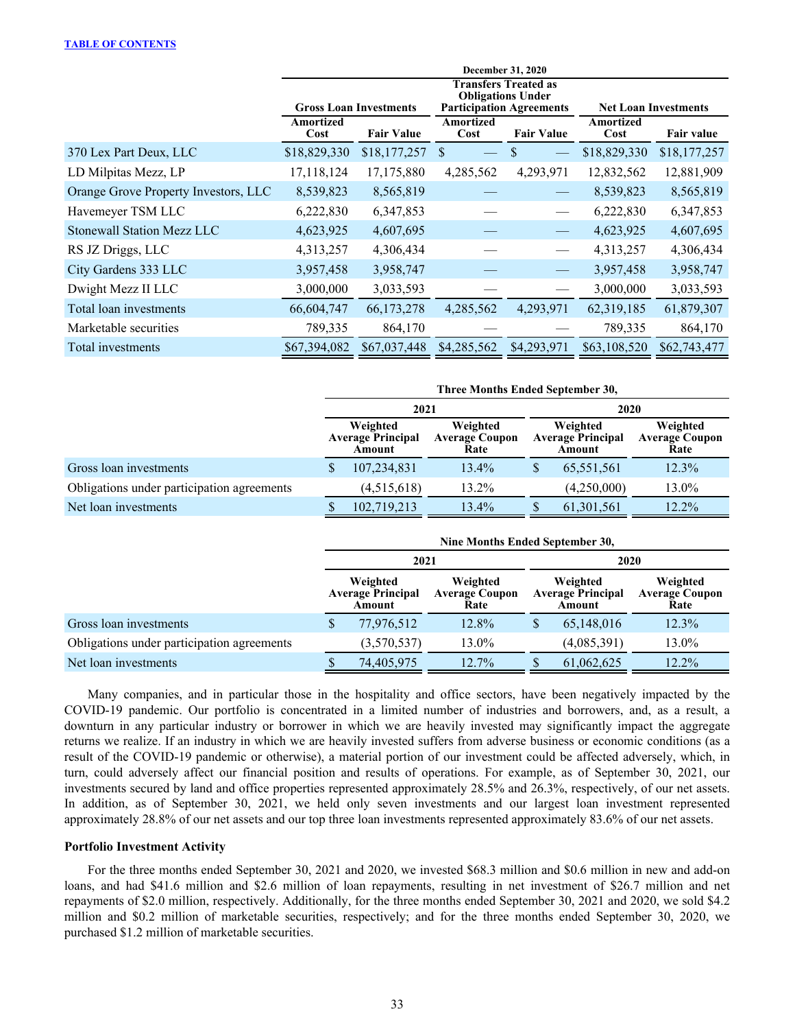| | December 31, 2020 | | | | | |
|---|---|---|---|---|---|---|
| | Gross Loan Investments | | Transfers Treated as Obligations Under Participation Agreements | | Net Loan Investments | |
| | Amortized Cost | Fair Value | Amortized Cost | Fair Value | Amortized Cost | Fair value |
| 370 Lex Part Deux, LLC | $18,829,330 | $18,177,257 | $ — | $ — | $18,829,330 | $18,177,257 |
| LD Milpitas Mezz, LP | 17,118,124 | 17,175,880 | 4,285,562 | 4,293,971 | 12,832,562 | 12,881,909 |
| Orange Grove Property Investors, LLC | 8,539,823 | 8,565,819 | — | — | 8,539,823 | 8,565,819 |
| Havemeyer TSM LLC | 6,222,830 | 6,347,853 | — | — | 6,222,830 | 6,347,853 |
| Stonewall Station Mezz LLC | 4,623,925 | 4,607,695 | — | — | 4,623,925 | 4,607,695 |
| RS JZ Driggs, LLC | 4,313,257 | 4,306,434 | — | — | 4,313,257 | 4,306,434 |
| City Gardens 333 LLC | 3,957,458 | 3,958,747 | — | — | 3,957,458 | 3,958,747 |
| Dwight Mezz II LLC | 3,000,000 | 3,033,593 | — | — | 3,000,000 | 3,033,593 |
| Total loan investments | 66,604,747 | 66,173,278 | 4,285,562 | 4,293,971 | 62,319,185 | 61,879,307 |
| Marketable securities | 789,335 | 864,170 | — | — | 789,335 | 864,170 |
| Total investments | $67,394,082 | $67,037,448 | $4,285,562 | $4,293,971 | $63,108,520 | $62,743,477 |

| | Three Months Ended September 30, | | | |
|---|---|---|---|---|
| | 2021 | | 2020 | |
| | Weighted Average Principal Amount | Weighted Average Coupon Rate | Weighted Average Principal Amount | Weighted Average Coupon Rate |
| Gross loan investments | $ 107,234,831 | 13.4% | $ 65,551,561 | 12.3% |
| Obligations under participation agreements | (4,515,618) | 13.2% | (4,250,000) | 13.0% |
| Net loan investments | $ 102,719,213 | 13.4% | $ 61,301,561 | 12.2% |

| | Nine Months Ended September 30, | | | |
|---|---|---|---|---|
| | 2021 | | 2020 | |
| | Weighted Average Principal Amount | Weighted Average Coupon Rate | Weighted Average Principal Amount | Weighted Average Coupon Rate |
| Gross loan investments | $ 77,976,512 | 12.8% | $ 65,148,016 | 12.3% |
| Obligations under participation agreements | (3,570,537) | 13.0% | (4,085,391) | 13.0% |
| Net loan investments | $ 74,405,975 | 12.7% | $ 61,062,625 | 12.2% |

Many companies, and in particular those in the hospitality and office sectors, have been negatively impacted by the COVID-19 pandemic. Our portfolio is concentrated in a limited number of industries and borrowers, and, as a result, a downturn in any particular industry or borrower in which we are heavily invested may significantly impact the aggregate returns we realize. If an industry in which we are heavily invested suffers from adverse business or economic conditions (as a result of the COVID-19 pandemic or otherwise), a material portion of our investment could be affected adversely, which, in turn, could adversely affect our financial position and results of operations. For example, as of September 30, 2021, our investments secured by land and office properties represented approximately 28.5% and 26.3%, respectively, of our net assets. In addition, as of September 30, 2021, we held only seven investments and our largest loan investment represented approximately 28.8% of our net assets and our top three loan investments represented approximately 83.6% of our net assets.

**Portfolio Investment Activity**

For the three months ended September 30, 2021 and 2020, we invested $68.3 million and $0.6 million in new and add-on loans, and had $41.6 million and $2.6 million of loan repayments, resulting in net investment of $26.7 million and net repayments of $2.0 million, respectively. Additionally, for the three months ended September 30, 2021 and 2020, we sold $4.2 million and $0.2 million of marketable securities, respectively; and for the three months ended September 30, 2020, we purchased $1.2 million of marketable securities.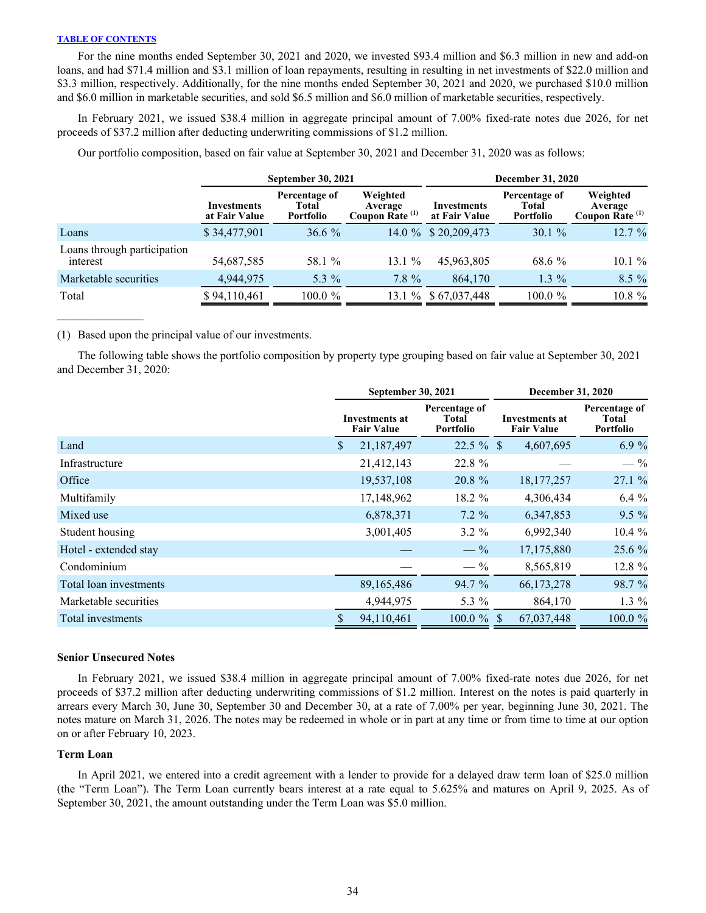For the nine months ended September 30, 2021 and 2020, we invested $93.4 million and $6.3 million in new and add-on loans, and had $71.4 million and $3.1 million of loan repayments, resulting in resulting in net investments of $22.0 million and $3.3 million, respectively. Additionally, for the nine months ended September 30, 2021 and 2020, we purchased $10.0 million and $6.0 million in marketable securities, and sold $6.5 million and $6.0 million of marketable securities, respectively.

In February 2021, we issued $38.4 million in aggregate principal amount of 7.00% fixed-rate notes due 2026, for net proceeds of $37.2 million after deducting underwriting commissions of $1.2 million.

Our portfolio composition, based on fair value at September 30, 2021 and December 31, 2020 was as follows:

| | September 30, 2021 | | | December 31, 2020 | | |
|---|---|---|---|---|---|---|
| | Investments at Fair Value | Percentage of Total Portfolio | Weighted Average Coupon Rate [(1)] | Investments at Fair Value | Percentage of Total Portfolio | Weighted Average Coupon Rate [(1)] |
| Loans | $ 34,477,901 | 36.6 % | 14.0 % | $ 20,209,473 | 30.1 % | 12.7 % |
| Loans through participation interest | 54,687,585 | 58.1 % | 13.1 % | 45,963,805 | 68.6 % | 10.1 % |
| Marketable securities | 4,944,975 | 5.3 % | 7.8 % | 864,170 | 1.3 % | 8.5 % |
| Total | $ 94,110,461 | 100.0 % | 13.1 % | $ 67,037,448 | 100.0 % | 10.8 % |

(1) Based upon the principal value of our investments.

The following table shows the portfolio composition by property type grouping based on fair value at September 30, 2021 and December 31, 2020:

| | September 30, 2021 | | December 31, 2020 | |
|---|---|---|---|---|
| | Investments at Fair Value | Percentage of Total Portfolio | Investments at Fair Value | Percentage of Total Portfolio |
| Land | $ 21,187,497 | 22.5 % | $ 4,607,695 | 6.9 % |
| Infrastructure | 21,412,143 | 22.8 % | — | — % |
| Office | 19,537,108 | 20.8 % | 18,177,257 | 27.1 % |
| Multifamily | 17,148,962 | 18.2 % | 4,306,434 | 6.4 % |
| Mixed use | 6,878,371 | 7.2 % | 6,347,853 | 9.5 % |
| Student housing | 3,001,405 | 3.2 % | 6,992,340 | 10.4 % |
| Hotel - extended stay | — | — % | 17,175,880 | 25.6 % |
| Condominium | — | — % | 8,565,819 | 12.8 % |
| Total loan investments | 89,165,486 | 94.7 % | 66,173,278 | 98.7 % |
| Marketable securities | 4,944,975 | 5.3 % | 864,170 | 1.3 % |
| Total investments | $ 94,110,461 | 100.0 % | $ 67,037,448 | 100.0 % |

### Senior Unsecured Notes

In February 2021, we issued $38.4 million in aggregate principal amount of 7.00% fixed-rate notes due 2026, for net proceeds of $37.2 million after deducting underwriting commissions of $1.2 million. Interest on the notes is paid quarterly in arrears every March 30, June 30, September 30 and December 30, at a rate of 7.00% per year, beginning June 30, 2021. The notes mature on March 31, 2026. The notes may be redeemed in whole or in part at any time or from time to time at our option on or after February 10, 2023.

### Term Loan

In April 2021, we entered into a credit agreement with a lender to provide for a delayed draw term loan of $25.0 million (the "Term Loan"). The Term Loan currently bears interest at a rate equal to 5.625% and matures on April 9, 2025. As of September 30, 2021, the amount outstanding under the Term Loan was $5.0 million.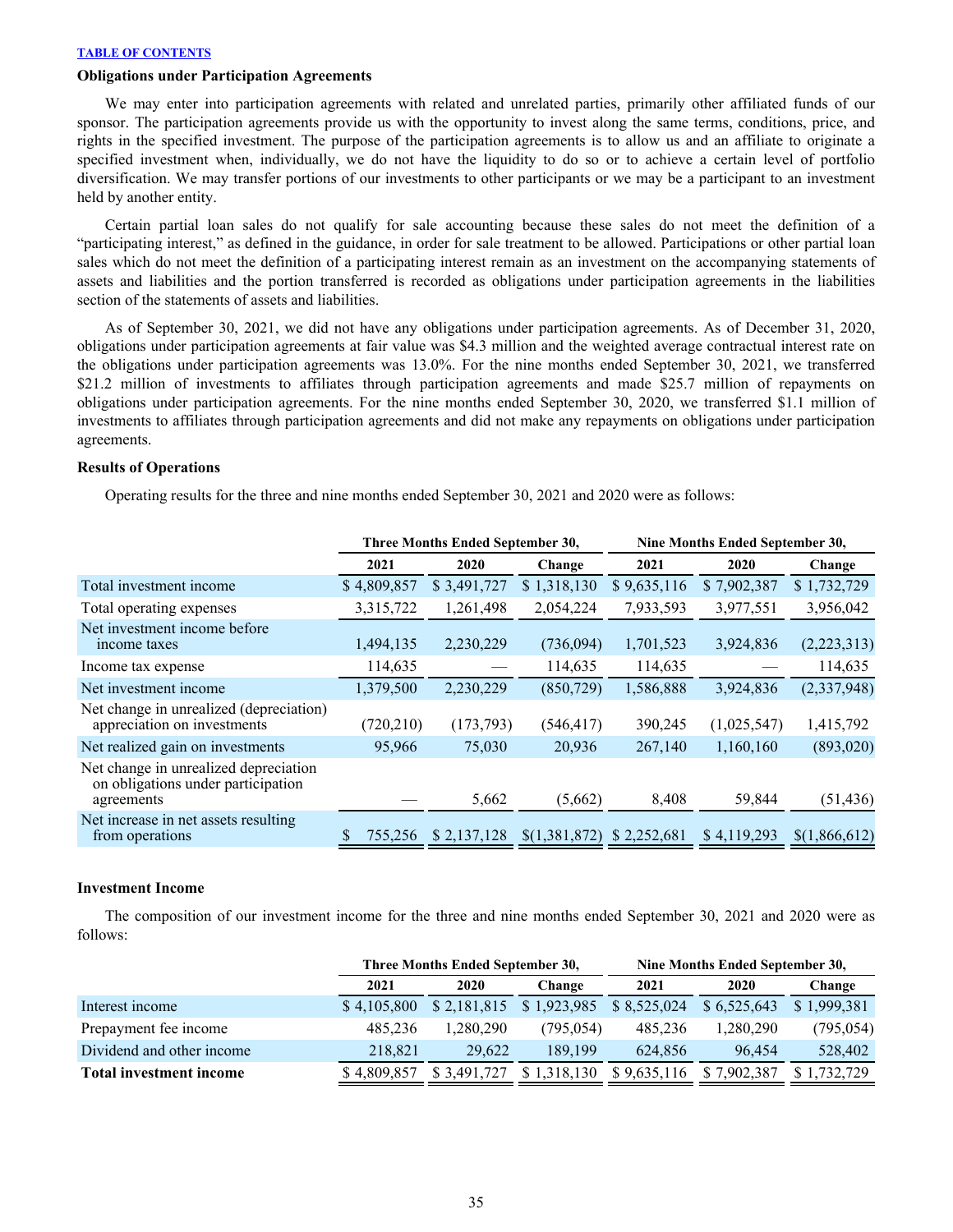TABLE OF CONTENTS

### Obligations under Participation Agreements

We may enter into participation agreements with related and unrelated parties, primarily other affiliated funds of our sponsor. The participation agreements provide us with the opportunity to invest along the same terms, conditions, price, and rights in the specified investment. The purpose of the participation agreements is to allow us and an affiliate to originate a specified investment when, individually, we do not have the liquidity to do so or to achieve a certain level of portfolio diversification. We may transfer portions of our investments to other participants or we may be a participant to an investment held by another entity.

Certain partial loan sales do not qualify for sale accounting because these sales do not meet the definition of a "participating interest," as defined in the guidance, in order for sale treatment to be allowed. Participations or other partial loan sales which do not meet the definition of a participating interest remain as an investment on the accompanying statements of assets and liabilities and the portion transferred is recorded as obligations under participation agreements in the liabilities section of the statements of assets and liabilities.

As of September 30, 2021, we did not have any obligations under participation agreements. As of December 31, 2020, obligations under participation agreements at fair value was $4.3 million and the weighted average contractual interest rate on the obligations under participation agreements was 13.0%. For the nine months ended September 30, 2021, we transferred $21.2 million of investments to affiliates through participation agreements and made $25.7 million of repayments on obligations under participation agreements. For the nine months ended September 30, 2020, we transferred $1.1 million of investments to affiliates through participation agreements and did not make any repayments on obligations under participation agreements.

### Results of Operations

Operating results for the three and nine months ended September 30, 2021 and 2020 were as follows:

| | Three Months Ended September 30, | | | Nine Months Ended September 30, | | |
|---|---|---|---|---|---|---|
| | 2021 | 2020 | Change | 2021 | 2020 | Change |
| Total investment income | $ 4,809,857 | $ 3,491,727 | $ 1,318,130 | $ 9,635,116 | $ 7,902,387 | $ 1,732,729 |
| Total operating expenses | 3,315,722 | 1,261,498 | 2,054,224 | 7,933,593 | 3,977,551 | 3,956,042 |
| Net investment income before income taxes | 1,494,135 | 2,230,229 | (736,094) | 1,701,523 | 3,924,836 | (2,223,313) |
| Income tax expense | 114,635 | — | 114,635 | 114,635 | — | 114,635 |
| Net investment income | 1,379,500 | 2,230,229 | (850,729) | 1,586,888 | 3,924,836 | (2,337,948) |
| Net change in unrealized (depreciation) appreciation on investments | (720,210) | (173,793) | (546,417) | 390,245 | (1,025,547) | 1,415,792 |
| Net realized gain on investments | 95,966 | 75,030 | 20,936 | 267,140 | 1,160,160 | (893,020) |
| Net change in unrealized depreciation on obligations under participation agreements | — | 5,662 | (5,662) | 8,408 | 59,844 | (51,436) |
| Net increase in net assets resulting from operations | $ 755,256 | $ 2,137,128 | $(1,381,872) | $ 2,252,681 | $ 4,119,293 | $(1,866,612) |

### Investment Income

The composition of our investment income for the three and nine months ended September 30, 2021 and 2020 were as follows:

| | Three Months Ended September 30, | | | Nine Months Ended September 30, | | |
|---|---|---|---|---|---|---|
| | 2021 | 2020 | Change | 2021 | 2020 | Change |
| Interest income | $ 4,105,800 | $ 2,181,815 | $ 1,923,985 | $ 8,525,024 | $ 6,525,643 | $ 1,999,381 |
| Prepayment fee income | 485,236 | 1,280,290 | (795,054) | 485,236 | 1,280,290 | (795,054) |
| Dividend and other income | 218,821 | 29,622 | 189,199 | 624,856 | 96,454 | 528,402 |
| **Total investment income** | $ 4,809,857 | $ 3,491,727 | $ 1,318,130 | $ 9,635,116 | $ 7,902,387 | $ 1,732,729 |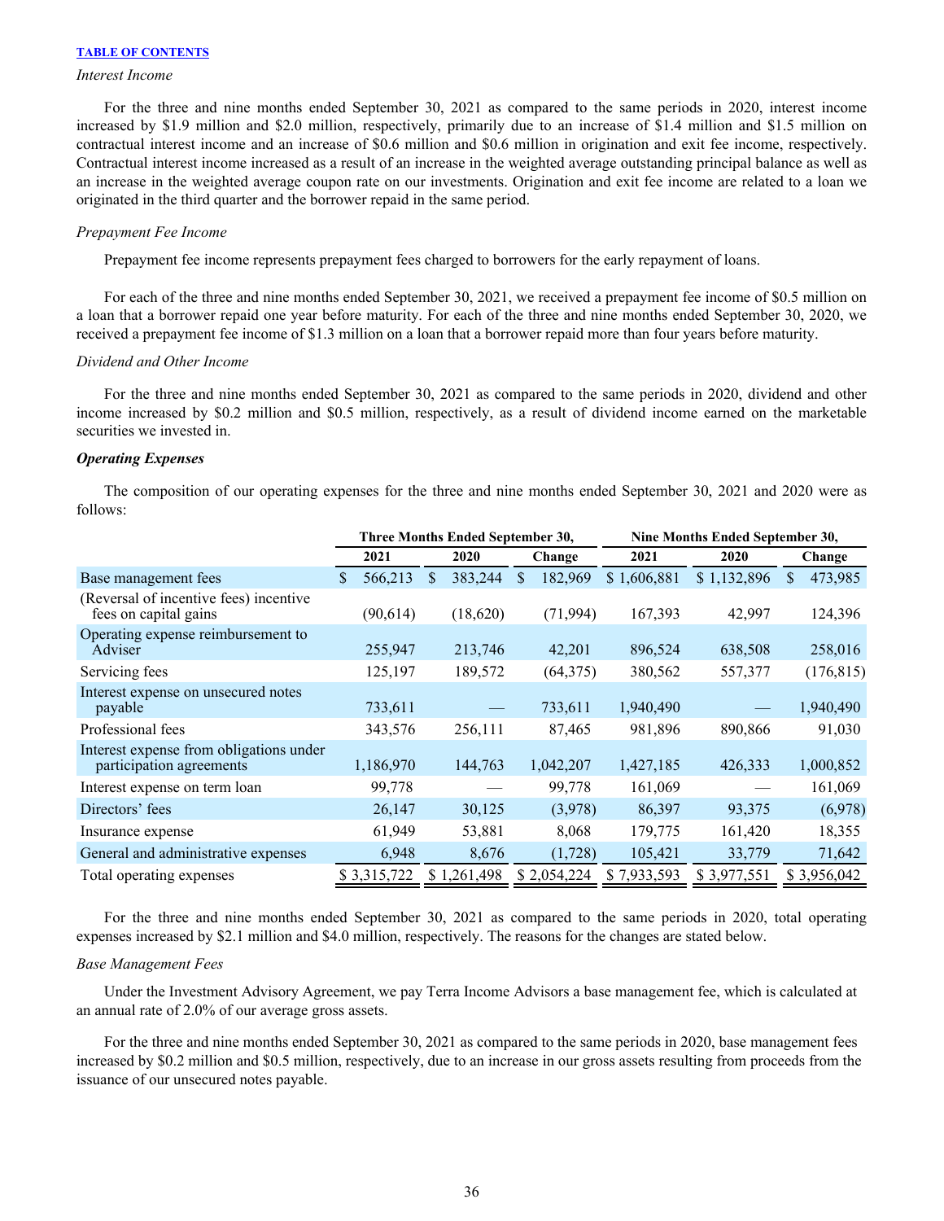[TABLE OF CONTENTS](#)

*Interest Income*

For the three and nine months ended September 30, 2021 as compared to the same periods in 2020, interest income increased by $1.9 million and $2.0 million, respectively, primarily due to an increase of $1.4 million and $1.5 million on contractual interest income and an increase of $0.6 million and $0.6 million in origination and exit fee income, respectively. Contractual interest income increased as a result of an increase in the weighted average outstanding principal balance as well as an increase in the weighted average coupon rate on our investments. Origination and exit fee income are related to a loan we originated in the third quarter and the borrower repaid in the same period.

*Prepayment Fee Income*

Prepayment fee income represents prepayment fees charged to borrowers for the early repayment of loans.

For each of the three and nine months ended September 30, 2021, we received a prepayment fee income of $0.5 million on a loan that a borrower repaid one year before maturity. For each of the three and nine months ended September 30, 2020, we received a prepayment fee income of $1.3 million on a loan that a borrower repaid more than four years before maturity.

*Dividend and Other Income*

For the three and nine months ended September 30, 2021 as compared to the same periods in 2020, dividend and other income increased by $0.2 million and $0.5 million, respectively, as a result of dividend income earned on the marketable securities we invested in.

***Operating Expenses***

The composition of our operating expenses for the three and nine months ended September 30, 2021 and 2020 were as follows:

| | Three Months Ended September 30, | | | Nine Months Ended September 30, | | |
|---|---|---|---|---|---|---|
| | 2021 | 2020 | Change | 2021 | 2020 | Change |
| Base management fees | $ 566,213 | $ 383,244 | $ 182,969 | $ 1,606,881 | $ 1,132,896 | $ 473,985 |
| (Reversal of incentive fees) incentive fees on capital gains | (90,614) | (18,620) | (71,994) | 167,393 | 42,997 | 124,396 |
| Operating expense reimbursement to Adviser | 255,947 | 213,746 | 42,201 | 896,524 | 638,508 | 258,016 |
| Servicing fees | 125,197 | 189,572 | (64,375) | 380,562 | 557,377 | (176,815) |
| Interest expense on unsecured notes payable | 733,611 | — | 733,611 | 1,940,490 | — | 1,940,490 |
| Professional fees | 343,576 | 256,111 | 87,465 | 981,896 | 890,866 | 91,030 |
| Interest expense from obligations under participation agreements | 1,186,970 | 144,763 | 1,042,207 | 1,427,185 | 426,333 | 1,000,852 |
| Interest expense on term loan | 99,778 | — | 99,778 | 161,069 | — | 161,069 |
| Directors' fees | 26,147 | 30,125 | (3,978) | 86,397 | 93,375 | (6,978) |
| Insurance expense | 61,949 | 53,881 | 8,068 | 179,775 | 161,420 | 18,355 |
| General and administrative expenses | 6,948 | 8,676 | (1,728) | 105,421 | 33,779 | 71,642 |
| Total operating expenses | $ 3,315,722 | $ 1,261,498 | $ 2,054,224 | $ 7,933,593 | $ 3,977,551 | $ 3,956,042 |

For the three and nine months ended September 30, 2021 as compared to the same periods in 2020, total operating expenses increased by $2.1 million and $4.0 million, respectively. The reasons for the changes are stated below.

*Base Management Fees*

Under the Investment Advisory Agreement, we pay Terra Income Advisors a base management fee, which is calculated at an annual rate of 2.0% of our average gross assets.

For the three and nine months ended September 30, 2021 as compared to the same periods in 2020, base management fees increased by $0.2 million and $0.5 million, respectively, due to an increase in our gross assets resulting from proceeds from the issuance of our unsecured notes payable.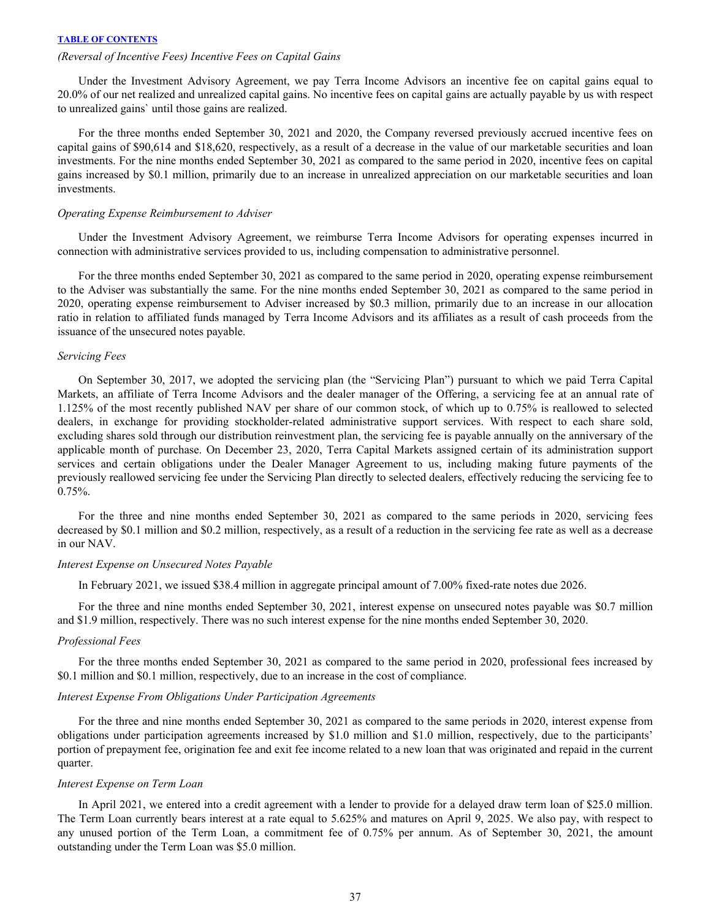*(Reversal of Incentive Fees) Incentive Fees on Capital Gains*

Under the Investment Advisory Agreement, we pay Terra Income Advisors an incentive fee on capital gains equal to 20.0% of our net realized and unrealized capital gains. No incentive fees on capital gains are actually payable by us with respect to unrealized gains` until those gains are realized.

For the three months ended September 30, 2021 and 2020, the Company reversed previously accrued incentive fees on capital gains of $90,614 and $18,620, respectively, as a result of a decrease in the value of our marketable securities and loan investments. For the nine months ended September 30, 2021 as compared to the same period in 2020, incentive fees on capital gains increased by $0.1 million, primarily due to an increase in unrealized appreciation on our marketable securities and loan investments.

*Operating Expense Reimbursement to Adviser*

Under the Investment Advisory Agreement, we reimburse Terra Income Advisors for operating expenses incurred in connection with administrative services provided to us, including compensation to administrative personnel.

For the three months ended September 30, 2021 as compared to the same period in 2020, operating expense reimbursement to the Adviser was substantially the same. For the nine months ended September 30, 2021 as compared to the same period in 2020, operating expense reimbursement to Adviser increased by $0.3 million, primarily due to an increase in our allocation ratio in relation to affiliated funds managed by Terra Income Advisors and its affiliates as a result of cash proceeds from the issuance of the unsecured notes payable.

*Servicing Fees*

On September 30, 2017, we adopted the servicing plan (the "Servicing Plan") pursuant to which we paid Terra Capital Markets, an affiliate of Terra Income Advisors and the dealer manager of the Offering, a servicing fee at an annual rate of 1.125% of the most recently published NAV per share of our common stock, of which up to 0.75% is reallowed to selected dealers, in exchange for providing stockholder-related administrative support services. With respect to each share sold, excluding shares sold through our distribution reinvestment plan, the servicing fee is payable annually on the anniversary of the applicable month of purchase. On December 23, 2020, Terra Capital Markets assigned certain of its administration support services and certain obligations under the Dealer Manager Agreement to us, including making future payments of the previously reallowed servicing fee under the Servicing Plan directly to selected dealers, effectively reducing the servicing fee to 0.75%.

For the three and nine months ended September 30, 2021 as compared to the same periods in 2020, servicing fees decreased by $0.1 million and $0.2 million, respectively, as a result of a reduction in the servicing fee rate as well as a decrease in our NAV.

*Interest Expense on Unsecured Notes Payable*

In February 2021, we issued $38.4 million in aggregate principal amount of 7.00% fixed-rate notes due 2026.

For the three and nine months ended September 30, 2021, interest expense on unsecured notes payable was $0.7 million and $1.9 million, respectively. There was no such interest expense for the nine months ended September 30, 2020.

*Professional Fees*

For the three months ended September 30, 2021 as compared to the same period in 2020, professional fees increased by $0.1 million and $0.1 million, respectively, due to an increase in the cost of compliance.

*Interest Expense From Obligations Under Participation Agreements*

For the three and nine months ended September 30, 2021 as compared to the same periods in 2020, interest expense from obligations under participation agreements increased by $1.0 million and $1.0 million, respectively, due to the participants' portion of prepayment fee, origination fee and exit fee income related to a new loan that was originated and repaid in the current quarter.

*Interest Expense on Term Loan*

In April 2021, we entered into a credit agreement with a lender to provide for a delayed draw term loan of $25.0 million. The Term Loan currently bears interest at a rate equal to 5.625% and matures on April 9, 2025. We also pay, with respect to any unused portion of the Term Loan, a commitment fee of 0.75% per annum. As of September 30, 2021, the amount outstanding under the Term Loan was $5.0 million.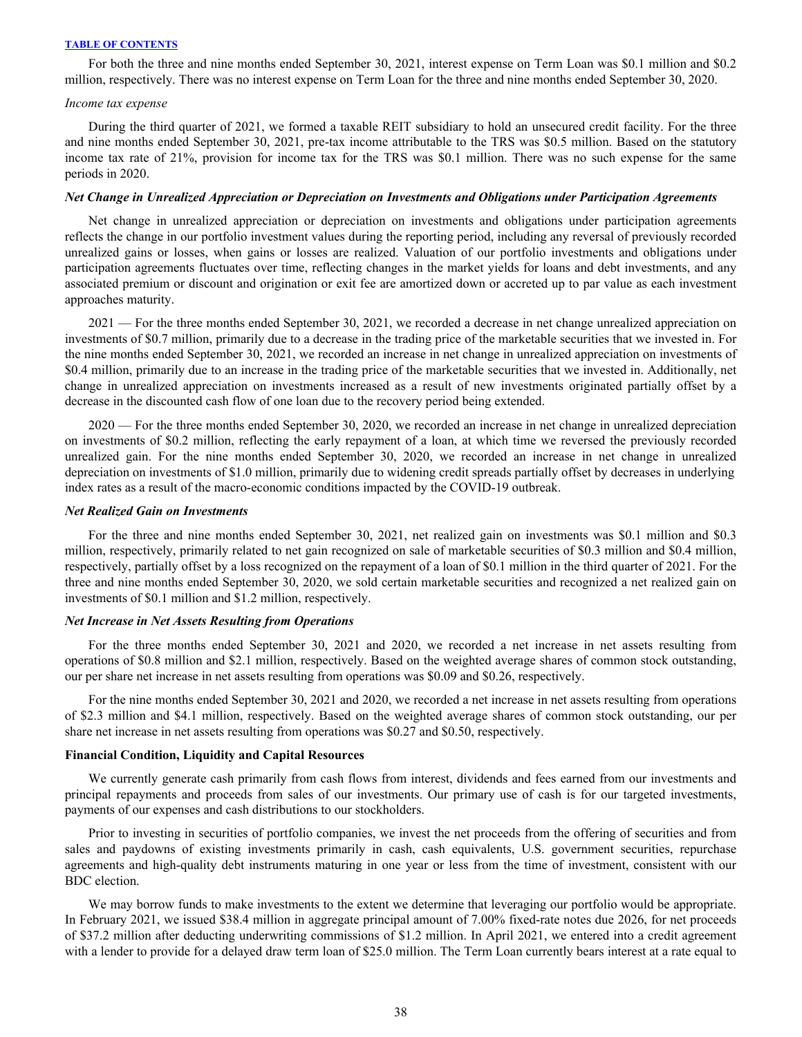For both the three and nine months ended September 30, 2021, interest expense on Term Loan was $0.1 million and $0.2 million, respectively. There was no interest expense on Term Loan for the three and nine months ended September 30, 2020.

*Income tax expense*

During the third quarter of 2021, we formed a taxable REIT subsidiary to hold an unsecured credit facility. For the three and nine months ended September 30, 2021, pre-tax income attributable to the TRS was $0.5 million. Based on the statutory income tax rate of 21%, provision for income tax for the TRS was $0.1 million. There was no such expense for the same periods in 2020.

***Net Change in Unrealized Appreciation or Depreciation on Investments and Obligations under Participation Agreements***

Net change in unrealized appreciation or depreciation on investments and obligations under participation agreements reflects the change in our portfolio investment values during the reporting period, including any reversal of previously recorded unrealized gains or losses, when gains or losses are realized. Valuation of our portfolio investments and obligations under participation agreements fluctuates over time, reflecting changes in the market yields for loans and debt investments, and any associated premium or discount and origination or exit fee are amortized down or accreted up to par value as each investment approaches maturity.

2021 — For the three months ended September 30, 2021, we recorded a decrease in net change unrealized appreciation on investments of $0.7 million, primarily due to a decrease in the trading price of the marketable securities that we invested in. For the nine months ended September 30, 2021, we recorded an increase in net change in unrealized appreciation on investments of $0.4 million, primarily due to an increase in the trading price of the marketable securities that we invested in. Additionally, net change in unrealized appreciation on investments increased as a result of new investments originated partially offset by a decrease in the discounted cash flow of one loan due to the recovery period being extended.

2020 — For the three months ended September 30, 2020, we recorded an increase in net change in unrealized depreciation on investments of $0.2 million, reflecting the early repayment of a loan, at which time we reversed the previously recorded unrealized gain. For the nine months ended September 30, 2020, we recorded an increase in net change in unrealized depreciation on investments of $1.0 million, primarily due to widening credit spreads partially offset by decreases in underlying index rates as a result of the macro-economic conditions impacted by the COVID-19 outbreak.

***Net Realized Gain on Investments***

For the three and nine months ended September 30, 2021, net realized gain on investments was $0.1 million and $0.3 million, respectively, primarily related to net gain recognized on sale of marketable securities of $0.3 million and $0.4 million, respectively, partially offset by a loss recognized on the repayment of a loan of $0.1 million in the third quarter of 2021. For the three and nine months ended September 30, 2020, we sold certain marketable securities and recognized a net realized gain on investments of $0.1 million and $1.2 million, respectively.

***Net Increase in Net Assets Resulting from Operations***

For the three months ended September 30, 2021 and 2020, we recorded a net increase in net assets resulting from operations of $0.8 million and $2.1 million, respectively. Based on the weighted average shares of common stock outstanding, our per share net increase in net assets resulting from operations was $0.09 and $0.26, respectively.

For the nine months ended September 30, 2021 and 2020, we recorded a net increase in net assets resulting from operations of $2.3 million and $4.1 million, respectively. Based on the weighted average shares of common stock outstanding, our per share net increase in net assets resulting from operations was $0.27 and $0.50, respectively.

**Financial Condition, Liquidity and Capital Resources**

We currently generate cash primarily from cash flows from interest, dividends and fees earned from our investments and principal repayments and proceeds from sales of our investments. Our primary use of cash is for our targeted investments, payments of our expenses and cash distributions to our stockholders.

Prior to investing in securities of portfolio companies, we invest the net proceeds from the offering of securities and from sales and paydowns of existing investments primarily in cash, cash equivalents, U.S. government securities, repurchase agreements and high-quality debt instruments maturing in one year or less from the time of investment, consistent with our BDC election.

We may borrow funds to make investments to the extent we determine that leveraging our portfolio would be appropriate. In February 2021, we issued $38.4 million in aggregate principal amount of 7.00% fixed-rate notes due 2026, for net proceeds of $37.2 million after deducting underwriting commissions of $1.2 million. In April 2021, we entered into a credit agreement with a lender to provide for a delayed draw term loan of $25.0 million. The Term Loan currently bears interest at a rate equal to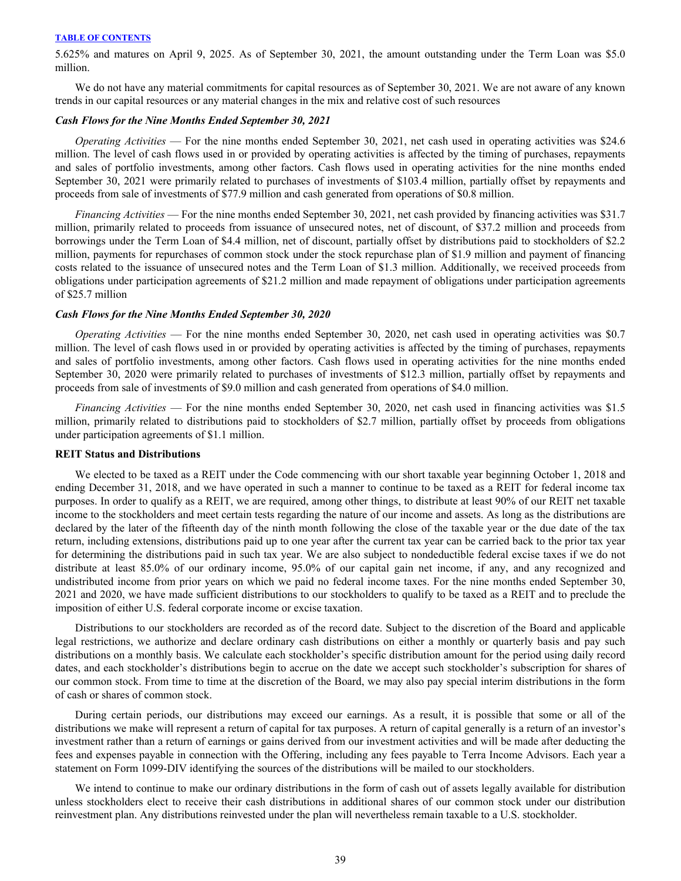5.625% and matures on April 9, 2025. As of September 30, 2021, the amount outstanding under the Term Loan was $5.0 million.

We do not have any material commitments for capital resources as of September 30, 2021. We are not aware of any known trends in our capital resources or any material changes in the mix and relative cost of such resources

***Cash Flows for the Nine Months Ended September 30, 2021***

*Operating Activities* — For the nine months ended September 30, 2021, net cash used in operating activities was $24.6 million. The level of cash flows used in or provided by operating activities is affected by the timing of purchases, repayments and sales of portfolio investments, among other factors. Cash flows used in operating activities for the nine months ended September 30, 2021 were primarily related to purchases of investments of $103.4 million, partially offset by repayments and proceeds from sale of investments of $77.9 million and cash generated from operations of $0.8 million.

*Financing Activities* — For the nine months ended September 30, 2021, net cash provided by financing activities was $31.7 million, primarily related to proceeds from issuance of unsecured notes, net of discount, of $37.2 million and proceeds from borrowings under the Term Loan of $4.4 million, net of discount, partially offset by distributions paid to stockholders of $2.2 million, payments for repurchases of common stock under the stock repurchase plan of $1.9 million and payment of financing costs related to the issuance of unsecured notes and the Term Loan of $1.3 million. Additionally, we received proceeds from obligations under participation agreements of $21.2 million and made repayment of obligations under participation agreements of $25.7 million

***Cash Flows for the Nine Months Ended September 30, 2020***

*Operating Activities* — For the nine months ended September 30, 2020, net cash used in operating activities was $0.7 million. The level of cash flows used in or provided by operating activities is affected by the timing of purchases, repayments and sales of portfolio investments, among other factors. Cash flows used in operating activities for the nine months ended September 30, 2020 were primarily related to purchases of investments of $12.3 million, partially offset by repayments and proceeds from sale of investments of $9.0 million and cash generated from operations of $4.0 million.

*Financing Activities* — For the nine months ended September 30, 2020, net cash used in financing activities was $1.5 million, primarily related to distributions paid to stockholders of $2.7 million, partially offset by proceeds from obligations under participation agreements of $1.1 million.

**REIT Status and Distributions**

We elected to be taxed as a REIT under the Code commencing with our short taxable year beginning October 1, 2018 and ending December 31, 2018, and we have operated in such a manner to continue to be taxed as a REIT for federal income tax purposes. In order to qualify as a REIT, we are required, among other things, to distribute at least 90% of our REIT net taxable income to the stockholders and meet certain tests regarding the nature of our income and assets. As long as the distributions are declared by the later of the fifteenth day of the ninth month following the close of the taxable year or the due date of the tax return, including extensions, distributions paid up to one year after the current tax year can be carried back to the prior tax year for determining the distributions paid in such tax year. We are also subject to nondeductible federal excise taxes if we do not distribute at least 85.0% of our ordinary income, 95.0% of our capital gain net income, if any, and any recognized and undistributed income from prior years on which we paid no federal income taxes. For the nine months ended September 30, 2021 and 2020, we have made sufficient distributions to our stockholders to qualify to be taxed as a REIT and to preclude the imposition of either U.S. federal corporate income or excise taxation.

Distributions to our stockholders are recorded as of the record date. Subject to the discretion of the Board and applicable legal restrictions, we authorize and declare ordinary cash distributions on either a monthly or quarterly basis and pay such distributions on a monthly basis. We calculate each stockholder's specific distribution amount for the period using daily record dates, and each stockholder's distributions begin to accrue on the date we accept such stockholder's subscription for shares of our common stock. From time to time at the discretion of the Board, we may also pay special interim distributions in the form of cash or shares of common stock.

During certain periods, our distributions may exceed our earnings. As a result, it is possible that some or all of the distributions we make will represent a return of capital for tax purposes. A return of capital generally is a return of an investor's investment rather than a return of earnings or gains derived from our investment activities and will be made after deducting the fees and expenses payable in connection with the Offering, including any fees payable to Terra Income Advisors. Each year a statement on Form 1099-DIV identifying the sources of the distributions will be mailed to our stockholders.

We intend to continue to make our ordinary distributions in the form of cash out of assets legally available for distribution unless stockholders elect to receive their cash distributions in additional shares of our common stock under our distribution reinvestment plan. Any distributions reinvested under the plan will nevertheless remain taxable to a U.S. stockholder.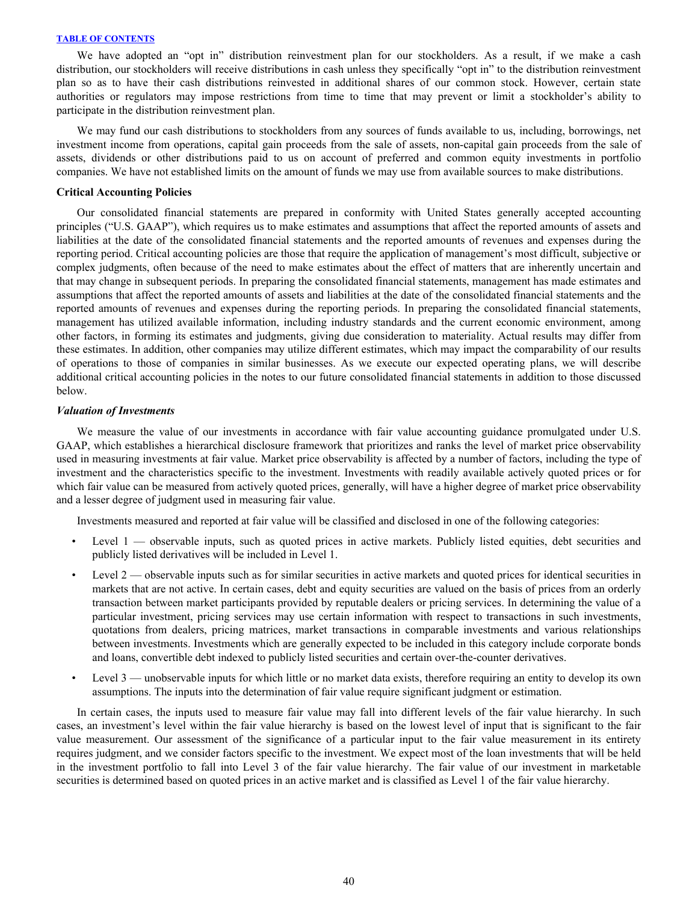We have adopted an "opt in" distribution reinvestment plan for our stockholders. As a result, if we make a cash distribution, our stockholders will receive distributions in cash unless they specifically "opt in" to the distribution reinvestment plan so as to have their cash distributions reinvested in additional shares of our common stock. However, certain state authorities or regulators may impose restrictions from time to time that may prevent or limit a stockholder's ability to participate in the distribution reinvestment plan.

We may fund our cash distributions to stockholders from any sources of funds available to us, including, borrowings, net investment income from operations, capital gain proceeds from the sale of assets, non-capital gain proceeds from the sale of assets, dividends or other distributions paid to us on account of preferred and common equity investments in portfolio companies. We have not established limits on the amount of funds we may use from available sources to make distributions.

**Critical Accounting Policies**

Our consolidated financial statements are prepared in conformity with United States generally accepted accounting principles ("U.S. GAAP"), which requires us to make estimates and assumptions that affect the reported amounts of assets and liabilities at the date of the consolidated financial statements and the reported amounts of revenues and expenses during the reporting period. Critical accounting policies are those that require the application of management's most difficult, subjective or complex judgments, often because of the need to make estimates about the effect of matters that are inherently uncertain and that may change in subsequent periods. In preparing the consolidated financial statements, management has made estimates and assumptions that affect the reported amounts of assets and liabilities at the date of the consolidated financial statements and the reported amounts of revenues and expenses during the reporting periods. In preparing the consolidated financial statements, management has utilized available information, including industry standards and the current economic environment, among other factors, in forming its estimates and judgments, giving due consideration to materiality. Actual results may differ from these estimates. In addition, other companies may utilize different estimates, which may impact the comparability of our results of operations to those of companies in similar businesses. As we execute our expected operating plans, we will describe additional critical accounting policies in the notes to our future consolidated financial statements in addition to those discussed below.

***Valuation of Investments***

We measure the value of our investments in accordance with fair value accounting guidance promulgated under U.S. GAAP, which establishes a hierarchical disclosure framework that prioritizes and ranks the level of market price observability used in measuring investments at fair value. Market price observability is affected by a number of factors, including the type of investment and the characteristics specific to the investment. Investments with readily available actively quoted prices or for which fair value can be measured from actively quoted prices, generally, will have a higher degree of market price observability and a lesser degree of judgment used in measuring fair value.

Investments measured and reported at fair value will be classified and disclosed in one of the following categories:

- Level 1 — observable inputs, such as quoted prices in active markets. Publicly listed equities, debt securities and publicly listed derivatives will be included in Level 1.
- Level 2 — observable inputs such as for similar securities in active markets and quoted prices for identical securities in markets that are not active. In certain cases, debt and equity securities are valued on the basis of prices from an orderly transaction between market participants provided by reputable dealers or pricing services. In determining the value of a particular investment, pricing services may use certain information with respect to transactions in such investments, quotations from dealers, pricing matrices, market transactions in comparable investments and various relationships between investments. Investments which are generally expected to be included in this category include corporate bonds and loans, convertible debt indexed to publicly listed securities and certain over-the-counter derivatives.
- Level 3 — unobservable inputs for which little or no market data exists, therefore requiring an entity to develop its own assumptions. The inputs into the determination of fair value require significant judgment or estimation.

In certain cases, the inputs used to measure fair value may fall into different levels of the fair value hierarchy. In such cases, an investment's level within the fair value hierarchy is based on the lowest level of input that is significant to the fair value measurement. Our assessment of the significance of a particular input to the fair value measurement in its entirety requires judgment, and we consider factors specific to the investment. We expect most of the loan investments that will be held in the investment portfolio to fall into Level 3 of the fair value hierarchy. The fair value of our investment in marketable securities is determined based on quoted prices in an active market and is classified as Level 1 of the fair value hierarchy.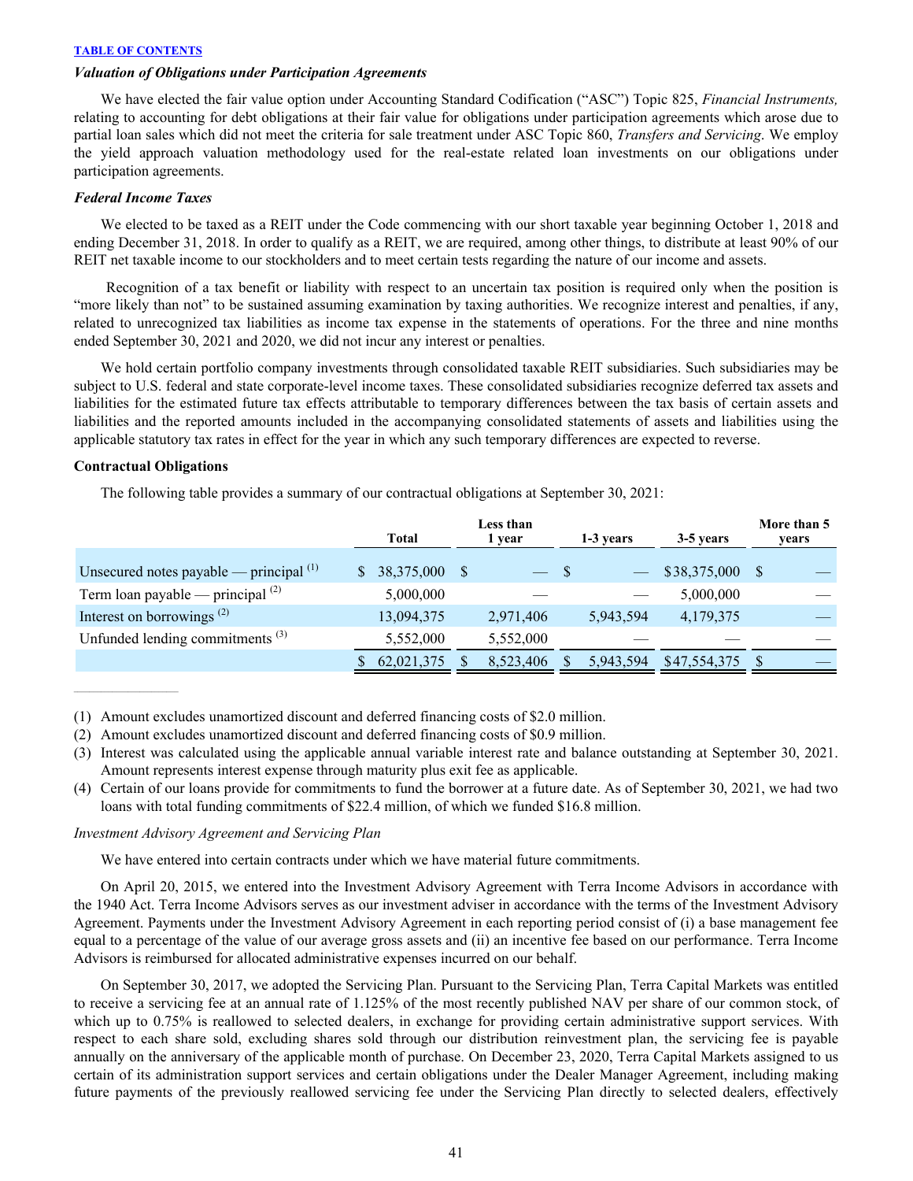*Valuation of Obligations under Participation Agreements*

We have elected the fair value option under Accounting Standard Codification ("ASC") Topic 825, *Financial Instruments,* relating to accounting for debt obligations at their fair value for obligations under participation agreements which arose due to partial loan sales which did not meet the criteria for sale treatment under ASC Topic 860, *Transfers and Servicing*. We employ the yield approach valuation methodology used for the real-estate related loan investments on our obligations under participation agreements.

*Federal Income Taxes*

We elected to be taxed as a REIT under the Code commencing with our short taxable year beginning October 1, 2018 and ending December 31, 2018. In order to qualify as a REIT, we are required, among other things, to distribute at least 90% of our REIT net taxable income to our stockholders and to meet certain tests regarding the nature of our income and assets.

Recognition of a tax benefit or liability with respect to an uncertain tax position is required only when the position is "more likely than not" to be sustained assuming examination by taxing authorities. We recognize interest and penalties, if any, related to unrecognized tax liabilities as income tax expense in the statements of operations. For the three and nine months ended September 30, 2021 and 2020, we did not incur any interest or penalties.

We hold certain portfolio company investments through consolidated taxable REIT subsidiaries. Such subsidiaries may be subject to U.S. federal and state corporate-level income taxes. These consolidated subsidiaries recognize deferred tax assets and liabilities for the estimated future tax effects attributable to temporary differences between the tax basis of certain assets and liabilities and the reported amounts included in the accompanying consolidated statements of assets and liabilities using the applicable statutory tax rates in effect for the year in which any such temporary differences are expected to reverse.

**Contractual Obligations**

The following table provides a summary of our contractual obligations at September 30, 2021:

| | Total | Less than 1 year | 1-3 years | 3-5 years | More than 5 years |
|---|---|---|---|---|---|
| Unsecured notes payable — principal [1] | $ 38,375,000 | $ — | $ — | $38,375,000 | $ — |
| Term loan payable — principal [2] | 5,000,000 | — | — | 5,000,000 | — |
| Interest on borrowings [2] | 13,094,375 | 2,971,406 | 5,943,594 | 4,179,375 | — |
| Unfunded lending commitments [3] | 5,552,000 | 5,552,000 | — | — | — |
| | $ 62,021,375 | $ 8,523,406 | $ 5,943,594 | $47,554,375 | $ — |

(1) Amount excludes unamortized discount and deferred financing costs of $2.0 million.

(2) Amount excludes unamortized discount and deferred financing costs of $0.9 million.

(3) Interest was calculated using the applicable annual variable interest rate and balance outstanding at September 30, 2021. Amount represents interest expense through maturity plus exit fee as applicable.

(4) Certain of our loans provide for commitments to fund the borrower at a future date. As of September 30, 2021, we had two loans with total funding commitments of $22.4 million, of which we funded $16.8 million.

*Investment Advisory Agreement and Servicing Plan*

We have entered into certain contracts under which we have material future commitments.

On April 20, 2015, we entered into the Investment Advisory Agreement with Terra Income Advisors in accordance with the 1940 Act. Terra Income Advisors serves as our investment adviser in accordance with the terms of the Investment Advisory Agreement. Payments under the Investment Advisory Agreement in each reporting period consist of (i) a base management fee equal to a percentage of the value of our average gross assets and (ii) an incentive fee based on our performance. Terra Income Advisors is reimbursed for allocated administrative expenses incurred on our behalf.

On September 30, 2017, we adopted the Servicing Plan. Pursuant to the Servicing Plan, Terra Capital Markets was entitled to receive a servicing fee at an annual rate of 1.125% of the most recently published NAV per share of our common stock, of which up to 0.75% is reallowed to selected dealers, in exchange for providing certain administrative support services. With respect to each share sold, excluding shares sold through our distribution reinvestment plan, the servicing fee is payable annually on the anniversary of the applicable month of purchase. On December 23, 2020, Terra Capital Markets assigned to us certain of its administration support services and certain obligations under the Dealer Manager Agreement, including making future payments of the previously reallowed servicing fee under the Servicing Plan directly to selected dealers, effectively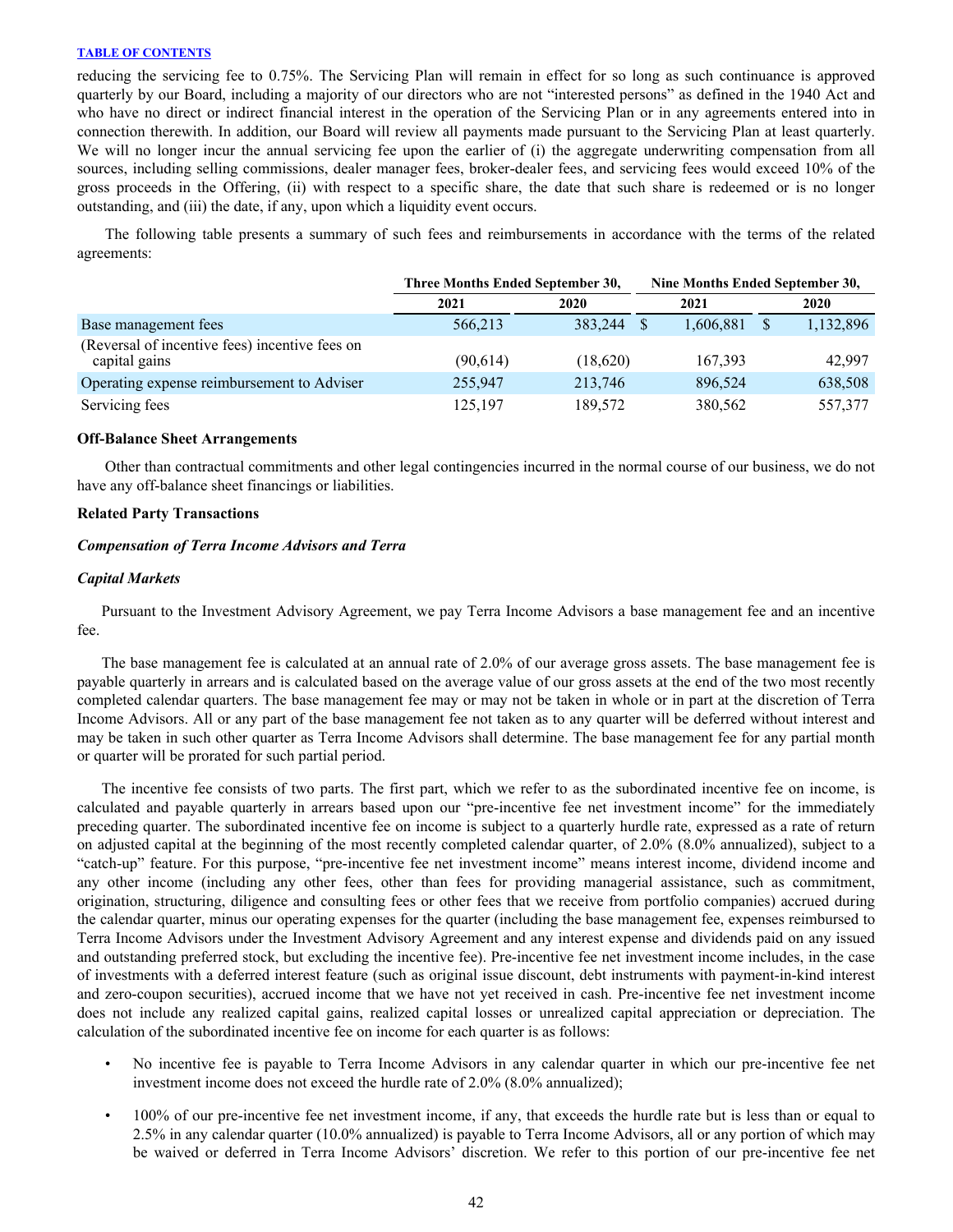reducing the servicing fee to 0.75%. The Servicing Plan will remain in effect for so long as such continuance is approved quarterly by our Board, including a majority of our directors who are not "interested persons" as defined in the 1940 Act and who have no direct or indirect financial interest in the operation of the Servicing Plan or in any agreements entered into in connection therewith. In addition, our Board will review all payments made pursuant to the Servicing Plan at least quarterly. We will no longer incur the annual servicing fee upon the earlier of (i) the aggregate underwriting compensation from all sources, including selling commissions, dealer manager fees, broker-dealer fees, and servicing fees would exceed 10% of the gross proceeds in the Offering, (ii) with respect to a specific share, the date that such share is redeemed or is no longer outstanding, and (iii) the date, if any, upon which a liquidity event occurs.

The following table presents a summary of such fees and reimbursements in accordance with the terms of the related agreements:

| | Three Months Ended September 30, | | Nine Months Ended September 30, | |
|---|---|---|---|---|
| | 2021 | 2020 | 2021 | 2020 |
| Base management fees | 566,213 | 383,244 | $ 1,606,881 | $ 1,132,896 |
| (Reversal of incentive fees) incentive fees on capital gains | (90,614) | (18,620) | 167,393 | 42,997 |
| Operating expense reimbursement to Adviser | 255,947 | 213,746 | 896,524 | 638,508 |
| Servicing fees | 125,197 | 189,572 | 380,562 | 557,377 |

**Off-Balance Sheet Arrangements**

Other than contractual commitments and other legal contingencies incurred in the normal course of our business, we do not have any off-balance sheet financings or liabilities.

**Related Party Transactions**

***Compensation of Terra Income Advisors and Terra***

***Capital Markets***

Pursuant to the Investment Advisory Agreement, we pay Terra Income Advisors a base management fee and an incentive fee.

The base management fee is calculated at an annual rate of 2.0% of our average gross assets. The base management fee is payable quarterly in arrears and is calculated based on the average value of our gross assets at the end of the two most recently completed calendar quarters. The base management fee may or may not be taken in whole or in part at the discretion of Terra Income Advisors. All or any part of the base management fee not taken as to any quarter will be deferred without interest and may be taken in such other quarter as Terra Income Advisors shall determine. The base management fee for any partial month or quarter will be prorated for such partial period.

The incentive fee consists of two parts. The first part, which we refer to as the subordinated incentive fee on income, is calculated and payable quarterly in arrears based upon our "pre-incentive fee net investment income" for the immediately preceding quarter. The subordinated incentive fee on income is subject to a quarterly hurdle rate, expressed as a rate of return on adjusted capital at the beginning of the most recently completed calendar quarter, of 2.0% (8.0% annualized), subject to a "catch-up" feature. For this purpose, "pre-incentive fee net investment income" means interest income, dividend income and any other income (including any other fees, other than fees for providing managerial assistance, such as commitment, origination, structuring, diligence and consulting fees or other fees that we receive from portfolio companies) accrued during the calendar quarter, minus our operating expenses for the quarter (including the base management fee, expenses reimbursed to Terra Income Advisors under the Investment Advisory Agreement and any interest expense and dividends paid on any issued and outstanding preferred stock, but excluding the incentive fee). Pre-incentive fee net investment income includes, in the case of investments with a deferred interest feature (such as original issue discount, debt instruments with payment-in-kind interest and zero-coupon securities), accrued income that we have not yet received in cash. Pre-incentive fee net investment income does not include any realized capital gains, realized capital losses or unrealized capital appreciation or depreciation. The calculation of the subordinated incentive fee on income for each quarter is as follows:

- No incentive fee is payable to Terra Income Advisors in any calendar quarter in which our pre-incentive fee net investment income does not exceed the hurdle rate of 2.0% (8.0% annualized);
- 100% of our pre-incentive fee net investment income, if any, that exceeds the hurdle rate but is less than or equal to 2.5% in any calendar quarter (10.0% annualized) is payable to Terra Income Advisors, all or any portion of which may be waived or deferred in Terra Income Advisors' discretion. We refer to this portion of our pre-incentive fee net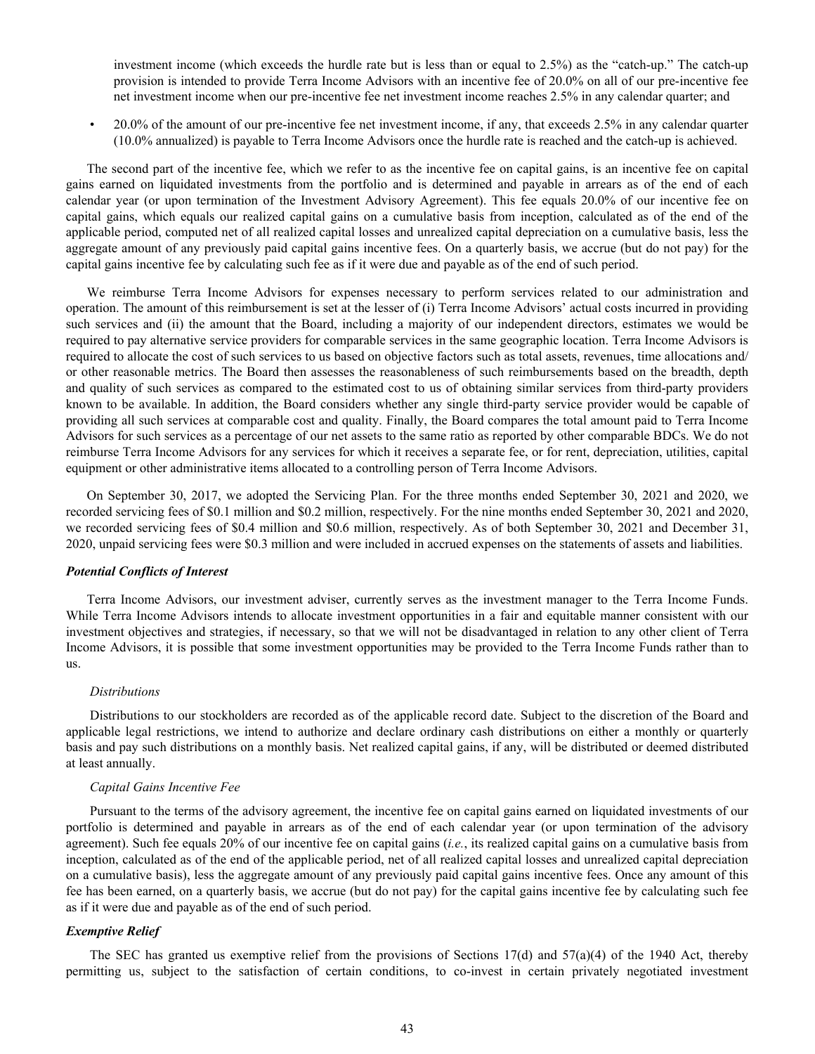investment income (which exceeds the hurdle rate but is less than or equal to 2.5%) as the "catch-up." The catch-up provision is intended to provide Terra Income Advisors with an incentive fee of 20.0% on all of our pre-incentive fee net investment income when our pre-incentive fee net investment income reaches 2.5% in any calendar quarter; and

- 20.0% of the amount of our pre-incentive fee net investment income, if any, that exceeds 2.5% in any calendar quarter (10.0% annualized) is payable to Terra Income Advisors once the hurdle rate is reached and the catch-up is achieved.

The second part of the incentive fee, which we refer to as the incentive fee on capital gains, is an incentive fee on capital gains earned on liquidated investments from the portfolio and is determined and payable in arrears as of the end of each calendar year (or upon termination of the Investment Advisory Agreement). This fee equals 20.0% of our incentive fee on capital gains, which equals our realized capital gains on a cumulative basis from inception, calculated as of the end of the applicable period, computed net of all realized capital losses and unrealized capital depreciation on a cumulative basis, less the aggregate amount of any previously paid capital gains incentive fees. On a quarterly basis, we accrue (but do not pay) for the capital gains incentive fee by calculating such fee as if it were due and payable as of the end of such period.

We reimburse Terra Income Advisors for expenses necessary to perform services related to our administration and operation. The amount of this reimbursement is set at the lesser of (i) Terra Income Advisors' actual costs incurred in providing such services and (ii) the amount that the Board, including a majority of our independent directors, estimates we would be required to pay alternative service providers for comparable services in the same geographic location. Terra Income Advisors is required to allocate the cost of such services to us based on objective factors such as total assets, revenues, time allocations and/ or other reasonable metrics. The Board then assesses the reasonableness of such reimbursements based on the breadth, depth and quality of such services as compared to the estimated cost to us of obtaining similar services from third-party providers known to be available. In addition, the Board considers whether any single third-party service provider would be capable of providing all such services at comparable cost and quality. Finally, the Board compares the total amount paid to Terra Income Advisors for such services as a percentage of our net assets to the same ratio as reported by other comparable BDCs. We do not reimburse Terra Income Advisors for any services for which it receives a separate fee, or for rent, depreciation, utilities, capital equipment or other administrative items allocated to a controlling person of Terra Income Advisors.

On September 30, 2017, we adopted the Servicing Plan. For the three months ended September 30, 2021 and 2020, we recorded servicing fees of $0.1 million and $0.2 million, respectively. For the nine months ended September 30, 2021 and 2020, we recorded servicing fees of $0.4 million and $0.6 million, respectively. As of both September 30, 2021 and December 31, 2020, unpaid servicing fees were $0.3 million and were included in accrued expenses on the statements of assets and liabilities.

***Potential Conflicts of Interest***

Terra Income Advisors, our investment adviser, currently serves as the investment manager to the Terra Income Funds. While Terra Income Advisors intends to allocate investment opportunities in a fair and equitable manner consistent with our investment objectives and strategies, if necessary, so that we will not be disadvantaged in relation to any other client of Terra Income Advisors, it is possible that some investment opportunities may be provided to the Terra Income Funds rather than to us.

*Distributions*

Distributions to our stockholders are recorded as of the applicable record date. Subject to the discretion of the Board and applicable legal restrictions, we intend to authorize and declare ordinary cash distributions on either a monthly or quarterly basis and pay such distributions on a monthly basis. Net realized capital gains, if any, will be distributed or deemed distributed at least annually.

*Capital Gains Incentive Fee*

Pursuant to the terms of the advisory agreement, the incentive fee on capital gains earned on liquidated investments of our portfolio is determined and payable in arrears as of the end of each calendar year (or upon termination of the advisory agreement). Such fee equals 20% of our incentive fee on capital gains (*i.e.*, its realized capital gains on a cumulative basis from inception, calculated as of the end of the applicable period, net of all realized capital losses and unrealized capital depreciation on a cumulative basis), less the aggregate amount of any previously paid capital gains incentive fees. Once any amount of this fee has been earned, on a quarterly basis, we accrue (but do not pay) for the capital gains incentive fee by calculating such fee as if it were due and payable as of the end of such period.

***Exemptive Relief***

The SEC has granted us exemptive relief from the provisions of Sections 17(d) and 57(a)(4) of the 1940 Act, thereby permitting us, subject to the satisfaction of certain conditions, to co-invest in certain privately negotiated investment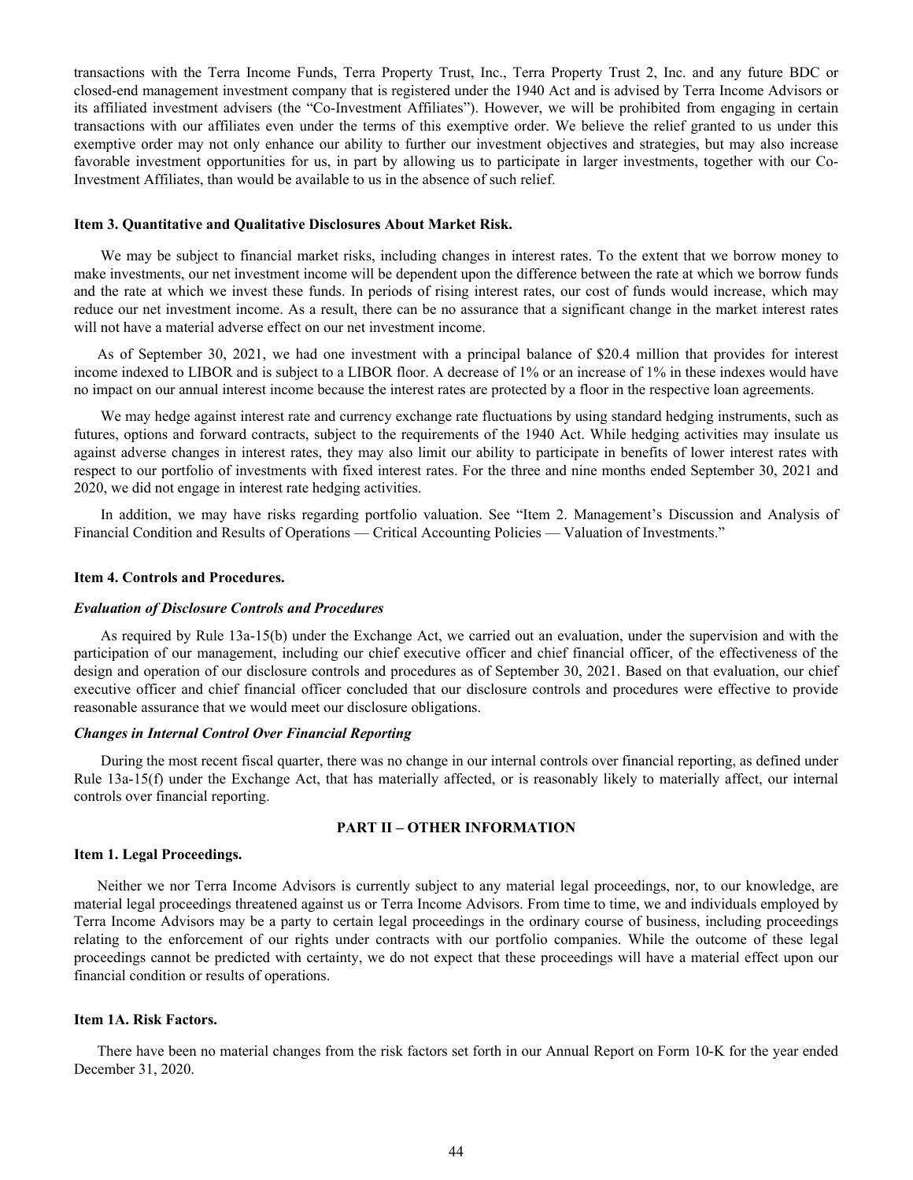transactions with the Terra Income Funds, Terra Property Trust, Inc., Terra Property Trust 2, Inc. and any future BDC or closed-end management investment company that is registered under the 1940 Act and is advised by Terra Income Advisors or its affiliated investment advisers (the "Co-Investment Affiliates"). However, we will be prohibited from engaging in certain transactions with our affiliates even under the terms of this exemptive order. We believe the relief granted to us under this exemptive order may not only enhance our ability to further our investment objectives and strategies, but may also increase favorable investment opportunities for us, in part by allowing us to participate in larger investments, together with our Co-Investment Affiliates, than would be available to us in the absence of such relief.

### Item 3. Quantitative and Qualitative Disclosures About Market Risk.

We may be subject to financial market risks, including changes in interest rates. To the extent that we borrow money to make investments, our net investment income will be dependent upon the difference between the rate at which we borrow funds and the rate at which we invest these funds. In periods of rising interest rates, our cost of funds would increase, which may reduce our net investment income. As a result, there can be no assurance that a significant change in the market interest rates will not have a material adverse effect on our net investment income.

As of September 30, 2021, we had one investment with a principal balance of $20.4 million that provides for interest income indexed to LIBOR and is subject to a LIBOR floor. A decrease of 1% or an increase of 1% in these indexes would have no impact on our annual interest income because the interest rates are protected by a floor in the respective loan agreements.

We may hedge against interest rate and currency exchange rate fluctuations by using standard hedging instruments, such as futures, options and forward contracts, subject to the requirements of the 1940 Act. While hedging activities may insulate us against adverse changes in interest rates, they may also limit our ability to participate in benefits of lower interest rates with respect to our portfolio of investments with fixed interest rates. For the three and nine months ended September 30, 2021 and 2020, we did not engage in interest rate hedging activities.

In addition, we may have risks regarding portfolio valuation. See "Item 2. Management's Discussion and Analysis of Financial Condition and Results of Operations — Critical Accounting Policies — Valuation of Investments."

### Item 4. Controls and Procedures.

***Evaluation of Disclosure Controls and Procedures***

As required by Rule 13a-15(b) under the Exchange Act, we carried out an evaluation, under the supervision and with the participation of our management, including our chief executive officer and chief financial officer, of the effectiveness of the design and operation of our disclosure controls and procedures as of September 30, 2021. Based on that evaluation, our chief executive officer and chief financial officer concluded that our disclosure controls and procedures were effective to provide reasonable assurance that we would meet our disclosure obligations.

***Changes in Internal Control Over Financial Reporting***

During the most recent fiscal quarter, there was no change in our internal controls over financial reporting, as defined under Rule 13a-15(f) under the Exchange Act, that has materially affected, or is reasonably likely to materially affect, our internal controls over financial reporting.

## PART II – OTHER INFORMATION

### Item 1. Legal Proceedings.

Neither we nor Terra Income Advisors is currently subject to any material legal proceedings, nor, to our knowledge, are material legal proceedings threatened against us or Terra Income Advisors. From time to time, we and individuals employed by Terra Income Advisors may be a party to certain legal proceedings in the ordinary course of business, including proceedings relating to the enforcement of our rights under contracts with our portfolio companies. While the outcome of these legal proceedings cannot be predicted with certainty, we do not expect that these proceedings will have a material effect upon our financial condition or results of operations.

### Item 1A. Risk Factors.

There have been no material changes from the risk factors set forth in our Annual Report on Form 10-K for the year ended December 31, 2020.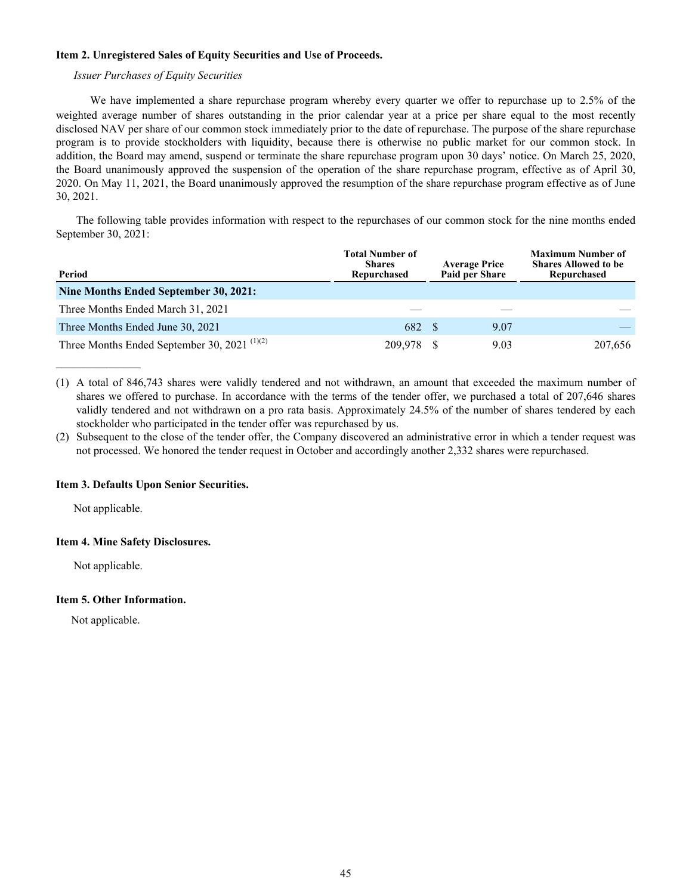**Item 2. Unregistered Sales of Equity Securities and Use of Proceeds.**

*Issuer Purchases of Equity Securities*

We have implemented a share repurchase program whereby every quarter we offer to repurchase up to 2.5% of the weighted average number of shares outstanding in the prior calendar year at a price per share equal to the most recently disclosed NAV per share of our common stock immediately prior to the date of repurchase. The purpose of the share repurchase program is to provide stockholders with liquidity, because there is otherwise no public market for our common stock. In addition, the Board may amend, suspend or terminate the share repurchase program upon 30 days' notice. On March 25, 2020, the Board unanimously approved the suspension of the operation of the share repurchase program, effective as of April 30, 2020. On May 11, 2021, the Board unanimously approved the resumption of the share repurchase program effective as of June 30, 2021.

The following table provides information with respect to the repurchases of our common stock for the nine months ended September 30, 2021:

| Period | Total Number of Shares Repurchased | Average Price Paid per Share | Maximum Number of Shares Allowed to be Repurchased |
|---|---|---|---|
| **Nine Months Ended September 30, 2021:** | | | |
| Three Months Ended March 31, 2021 | — | — | — |
| Three Months Ended June 30, 2021 | 682 | $ 9.07 | — |
| Three Months Ended September 30, 2021 (1)(2) | 209,978 | $ 9.03 | 207,656 |

(1) A total of 846,743 shares were validly tendered and not withdrawn, an amount that exceeded the maximum number of shares we offered to purchase. In accordance with the terms of the tender offer, we purchased a total of 207,646 shares validly tendered and not withdrawn on a pro rata basis. Approximately 24.5% of the number of shares tendered by each stockholder who participated in the tender offer was repurchased by us.

(2) Subsequent to the close of the tender offer, the Company discovered an administrative error in which a tender request was not processed. We honored the tender request in October and accordingly another 2,332 shares were repurchased.

**Item 3. Defaults Upon Senior Securities.**

Not applicable.

**Item 4. Mine Safety Disclosures.**

Not applicable.

**Item 5. Other Information.**

Not applicable.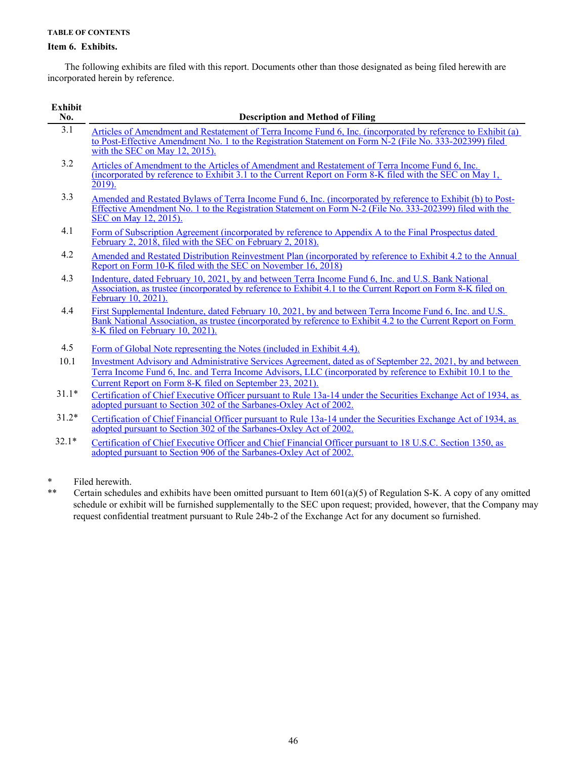TABLE OF CONTENTS

## Item 6. Exhibits.

The following exhibits are filed with this report. Documents other than those designated as being filed herewith are incorporated herein by reference.

| Exhibit No. | Description and Method of Filing |
|---|---|
| 3.1 | Articles of Amendment and Restatement of Terra Income Fund 6, Inc. (incorporated by reference to Exhibit (a) to Post-Effective Amendment No. 1 to the Registration Statement on Form N-2 (File No. 333-202399) filed with the SEC on May 12, 2015). |
| 3.2 | Articles of Amendment to the Articles of Amendment and Restatement of Terra Income Fund 6, Inc. (incorporated by reference to Exhibit 3.1 to the Current Report on Form 8-K filed with the SEC on May 1, 2019). |
| 3.3 | Amended and Restated Bylaws of Terra Income Fund 6, Inc. (incorporated by reference to Exhibit (b) to Post-Effective Amendment No. 1 to the Registration Statement on Form N-2 (File No. 333-202399) filed with the SEC on May 12, 2015). |
| 4.1 | Form of Subscription Agreement (incorporated by reference to Appendix A to the Final Prospectus dated February 2, 2018, filed with the SEC on February 2, 2018). |
| 4.2 | Amended and Restated Distribution Reinvestment Plan (incorporated by reference to Exhibit 4.2 to the Annual Report on Form 10-K filed with the SEC on November 16, 2018) |
| 4.3 | Indenture, dated February 10, 2021, by and between Terra Income Fund 6, Inc. and U.S. Bank National Association, as trustee (incorporated by reference to Exhibit 4.1 to the Current Report on Form 8-K filed on February 10, 2021). |
| 4.4 | First Supplemental Indenture, dated February 10, 2021, by and between Terra Income Fund 6, Inc. and U.S. Bank National Association, as trustee (incorporated by reference to Exhibit 4.2 to the Current Report on Form 8-K filed on February 10, 2021). |
| 4.5 | Form of Global Note representing the Notes (included in Exhibit 4.4). |
| 10.1 | Investment Advisory and Administrative Services Agreement, dated as of September 22, 2021, by and between Terra Income Fund 6, Inc. and Terra Income Advisors, LLC (incorporated by reference to Exhibit 10.1 to the Current Report on Form 8-K filed on September 23, 2021). |
| 31.1* | Certification of Chief Executive Officer pursuant to Rule 13a-14 under the Securities Exchange Act of 1934, as adopted pursuant to Section 302 of the Sarbanes-Oxley Act of 2002. |
| 31.2* | Certification of Chief Financial Officer pursuant to Rule 13a-14 under the Securities Exchange Act of 1934, as adopted pursuant to Section 302 of the Sarbanes-Oxley Act of 2002. |
| 32.1* | Certification of Chief Executive Officer and Chief Financial Officer pursuant to 18 U.S.C. Section 1350, as adopted pursuant to Section 906 of the Sarbanes-Oxley Act of 2002. |

\* Filed herewith.

\*\* Certain schedules and exhibits have been omitted pursuant to Item 601(a)(5) of Regulation S-K. A copy of any omitted schedule or exhibit will be furnished supplementally to the SEC upon request; provided, however, that the Company may request confidential treatment pursuant to Rule 24b-2 of the Exchange Act for any document so furnished.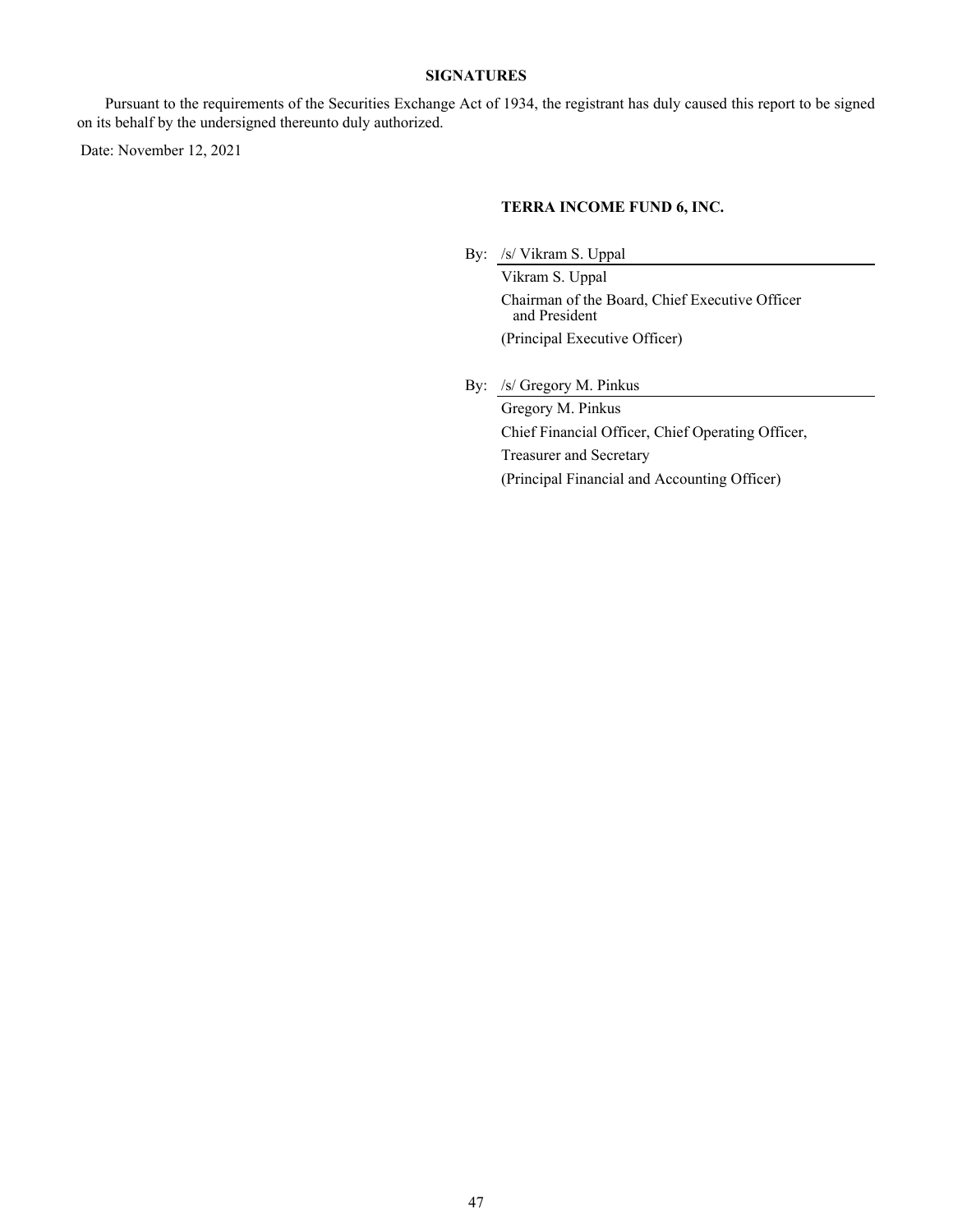## SIGNATURES

Pursuant to the requirements of the Securities Exchange Act of 1934, the registrant has duly caused this report to be signed on its behalf by the undersigned thereunto duly authorized.

Date: November 12, 2021

**TERRA INCOME FUND 6, INC.**

By: /s/ Vikram S. Uppal

Vikram S. Uppal

Chairman of the Board, Chief Executive Officer and President

(Principal Executive Officer)

By: /s/ Gregory M. Pinkus

Gregory M. Pinkus

Chief Financial Officer, Chief Operating Officer,

Treasurer and Secretary

(Principal Financial and Accounting Officer)